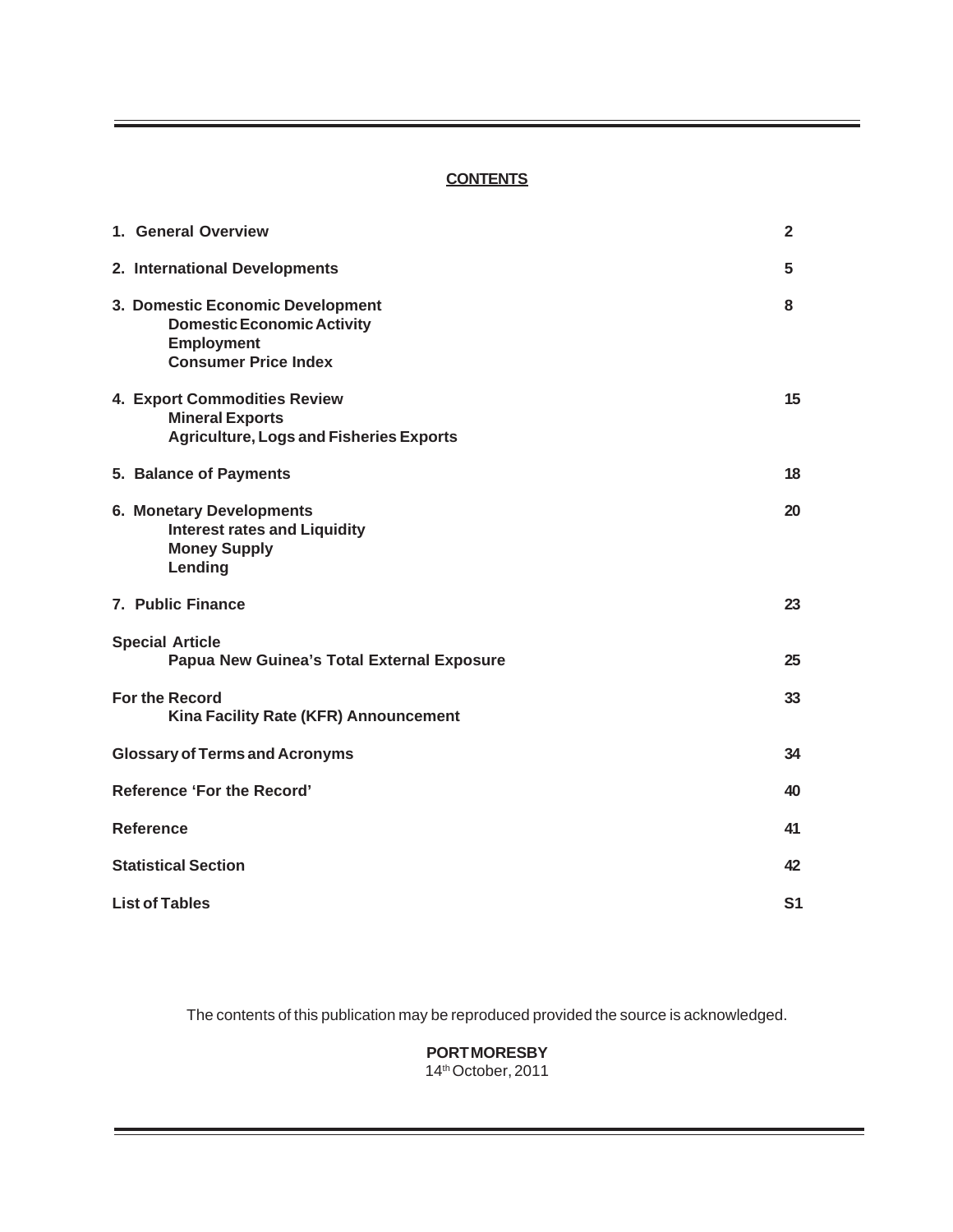# CONTENTS

| | |
|---|---|
| **1. General Overview** | **2** |
| **2. International Developments** | **5** |
| **3. Domestic Economic Development** | **8** |
| **Domestic Economic Activity** | |
| **Employment** | |
| **Consumer Price Index** | |
| **4. Export Commodities Review** | **15** |
| **Mineral Exports** | |
| **Agriculture, Logs and Fisheries Exports** | |
| **5. Balance of Payments** | **18** |
| **6. Monetary Developments** | **20** |
| **Interest rates and Liquidity** | |
| **Money Supply** | |
| **Lending** | |
| **7. Public Finance** | **23** |
| **Special Article** | |
| **Papua New Guinea's Total External Exposure** | **25** |
| **For the Record** | **33** |
| **Kina Facility Rate (KFR) Announcement** | |
| **Glossary of Terms and Acronyms** | **34** |
| **Reference 'For the Record'** | **40** |
| **Reference** | **41** |
| **Statistical Section** | **42** |
| **List of Tables** | **S1** |

The contents of this publication may be reproduced provided the source is acknowledged.

**PORT MORESBY**
14th October, 2011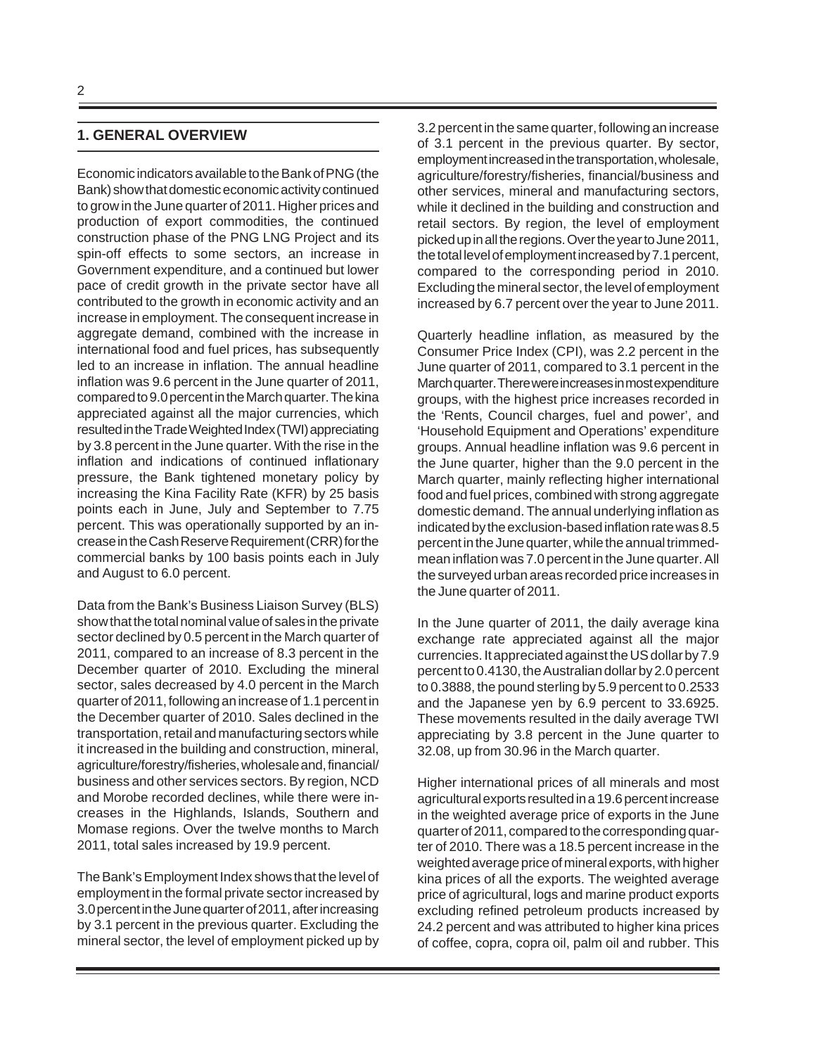## 1. GENERAL OVERVIEW

Economic indicators available to the Bank of PNG (the Bank) show that domestic economic activity continued to grow in the June quarter of 2011. Higher prices and production of export commodities, the continued construction phase of the PNG LNG Project and its spin-off effects to some sectors, an increase in Government expenditure, and a continued but lower pace of credit growth in the private sector have all contributed to the growth in economic activity and an increase in employment. The consequent increase in aggregate demand, combined with the increase in international food and fuel prices, has subsequently led to an increase in inflation. The annual headline inflation was 9.6 percent in the June quarter of 2011, compared to 9.0 percent in the March quarter. The kina appreciated against all the major currencies, which resulted in the Trade Weighted Index (TWI) appreciating by 3.8 percent in the June quarter. With the rise in the inflation and indications of continued inflationary pressure, the Bank tightened monetary policy by increasing the Kina Facility Rate (KFR) by 25 basis points each in June, July and September to 7.75 percent. This was operationally supported by an increase in the Cash Reserve Requirement (CRR) for the commercial banks by 100 basis points each in July and August to 6.0 percent.

Data from the Bank's Business Liaison Survey (BLS) show that the total nominal value of sales in the private sector declined by 0.5 percent in the March quarter of 2011, compared to an increase of 8.3 percent in the December quarter of 2010. Excluding the mineral sector, sales decreased by 4.0 percent in the March quarter of 2011, following an increase of 1.1 percent in the December quarter of 2010. Sales declined in the transportation, retail and manufacturing sectors while it increased in the building and construction, mineral, agriculture/forestry/fisheries, wholesale and, financial/business and other services sectors. By region, NCD and Morobe recorded declines, while there were increases in the Highlands, Islands, Southern and Momase regions. Over the twelve months to March 2011, total sales increased by 19.9 percent.

The Bank's Employment Index shows that the level of employment in the formal private sector increased by 3.0 percent in the June quarter of 2011, after increasing by 3.1 percent in the previous quarter. Excluding the mineral sector, the level of employment picked up by 3.2 percent in the same quarter, following an increase of 3.1 percent in the previous quarter. By sector, employment increased in the transportation, wholesale, agriculture/forestry/fisheries, financial/business and other services, mineral and manufacturing sectors, while it declined in the building and construction and retail sectors. By region, the level of employment picked up in all the regions. Over the year to June 2011, the total level of employment increased by 7.1 percent, compared to the corresponding period in 2010. Excluding the mineral sector, the level of employment increased by 6.7 percent over the year to June 2011.

Quarterly headline inflation, as measured by the Consumer Price Index (CPI), was 2.2 percent in the June quarter of 2011, compared to 3.1 percent in the March quarter. There were increases in most expenditure groups, with the highest price increases recorded in the 'Rents, Council charges, fuel and power', and 'Household Equipment and Operations' expenditure groups. Annual headline inflation was 9.6 percent in the June quarter, higher than the 9.0 percent in the March quarter, mainly reflecting higher international food and fuel prices, combined with strong aggregate domestic demand. The annual underlying inflation as indicated by the exclusion-based inflation rate was 8.5 percent in the June quarter, while the annual trimmed-mean inflation was 7.0 percent in the June quarter. All the surveyed urban areas recorded price increases in the June quarter of 2011.

In the June quarter of 2011, the daily average kina exchange rate appreciated against all the major currencies. It appreciated against the US dollar by 7.9 percent to 0.4130, the Australian dollar by 2.0 percent to 0.3888, the pound sterling by 5.9 percent to 0.2533 and the Japanese yen by 6.9 percent to 33.6925. These movements resulted in the daily average TWI appreciating by 3.8 percent in the June quarter to 32.08, up from 30.96 in the March quarter.

Higher international prices of all minerals and most agricultural exports resulted in a 19.6 percent increase in the weighted average price of exports in the June quarter of 2011, compared to the corresponding quarter of 2010. There was a 18.5 percent increase in the weighted average price of mineral exports, with higher kina prices of all the exports. The weighted average price of agricultural, logs and marine product exports excluding refined petroleum products increased by 24.2 percent and was attributed to higher kina prices of coffee, copra, copra oil, palm oil and rubber. This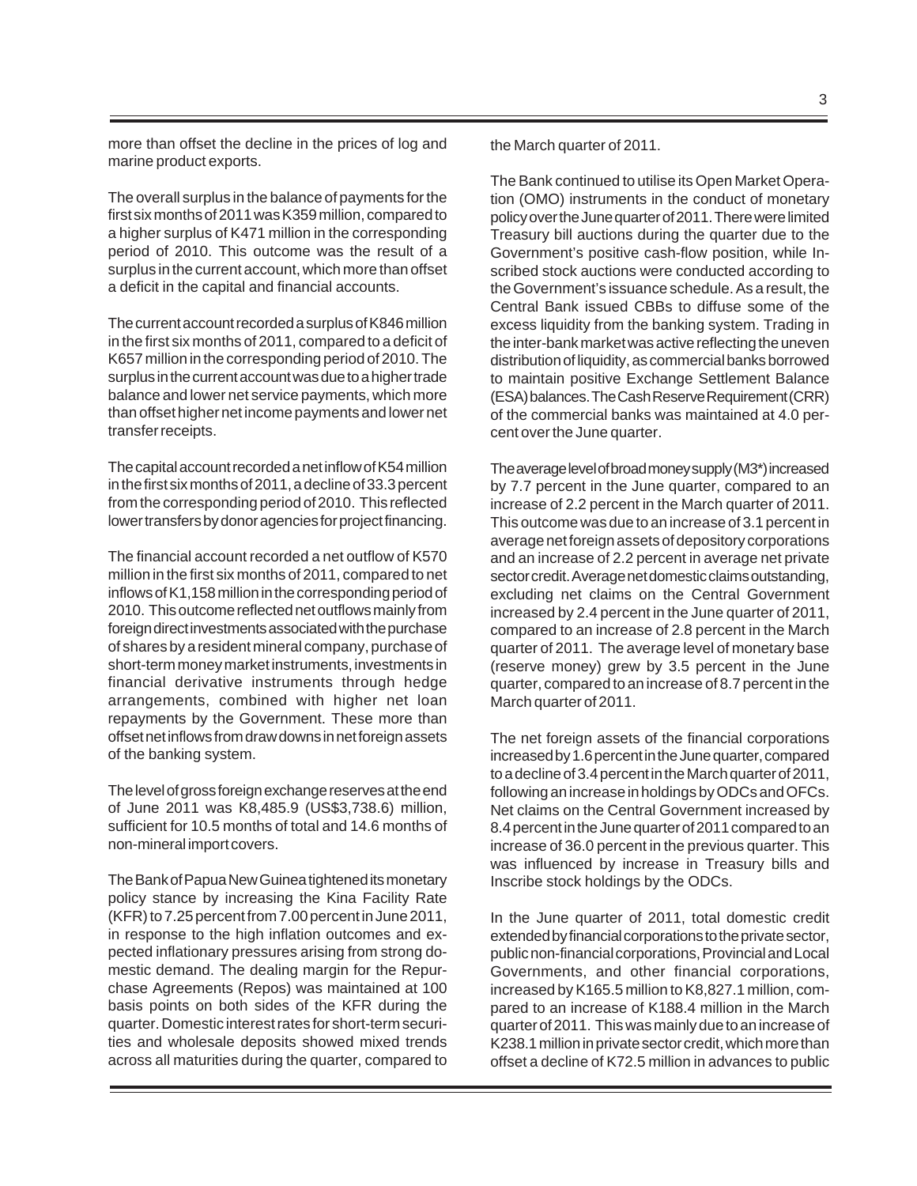more than offset the decline in the prices of log and marine product exports.

The overall surplus in the balance of payments for the first six months of 2011 was K359 million, compared to a higher surplus of K471 million in the corresponding period of 2010. This outcome was the result of a surplus in the current account, which more than offset a deficit in the capital and financial accounts.

The current account recorded a surplus of K846 million in the first six months of 2011, compared to a deficit of K657 million in the corresponding period of 2010. The surplus in the current account was due to a higher trade balance and lower net service payments, which more than offset higher net income payments and lower net transfer receipts.

The capital account recorded a net inflow of K54 million in the first six months of 2011, a decline of 33.3 percent from the corresponding period of 2010. This reflected lower transfers by donor agencies for project financing.

The financial account recorded a net outflow of K570 million in the first six months of 2011, compared to net inflows of K1,158 million in the corresponding period of 2010. This outcome reflected net outflows mainly from foreign direct investments associated with the purchase of shares by a resident mineral company, purchase of short-term money market instruments, investments in financial derivative instruments through hedge arrangements, combined with higher net loan repayments by the Government. These more than offset net inflows from drawdowns in net foreign assets of the banking system.

The level of gross foreign exchange reserves at the end of June 2011 was K8,485.9 (US$3,738.6) million, sufficient for 10.5 months of total and 14.6 months of non-mineral import covers.

The Bank of Papua New Guinea tightened its monetary policy stance by increasing the Kina Facility Rate (KFR) to 7.25 percent from 7.00 percent in June 2011, in response to the high inflation outcomes and expected inflationary pressures arising from strong domestic demand. The dealing margin for the Repurchase Agreements (Repos) was maintained at 100 basis points on both sides of the KFR during the quarter. Domestic interest rates for short-term securities and wholesale deposits showed mixed trends across all maturities during the quarter, compared to the March quarter of 2011.

The Bank continued to utilise its Open Market Operation (OMO) instruments in the conduct of monetary policy over the June quarter of 2011. There were limited Treasury bill auctions during the quarter due to the Government's positive cash-flow position, while Inscribed stock auctions were conducted according to the Government's issuance schedule. As a result, the Central Bank issued CBBs to diffuse some of the excess liquidity from the banking system. Trading in the inter-bank market was active reflecting the uneven distribution of liquidity, as commercial banks borrowed to maintain positive Exchange Settlement Balance (ESA) balances. The Cash Reserve Requirement (CRR) of the commercial banks was maintained at 4.0 percent over the June quarter.

The average level of broad money supply (M3*) increased by 7.7 percent in the June quarter, compared to an increase of 2.2 percent in the March quarter of 2011. This outcome was due to an increase of 3.1 percent in average net foreign assets of depository corporations and an increase of 2.2 percent in average net private sector credit. Average net domestic claims outstanding, excluding net claims on the Central Government increased by 2.4 percent in the June quarter of 2011, compared to an increase of 2.8 percent in the March quarter of 2011. The average level of monetary base (reserve money) grew by 3.5 percent in the June quarter, compared to an increase of 8.7 percent in the March quarter of 2011.

The net foreign assets of the financial corporations increased by 1.6 percent in the June quarter, compared to a decline of 3.4 percent in the March quarter of 2011, following an increase in holdings by ODCs and OFCs. Net claims on the Central Government increased by 8.4 percent in the June quarter of 2011 compared to an increase of 36.0 percent in the previous quarter. This was influenced by increase in Treasury bills and Inscribe stock holdings by the ODCs.

In the June quarter of 2011, total domestic credit extended by financial corporations to the private sector, public non-financial corporations, Provincial and Local Governments, and other financial corporations, increased by K165.5 million to K8,827.1 million, compared to an increase of K188.4 million in the March quarter of 2011. This was mainly due to an increase of K238.1 million in private sector credit, which more than offset a decline of K72.5 million in advances to public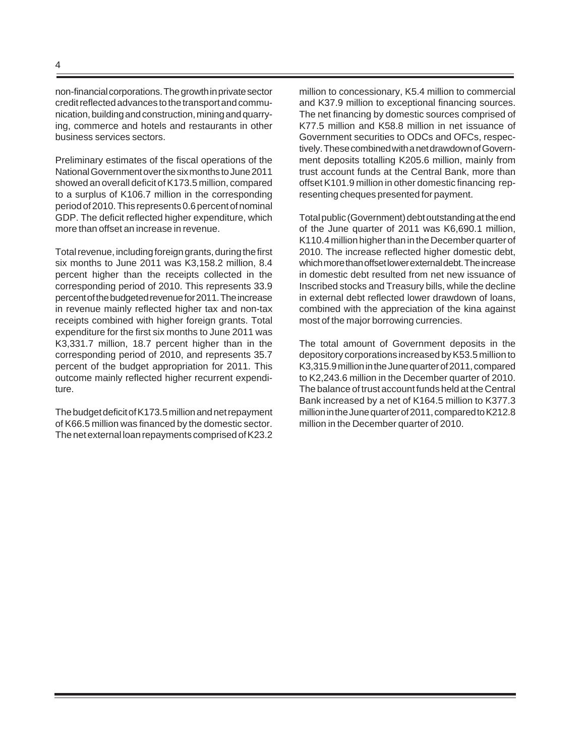non-financial corporations. The growth in private sector credit reflected advances to the transport and communication, building and construction, mining and quarrying, commerce and hotels and restaurants in other business services sectors.

Preliminary estimates of the fiscal operations of the National Government over the six months to June 2011 showed an overall deficit of K173.5 million, compared to a surplus of K106.7 million in the corresponding period of 2010. This represents 0.6 percent of nominal GDP. The deficit reflected higher expenditure, which more than offset an increase in revenue.

Total revenue, including foreign grants, during the first six months to June 2011 was K3,158.2 million, 8.4 percent higher than the receipts collected in the corresponding period of 2010. This represents 33.9 percent of the budgeted revenue for 2011. The increase in revenue mainly reflected higher tax and non-tax receipts combined with higher foreign grants. Total expenditure for the first six months to June 2011 was K3,331.7 million, 18.7 percent higher than in the corresponding period of 2010, and represents 35.7 percent of the budget appropriation for 2011. This outcome mainly reflected higher recurrent expenditure.

The budget deficit of K173.5 million and net repayment of K66.5 million was financed by the domestic sector. The net external loan repayments comprised of K23.2 million to concessionary, K5.4 million to commercial and K37.9 million to exceptional financing sources. The net financing by domestic sources comprised of K77.5 million and K58.8 million in net issuance of Government securities to ODCs and OFCs, respectively. These combined with a net drawdown of Government deposits totalling K205.6 million, mainly from trust account funds at the Central Bank, more than offset K101.9 million in other domestic financing representing cheques presented for payment.

Total public (Government) debt outstanding at the end of the June quarter of 2011 was K6,690.1 million, K110.4 million higher than in the December quarter of 2010. The increase reflected higher domestic debt, which more than offset lower external debt. The increase in domestic debt resulted from net new issuance of Inscribed stocks and Treasury bills, while the decline in external debt reflected lower drawdown of loans, combined with the appreciation of the kina against most of the major borrowing currencies.

The total amount of Government deposits in the depository corporations increased by K53.5 million to K3,315.9 million in the June quarter of 2011, compared to K2,243.6 million in the December quarter of 2010. The balance of trust account funds held at the Central Bank increased by a net of K164.5 million to K377.3 million in the June quarter of 2011, compared to K212.8 million in the December quarter of 2010.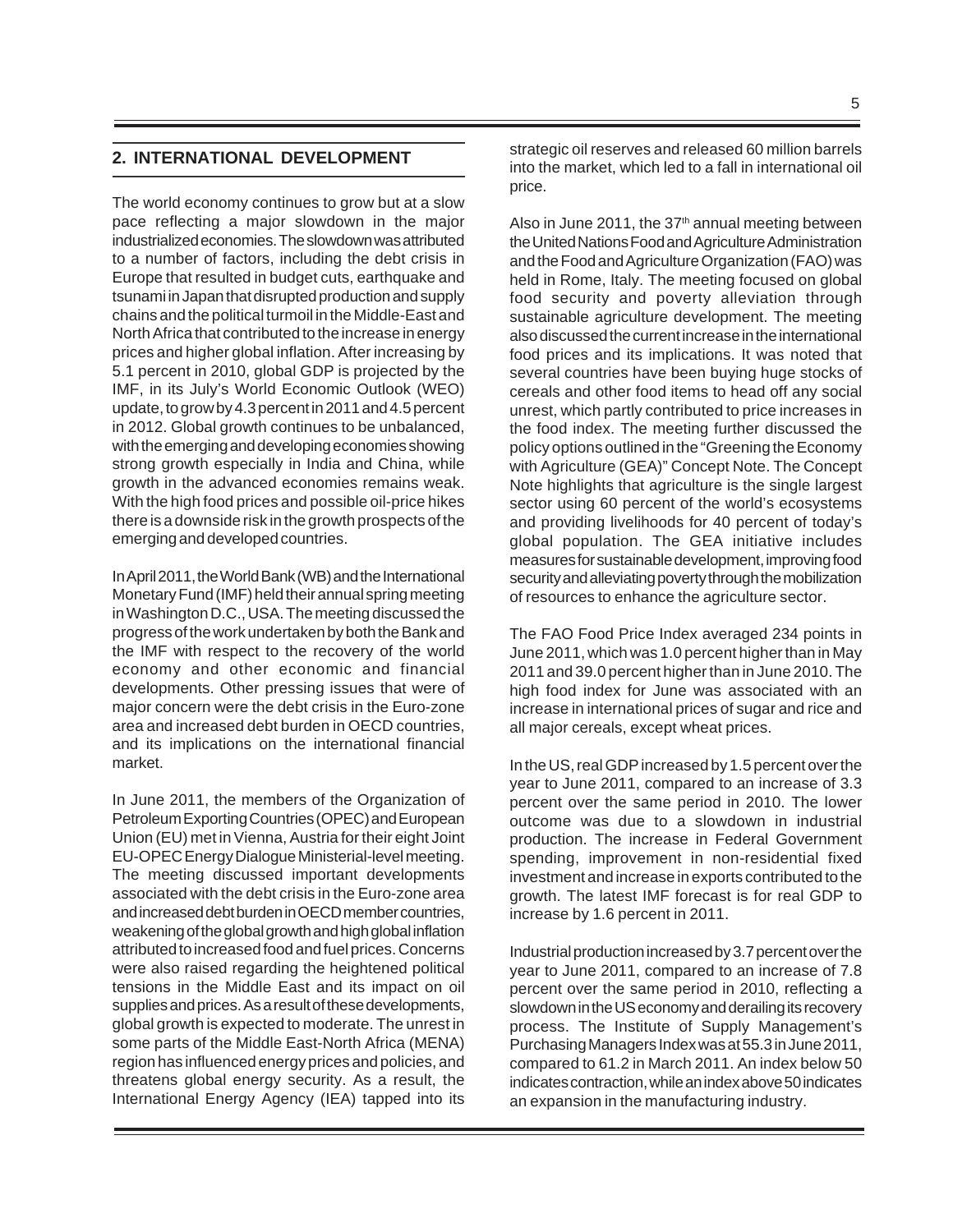## 2. INTERNATIONAL DEVELOPMENT

The world economy continues to grow but at a slow pace reflecting a major slowdown in the major industrialized economies. The slowdown was attributed to a number of factors, including the debt crisis in Europe that resulted in budget cuts, earthquake and tsunami in Japan that disrupted production and supply chains and the political turmoil in the Middle-East and North Africa that contributed to the increase in energy prices and higher global inflation. After increasing by 5.1 percent in 2010, global GDP is projected by the IMF, in its July's World Economic Outlook (WEO) update, to grow by 4.3 percent in 2011 and 4.5 percent in 2012. Global growth continues to be unbalanced, with the emerging and developing economies showing strong growth especially in India and China, while growth in the advanced economies remains weak. With the high food prices and possible oil-price hikes there is a downside risk in the growth prospects of the emerging and developed countries.

In April 2011, the World Bank (WB) and the International Monetary Fund (IMF) held their annual spring meeting in Washington D.C., USA. The meeting discussed the progress of the work undertaken by both the Bank and the IMF with respect to the recovery of the world economy and other economic and financial developments. Other pressing issues that were of major concern were the debt crisis in the Euro-zone area and increased debt burden in OECD countries, and its implications on the international financial market.

In June 2011, the members of the Organization of Petroleum Exporting Countries (OPEC) and European Union (EU) met in Vienna, Austria for their eight Joint EU-OPEC Energy Dialogue Ministerial-level meeting. The meeting discussed important developments associated with the debt crisis in the Euro-zone area and increased debt burden in OECD member countries, weakening of the global growth and high global inflation attributed to increased food and fuel prices. Concerns were also raised regarding the heightened political tensions in the Middle East and its impact on oil supplies and prices. As a result of these developments, global growth is expected to moderate. The unrest in some parts of the Middle East-North Africa (MENA) region has influenced energy prices and policies, and threatens global energy security. As a result, the International Energy Agency (IEA) tapped into its strategic oil reserves and released 60 million barrels into the market, which led to a fall in international oil price.

Also in June 2011, the 37th annual meeting between the United Nations Food and Agriculture Administration and the Food and Agriculture Organization (FAO) was held in Rome, Italy. The meeting focused on global food security and poverty alleviation through sustainable agriculture development. The meeting also discussed the current increase in the international food prices and its implications. It was noted that several countries have been buying huge stocks of cereals and other food items to head off any social unrest, which partly contributed to price increases in the food index. The meeting further discussed the policy options outlined in the "Greening the Economy with Agriculture (GEA)" Concept Note. The Concept Note highlights that agriculture is the single largest sector using 60 percent of the world's ecosystems and providing livelihoods for 40 percent of today's global population. The GEA initiative includes measures for sustainable development, improving food security and alleviating poverty through the mobilization of resources to enhance the agriculture sector.

The FAO Food Price Index averaged 234 points in June 2011, which was 1.0 percent higher than in May 2011 and 39.0 percent higher than in June 2010. The high food index for June was associated with an increase in international prices of sugar and rice and all major cereals, except wheat prices.

In the US, real GDP increased by 1.5 percent over the year to June 2011, compared to an increase of 3.3 percent over the same period in 2010. The lower outcome was due to a slowdown in industrial production. The increase in Federal Government spending, improvement in non-residential fixed investment and increase in exports contributed to the growth. The latest IMF forecast is for real GDP to increase by 1.6 percent in 2011.

Industrial production increased by 3.7 percent over the year to June 2011, compared to an increase of 7.8 percent over the same period in 2010, reflecting a slowdown in the US economy and derailing its recovery process. The Institute of Supply Management's Purchasing Managers Index was at 55.3 in June 2011, compared to 61.2 in March 2011. An index below 50 indicates contraction, while an index above 50 indicates an expansion in the manufacturing industry.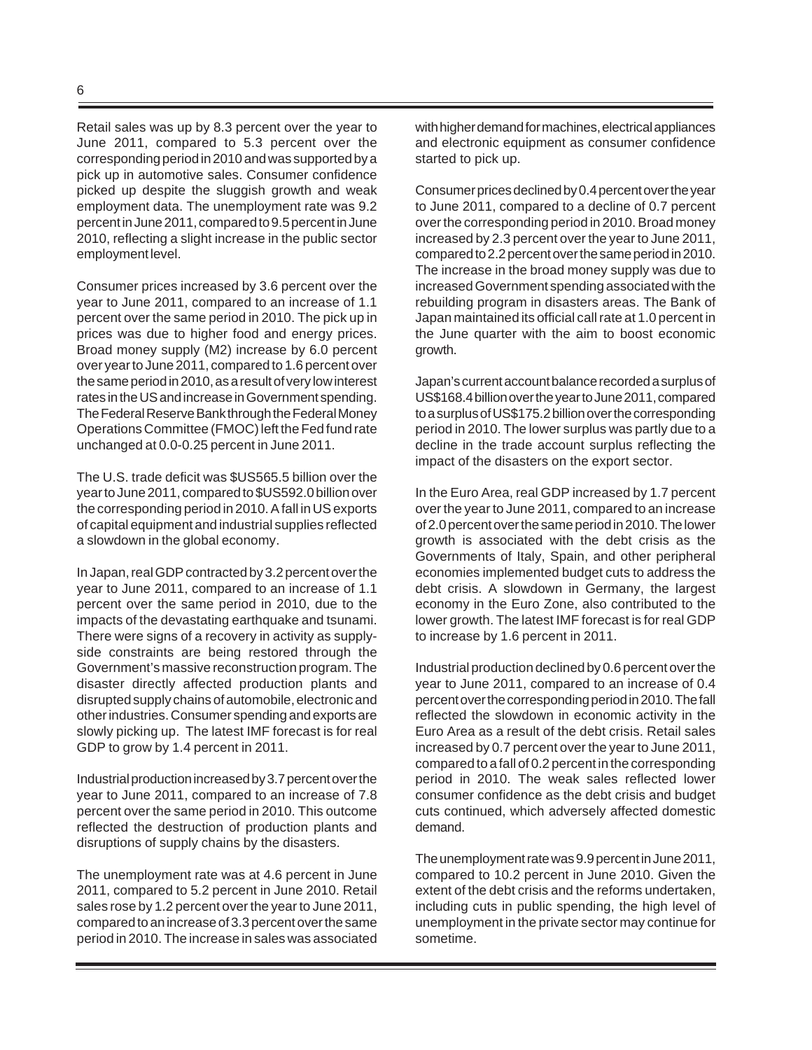Retail sales was up by 8.3 percent over the year to June 2011, compared to 5.3 percent over the corresponding period in 2010 and was supported by a pick up in automotive sales. Consumer confidence picked up despite the sluggish growth and weak employment data. The unemployment rate was 9.2 percent in June 2011, compared to 9.5 percent in June 2010, reflecting a slight increase in the public sector employment level.

Consumer prices increased by 3.6 percent over the year to June 2011, compared to an increase of 1.1 percent over the same period in 2010. The pick up in prices was due to higher food and energy prices. Broad money supply (M2) increase by 6.0 percent over year to June 2011, compared to 1.6 percent over the same period in 2010, as a result of very low interest rates in the US and increase in Government spending. The Federal Reserve Bank through the Federal Money Operations Committee (FMOC) left the Fed fund rate unchanged at 0.0-0.25 percent in June 2011.

The U.S. trade deficit was $US565.5 billion over the year to June 2011, compared to $US592.0 billion over the corresponding period in 2010. A fall in US exports of capital equipment and industrial supplies reflected a slowdown in the global economy.

In Japan, real GDP contracted by 3.2 percent over the year to June 2011, compared to an increase of 1.1 percent over the same period in 2010, due to the impacts of the devastating earthquake and tsunami. There were signs of a recovery in activity as supply-side constraints are being restored through the Government's massive reconstruction program. The disaster directly affected production plants and disrupted supply chains of automobile, electronic and other industries. Consumer spending and exports are slowly picking up. The latest IMF forecast is for real GDP to grow by 1.4 percent in 2011.

Industrial production increased by 3.7 percent over the year to June 2011, compared to an increase of 7.8 percent over the same period in 2010. This outcome reflected the destruction of production plants and disruptions of supply chains by the disasters.

The unemployment rate was at 4.6 percent in June 2011, compared to 5.2 percent in June 2010. Retail sales rose by 1.2 percent over the year to June 2011, compared to an increase of 3.3 percent over the same period in 2010. The increase in sales was associated with higher demand for machines, electrical appliances and electronic equipment as consumer confidence started to pick up.

Consumer prices declined by 0.4 percent over the year to June 2011, compared to a decline of 0.7 percent over the corresponding period in 2010. Broad money increased by 2.3 percent over the year to June 2011, compared to 2.2 percent over the same period in 2010. The increase in the broad money supply was due to increased Government spending associated with the rebuilding program in disasters areas. The Bank of Japan maintained its official call rate at 1.0 percent in the June quarter with the aim to boost economic growth.

Japan's current account balance recorded a surplus of US$168.4 billion over the year to June 2011, compared to a surplus of US$175.2 billion over the corresponding period in 2010. The lower surplus was partly due to a decline in the trade account surplus reflecting the impact of the disasters on the export sector.

In the Euro Area, real GDP increased by 1.7 percent over the year to June 2011, compared to an increase of 2.0 percent over the same period in 2010. The lower growth is associated with the debt crisis as the Governments of Italy, Spain, and other peripheral economies implemented budget cuts to address the debt crisis. A slowdown in Germany, the largest economy in the Euro Zone, also contributed to the lower growth. The latest IMF forecast is for real GDP to increase by 1.6 percent in 2011.

Industrial production declined by 0.6 percent over the year to June 2011, compared to an increase of 0.4 percent over the corresponding period in 2010. The fall reflected the slowdown in economic activity in the Euro Area as a result of the debt crisis. Retail sales increased by 0.7 percent over the year to June 2011, compared to a fall of 0.2 percent in the corresponding period in 2010. The weak sales reflected lower consumer confidence as the debt crisis and budget cuts continued, which adversely affected domestic demand.

The unemployment rate was 9.9 percent in June 2011, compared to 10.2 percent in June 2010. Given the extent of the debt crisis and the reforms undertaken, including cuts in public spending, the high level of unemployment in the private sector may continue for sometime.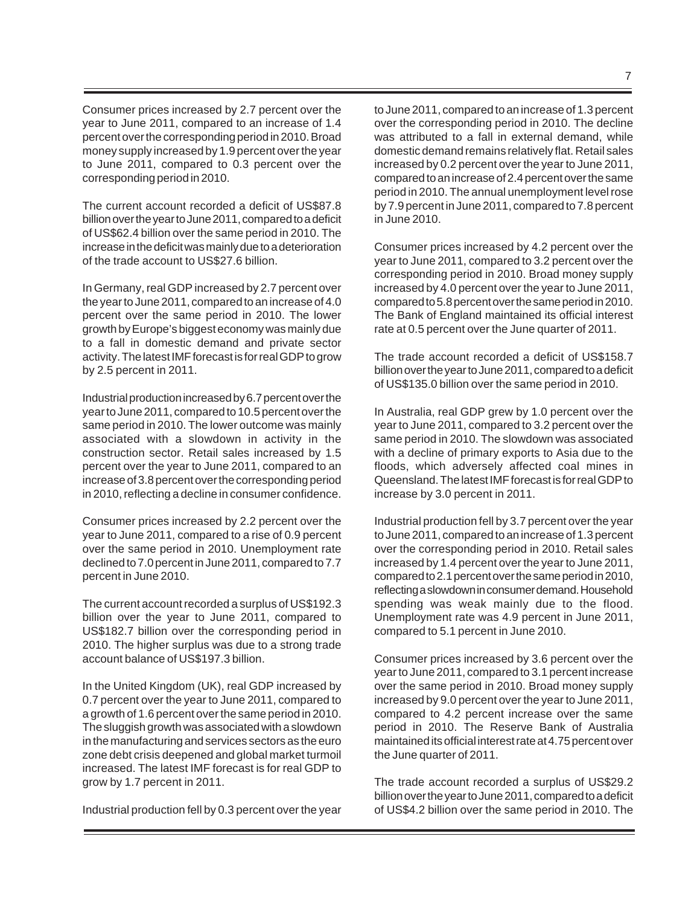Consumer prices increased by 2.7 percent over the year to June 2011, compared to an increase of 1.4 percent over the corresponding period in 2010. Broad money supply increased by 1.9 percent over the year to June 2011, compared to 0.3 percent over the corresponding period in 2010.

The current account recorded a deficit of US$87.8 billion over the year to June 2011, compared to a deficit of US$62.4 billion over the same period in 2010. The increase in the deficit was mainly due to a deterioration of the trade account to US$27.6 billion.

In Germany, real GDP increased by 2.7 percent over the year to June 2011, compared to an increase of 4.0 percent over the same period in 2010. The lower growth by Europe's biggest economy was mainly due to a fall in domestic demand and private sector activity. The latest IMF forecast is for real GDP to grow by 2.5 percent in 2011.

Industrial production increased by 6.7 percent over the year to June 2011, compared to 10.5 percent over the same period in 2010. The lower outcome was mainly associated with a slowdown in activity in the construction sector. Retail sales increased by 1.5 percent over the year to June 2011, compared to an increase of 3.8 percent over the corresponding period in 2010, reflecting a decline in consumer confidence.

Consumer prices increased by 2.2 percent over the year to June 2011, compared to a rise of 0.9 percent over the same period in 2010. Unemployment rate declined to 7.0 percent in June 2011, compared to 7.7 percent in June 2010.

The current account recorded a surplus of US$192.3 billion over the year to June 2011, compared to US$182.7 billion over the corresponding period in 2010. The higher surplus was due to a strong trade account balance of US$197.3 billion.

In the United Kingdom (UK), real GDP increased by 0.7 percent over the year to June 2011, compared to a growth of 1.6 percent over the same period in 2010. The sluggish growth was associated with a slowdown in the manufacturing and services sectors as the euro zone debt crisis deepened and global market turmoil increased. The latest IMF forecast is for real GDP to grow by 1.7 percent in 2011.

Industrial production fell by 0.3 percent over the year to June 2011, compared to an increase of 1.3 percent over the corresponding period in 2010. The decline was attributed to a fall in external demand, while domestic demand remains relatively flat. Retail sales increased by 0.2 percent over the year to June 2011, compared to an increase of 2.4 percent over the same period in 2010. The annual unemployment level rose by 7.9 percent in June 2011, compared to 7.8 percent in June 2010.

Consumer prices increased by 4.2 percent over the year to June 2011, compared to 3.2 percent over the corresponding period in 2010. Broad money supply increased by 4.0 percent over the year to June 2011, compared to 5.8 percent over the same period in 2010. The Bank of England maintained its official interest rate at 0.5 percent over the June quarter of 2011.

The trade account recorded a deficit of US$158.7 billion over the year to June 2011, compared to a deficit of US$135.0 billion over the same period in 2010.

In Australia, real GDP grew by 1.0 percent over the year to June 2011, compared to 3.2 percent over the same period in 2010. The slowdown was associated with a decline of primary exports to Asia due to the floods, which adversely affected coal mines in Queensland. The latest IMF forecast is for real GDP to increase by 3.0 percent in 2011.

Industrial production fell by 3.7 percent over the year to June 2011, compared to an increase of 1.3 percent over the corresponding period in 2010. Retail sales increased by 1.4 percent over the year to June 2011, compared to 2.1 percent over the same period in 2010, reflecting a slowdown in consumer demand. Household spending was weak mainly due to the flood. Unemployment rate was 4.9 percent in June 2011, compared to 5.1 percent in June 2010.

Consumer prices increased by 3.6 percent over the year to June 2011, compared to 3.1 percent increase over the same period in 2010. Broad money supply increased by 9.0 percent over the year to June 2011, compared to 4.2 percent increase over the same period in 2010. The Reserve Bank of Australia maintained its official interest rate at 4.75 percent over the June quarter of 2011.

The trade account recorded a surplus of US$29.2 billion over the year to June 2011, compared to a deficit of US$4.2 billion over the same period in 2010. The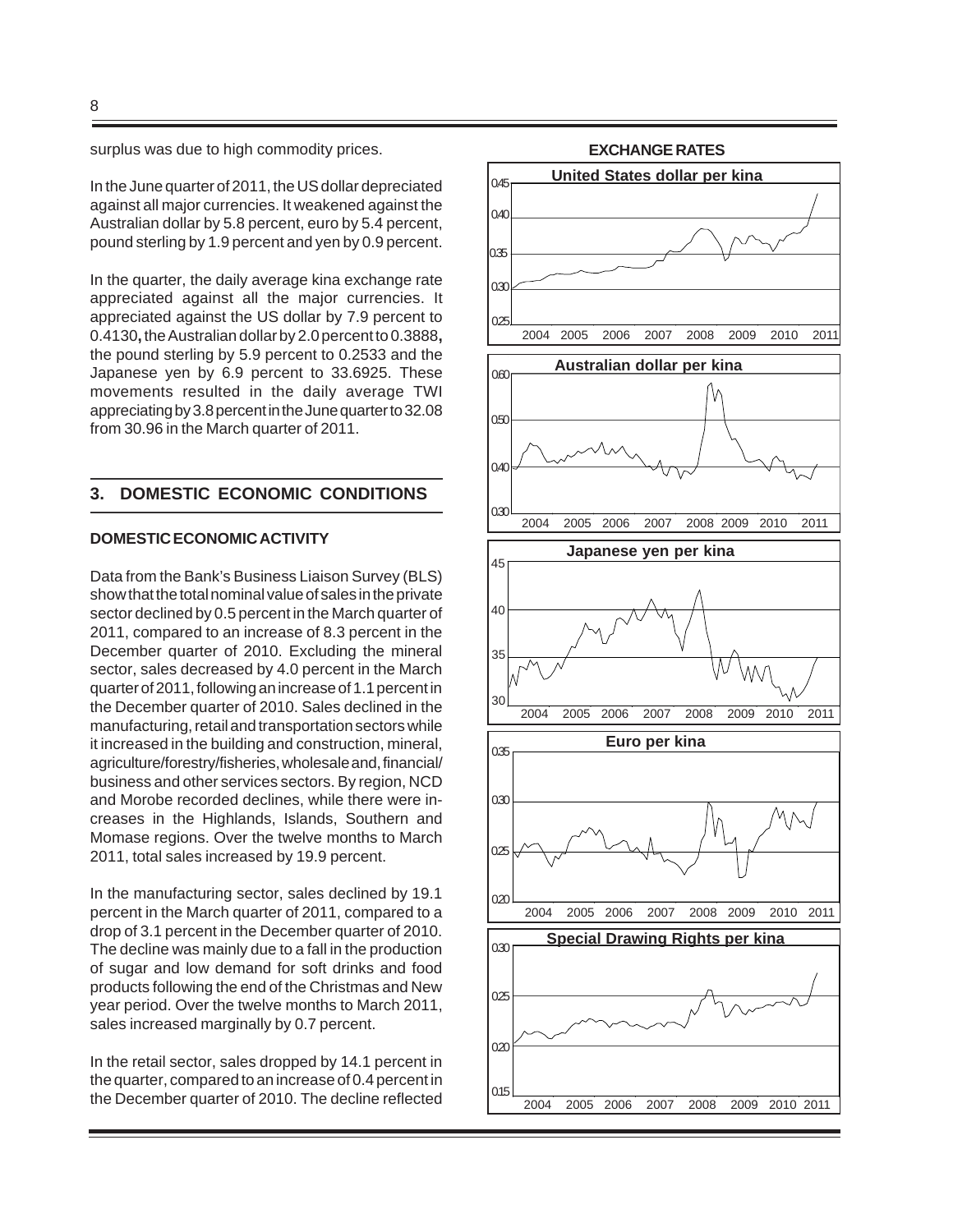surplus was due to high commodity prices.

In the June quarter of 2011, the US dollar depreciated against all major currencies. It weakened against the Australian dollar by 5.8 percent, euro by 5.4 percent, pound sterling by 1.9 percent and yen by 0.9 percent.

In the quarter, the daily average kina exchange rate appreciated against all the major currencies. It appreciated against the US dollar by 7.9 percent to 0.4130**,** the Australian dollar by 2.0 percent to 0.3888**,** the pound sterling by 5.9 percent to 0.2533 and the Japanese yen by 6.9 percent to 33.6925. These movements resulted in the daily average TWI appreciating by 3.8 percent in the June quarter to 32.08 from 30.96 in the March quarter of 2011.

## 3. DOMESTIC ECONOMIC CONDITIONS

### DOMESTIC ECONOMIC ACTIVITY

Data from the Bank's Business Liaison Survey (BLS) show that the total nominal value of sales in the private sector declined by 0.5 percent in the March quarter of 2011, compared to an increase of 8.3 percent in the December quarter of 2010. Excluding the mineral sector, sales decreased by 4.0 percent in the March quarter of 2011, following an increase of 1.1 percent in the December quarter of 2010. Sales declined in the manufacturing, retail and transportation sectors while it increased in the building and construction, mineral, agriculture/forestry/fisheries, wholesale and, financial/business and other services sectors. By region, NCD and Morobe recorded declines, while there were increases in the Highlands, Islands, Southern and Momase regions. Over the twelve months to March 2011, total sales increased by 19.9 percent.

In the manufacturing sector, sales declined by 19.1 percent in the March quarter of 2011, compared to a drop of 3.1 percent in the December quarter of 2010. The decline was mainly due to a fall in the production of sugar and low demand for soft drinks and food products following the end of the Christmas and New year period. Over the twelve months to March 2011, sales increased marginally by 0.7 percent.

In the retail sector, sales dropped by 14.1 percent in the quarter, compared to an increase of 0.4 percent in the December quarter of 2010. The decline reflected

**EXCHANGE RATES**

United States dollar per kina

Australian dollar per kina

Japanese yen per kina

Euro per kina

Special Drawing Rights per kina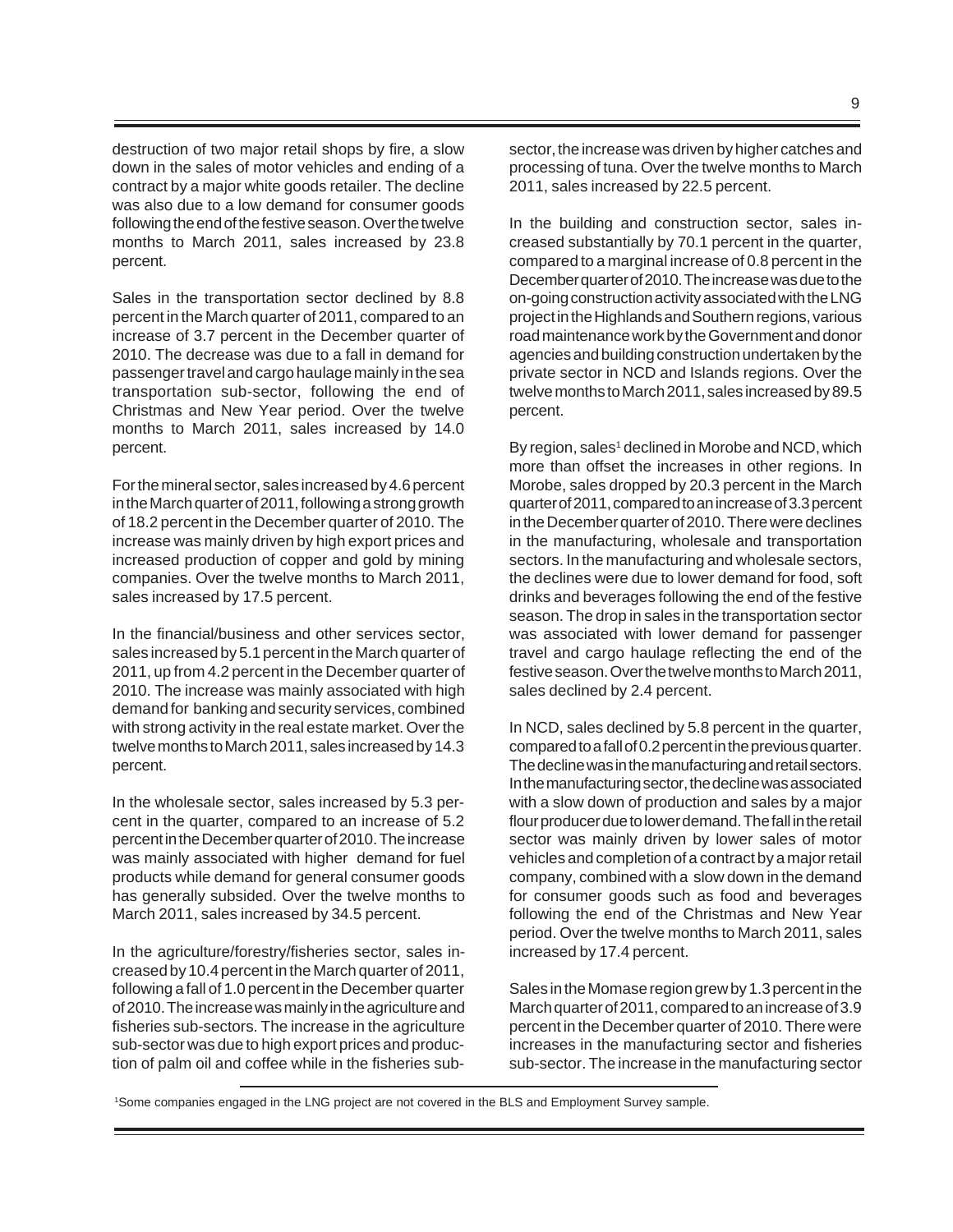destruction of two major retail shops by fire, a slow down in the sales of motor vehicles and ending of a contract by a major white goods retailer. The decline was also due to a low demand for consumer goods following the end of the festive season. Over the twelve months to March 2011, sales increased by 23.8 percent.

Sales in the transportation sector declined by 8.8 percent in the March quarter of 2011, compared to an increase of 3.7 percent in the December quarter of 2010. The decrease was due to a fall in demand for passenger travel and cargo haulage mainly in the sea transportation sub-sector, following the end of Christmas and New Year period. Over the twelve months to March 2011, sales increased by 14.0 percent.

For the mineral sector, sales increased by 4.6 percent in the March quarter of 2011, following a strong growth of 18.2 percent in the December quarter of 2010. The increase was mainly driven by high export prices and increased production of copper and gold by mining companies. Over the twelve months to March 2011, sales increased by 17.5 percent.

In the financial/business and other services sector, sales increased by 5.1 percent in the March quarter of 2011, up from 4.2 percent in the December quarter of 2010. The increase was mainly associated with high demand for banking and security services, combined with strong activity in the real estate market. Over the twelve months to March 2011, sales increased by 14.3 percent.

In the wholesale sector, sales increased by 5.3 percent in the quarter, compared to an increase of 5.2 percent in the December quarter of 2010. The increase was mainly associated with higher demand for fuel products while demand for general consumer goods has generally subsided. Over the twelve months to March 2011, sales increased by 34.5 percent.

In the agriculture/forestry/fisheries sector, sales increased by 10.4 percent in the March quarter of 2011, following a fall of 1.0 percent in the December quarter of 2010. The increase was mainly in the agriculture and fisheries sub-sectors. The increase in the agriculture sub-sector was due to high export prices and production of palm oil and coffee while in the fisheries sub-sector, the increase was driven by higher catches and processing of tuna. Over the twelve months to March 2011, sales increased by 22.5 percent.

In the building and construction sector, sales increased substantially by 70.1 percent in the quarter, compared to a marginal increase of 0.8 percent in the December quarter of 2010. The increase was due to the on-going construction activity associated with the LNG project in the Highlands and Southern regions, various road maintenance work by the Government and donor agencies and building construction undertaken by the private sector in NCD and Islands regions. Over the twelve months to March 2011, sales increased by 89.5 percent.

By region, sales[1] declined in Morobe and NCD, which more than offset the increases in other regions. In Morobe, sales dropped by 20.3 percent in the March quarter of 2011, compared to an increase of 3.3 percent in the December quarter of 2010. There were declines in the manufacturing, wholesale and transportation sectors. In the manufacturing and wholesale sectors, the declines were due to lower demand for food, soft drinks and beverages following the end of the festive season. The drop in sales in the transportation sector was associated with lower demand for passenger travel and cargo haulage reflecting the end of the festive season. Over the twelve months to March 2011, sales declined by 2.4 percent.

In NCD, sales declined by 5.8 percent in the quarter, compared to a fall of 0.2 percent in the previous quarter. The decline was in the manufacturing and retail sectors. In the manufacturing sector, the decline was associated with a slow down of production and sales by a major flour producer due to lower demand. The fall in the retail sector was mainly driven by lower sales of motor vehicles and completion of a contract by a major retail company, combined with a slow down in the demand for consumer goods such as food and beverages following the end of the Christmas and New Year period. Over the twelve months to March 2011, sales increased by 17.4 percent.

Sales in the Momase region grew by 1.3 percent in the March quarter of 2011, compared to an increase of 3.9 percent in the December quarter of 2010. There were increases in the manufacturing sector and fisheries sub-sector. The increase in the manufacturing sector

[1]Some companies engaged in the LNG project are not covered in the BLS and Employment Survey sample.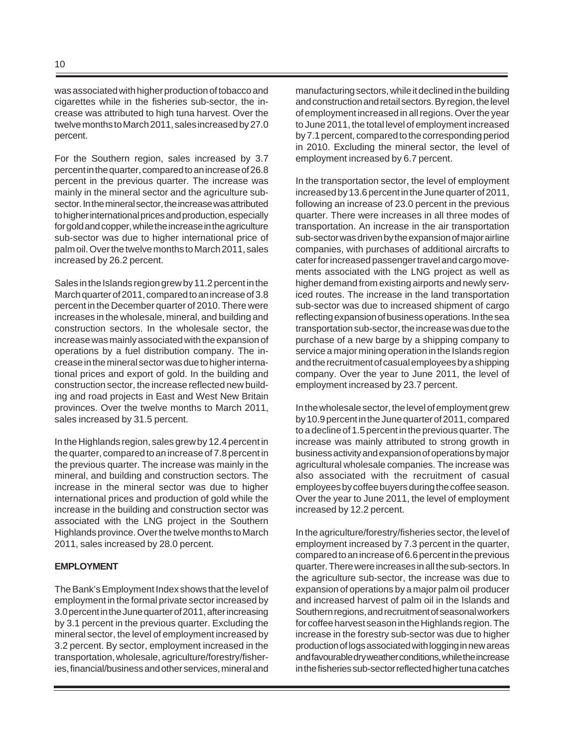was associated with higher production of tobacco and cigarettes while in the fisheries sub-sector, the increase was attributed to high tuna harvest. Over the twelve months to March 2011, sales increased by 27.0 percent.

For the Southern region, sales increased by 3.7 percent in the quarter, compared to an increase of 26.8 percent in the previous quarter. The increase was mainly in the mineral sector and the agriculture sub-sector. In the mineral sector, the increase was attributed to higher international prices and production, especially for gold and copper, while the increase in the agriculture sub-sector was due to higher international price of palm oil. Over the twelve months to March 2011, sales increased by 26.2 percent.

Sales in the Islands region grew by 11.2 percent in the March quarter of 2011, compared to an increase of 3.8 percent in the December quarter of 2010. There were increases in the wholesale, mineral, and building and construction sectors. In the wholesale sector, the increase was mainly associated with the expansion of operations by a fuel distribution company. The increase in the mineral sector was due to higher international prices and export of gold. In the building and construction sector, the increase reflected new building and road projects in East and West New Britain provinces. Over the twelve months to March 2011, sales increased by 31.5 percent.

In the Highlands region, sales grew by 12.4 percent in the quarter, compared to an increase of 7.8 percent in the previous quarter. The increase was mainly in the mineral, and building and construction sectors. The increase in the mineral sector was due to higher international prices and production of gold while the increase in the building and construction sector was associated with the LNG project in the Southern Highlands province. Over the twelve months to March 2011, sales increased by 28.0 percent.

**EMPLOYMENT**

The Bank's Employment Index shows that the level of employment in the formal private sector increased by 3.0 percent in the June quarter of 2011, after increasing by 3.1 percent in the previous quarter. Excluding the mineral sector, the level of employment increased by 3.2 percent. By sector, employment increased in the transportation, wholesale, agriculture/forestry/fisheries, financial/business and other services, mineral and manufacturing sectors, while it declined in the building and construction and retail sectors. By region, the level of employment increased in all regions. Over the year to June 2011, the total level of employment increased by 7.1 percent, compared to the corresponding period in 2010. Excluding the mineral sector, the level of employment increased by 6.7 percent.

In the transportation sector, the level of employment increased by 13.6 percent in the June quarter of 2011, following an increase of 23.0 percent in the previous quarter. There were increases in all three modes of transportation. An increase in the air transportation sub-sector was driven by the expansion of major airline companies, with purchases of additional aircrafts to cater for increased passenger travel and cargo movements associated with the LNG project as well as higher demand from existing airports and newly serviced routes. The increase in the land transportation sub-sector was due to increased shipment of cargo reflecting expansion of business operations. In the sea transportation sub-sector, the increase was due to the purchase of a new barge by a shipping company to service a major mining operation in the Islands region and the recruitment of casual employees by a shipping company. Over the year to June 2011, the level of employment increased by 23.7 percent.

In the wholesale sector, the level of employment grew by 10.9 percent in the June quarter of 2011, compared to a decline of 1.5 percent in the previous quarter. The increase was mainly attributed to strong growth in business activity and expansion of operations by major agricultural wholesale companies. The increase was also associated with the recruitment of casual employees by coffee buyers during the coffee season. Over the year to June 2011, the level of employment increased by 12.2 percent.

In the agriculture/forestry/fisheries sector, the level of employment increased by 7.3 percent in the quarter, compared to an increase of 6.6 percent in the previous quarter. There were increases in all the sub-sectors. In the agriculture sub-sector, the increase was due to expansion of operations by a major palm oil producer and increased harvest of palm oil in the Islands and Southern regions, and recruitment of seasonal workers for coffee harvest season in the Highlands region. The increase in the forestry sub-sector was due to higher production of logs associated with logging in new areas and favourable dry weather conditions, while the increase in the fisheries sub-sector reflected higher tuna catches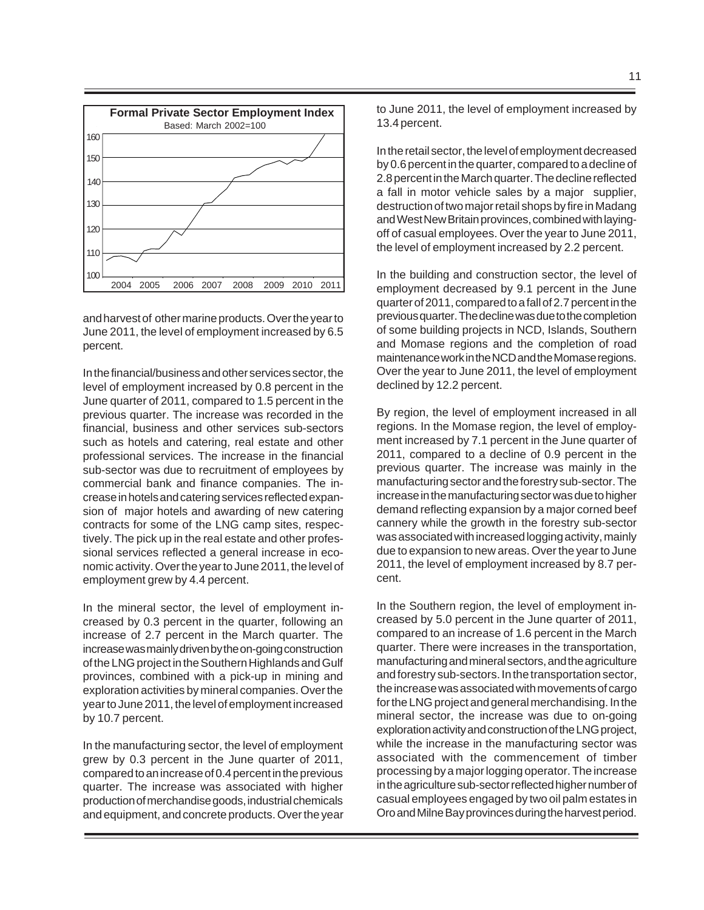**Formal Private Sector Employment Index**

Based: March 2002=100

and harvest of other marine products. Over the year to June 2011, the level of employment increased by 6.5 percent.

In the financial/business and other services sector, the level of employment increased by 0.8 percent in the June quarter of 2011, compared to 1.5 percent in the previous quarter. The increase was recorded in the financial, business and other services sub-sectors such as hotels and catering, real estate and other professional services. The increase in the financial sub-sector was due to recruitment of employees by commercial bank and finance companies. The increase in hotels and catering services reflected expansion of major hotels and awarding of new catering contracts for some of the LNG camp sites, respectively. The pick up in the real estate and other professional services reflected a general increase in economic activity. Over the year to June 2011, the level of employment grew by 4.4 percent.

In the mineral sector, the level of employment increased by 0.3 percent in the quarter, following an increase of 2.7 percent in the March quarter. The increase was mainly driven by the on-going construction of the LNG project in the Southern Highlands and Gulf provinces, combined with a pick-up in mining and exploration activities by mineral companies. Over the year to June 2011, the level of employment increased by 10.7 percent.

In the manufacturing sector, the level of employment grew by 0.3 percent in the June quarter of 2011, compared to an increase of 0.4 percent in the previous quarter. The increase was associated with higher production of merchandise goods, industrial chemicals and equipment, and concrete products. Over the year to June 2011, the level of employment increased by 13.4 percent.

In the retail sector, the level of employment decreased by 0.6 percent in the quarter, compared to a decline of 2.8 percent in the March quarter. The decline reflected a fall in motor vehicle sales by a major supplier, destruction of two major retail shops by fire in Madang and West New Britain provinces, combined with laying-off of casual employees. Over the year to June 2011, the level of employment increased by 2.2 percent.

In the building and construction sector, the level of employment decreased by 9.1 percent in the June quarter of 2011, compared to a fall of 2.7 percent in the previous quarter. The decline was due to the completion of some building projects in NCD, Islands, Southern and Momase regions and the completion of road maintenance work in the NCD and the Momase regions. Over the year to June 2011, the level of employment declined by 12.2 percent.

By region, the level of employment increased in all regions. In the Momase region, the level of employment increased by 7.1 percent in the June quarter of 2011, compared to a decline of 0.9 percent in the previous quarter. The increase was mainly in the manufacturing sector and the forestry sub-sector. The increase in the manufacturing sector was due to higher demand reflecting expansion by a major corned beef cannery while the growth in the forestry sub-sector was associated with increased logging activity, mainly due to expansion to new areas. Over the year to June 2011, the level of employment increased by 8.7 percent.

In the Southern region, the level of employment increased by 5.0 percent in the June quarter of 2011, compared to an increase of 1.6 percent in the March quarter. There were increases in the transportation, manufacturing and mineral sectors, and the agriculture and forestry sub-sectors. In the transportation sector, the increase was associated with movements of cargo for the LNG project and general merchandising. In the mineral sector, the increase was due to on-going exploration activity and construction of the LNG project, while the increase in the manufacturing sector was associated with the commencement of timber processing by a major logging operator. The increase in the agriculture sub-sector reflected higher number of casual employees engaged by two oil palm estates in Oro and Milne Bay provinces during the harvest period.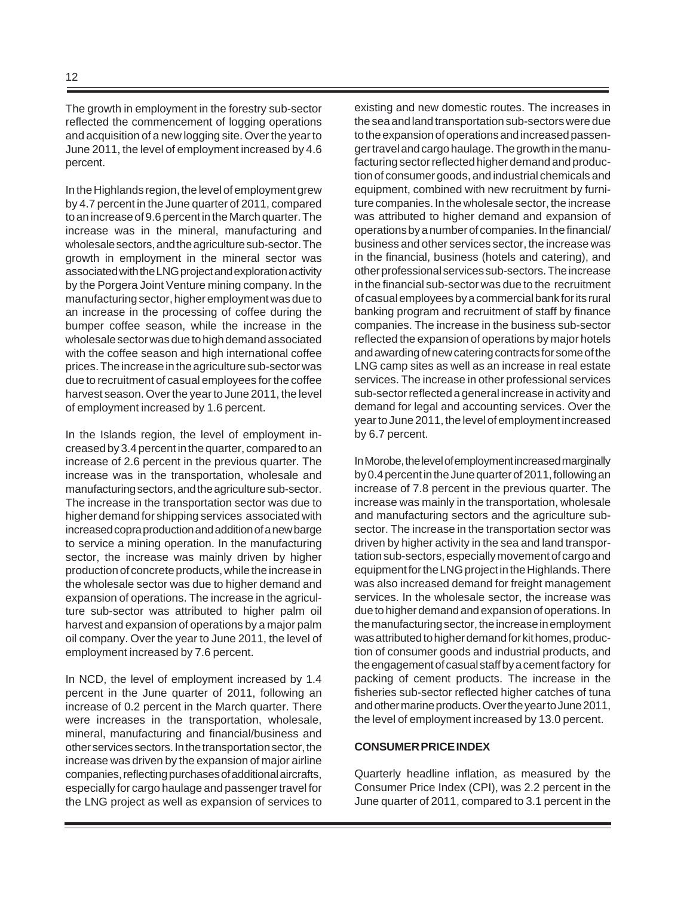The growth in employment in the forestry sub-sector reflected the commencement of logging operations and acquisition of a new logging site. Over the year to June 2011, the level of employment increased by 4.6 percent.

In the Highlands region, the level of employment grew by 4.7 percent in the June quarter of 2011, compared to an increase of 9.6 percent in the March quarter. The increase was in the mineral, manufacturing and wholesale sectors, and the agriculture sub-sector. The growth in employment in the mineral sector was associated with the LNG project and exploration activity by the Porgera Joint Venture mining company. In the manufacturing sector, higher employment was due to an increase in the processing of coffee during the bumper coffee season, while the increase in the wholesale sector was due to high demand associated with the coffee season and high international coffee prices. The increase in the agriculture sub-sector was due to recruitment of casual employees for the coffee harvest season. Over the year to June 2011, the level of employment increased by 1.6 percent.

In the Islands region, the level of employment increased by 3.4 percent in the quarter, compared to an increase of 2.6 percent in the previous quarter. The increase was in the transportation, wholesale and manufacturing sectors, and the agriculture sub-sector. The increase in the transportation sector was due to higher demand for shipping services associated with increased copra production and addition of a new barge to service a mining operation. In the manufacturing sector, the increase was mainly driven by higher production of concrete products, while the increase in the wholesale sector was due to higher demand and expansion of operations. The increase in the agriculture sub-sector was attributed to higher palm oil harvest and expansion of operations by a major palm oil company. Over the year to June 2011, the level of employment increased by 7.6 percent.

In NCD, the level of employment increased by 1.4 percent in the June quarter of 2011, following an increase of 0.2 percent in the March quarter. There were increases in the transportation, wholesale, mineral, manufacturing and financial/business and other services sectors. In the transportation sector, the increase was driven by the expansion of major airline companies, reflecting purchases of additional aircrafts, especially for cargo haulage and passenger travel for the LNG project as well as expansion of services to existing and new domestic routes. The increases in the sea and land transportation sub-sectors were due to the expansion of operations and increased passenger travel and cargo haulage. The growth in the manufacturing sector reflected higher demand and production of consumer goods, and industrial chemicals and equipment, combined with new recruitment by furniture companies. In the wholesale sector, the increase was attributed to higher demand and expansion of operations by a number of companies. In the financial/business and other services sector, the increase was in the financial, business (hotels and catering), and other professional services sub-sectors. The increase in the financial sub-sector was due to the recruitment of casual employees by a commercial bank for its rural banking program and recruitment of staff by finance companies. The increase in the business sub-sector reflected the expansion of operations by major hotels and awarding of new catering contracts for some of the LNG camp sites as well as an increase in real estate services. The increase in other professional services sub-sector reflected a general increase in activity and demand for legal and accounting services. Over the year to June 2011, the level of employment increased by 6.7 percent.

In Morobe, the level of employment increased marginally by 0.4 percent in the June quarter of 2011, following an increase of 7.8 percent in the previous quarter. The increase was mainly in the transportation, wholesale and manufacturing sectors and the agriculture sub-sector. The increase in the transportation sector was driven by higher activity in the sea and land transportation sub-sectors, especially movement of cargo and equipment for the LNG project in the Highlands. There was also increased demand for freight management services. In the wholesale sector, the increase was due to higher demand and expansion of operations. In the manufacturing sector, the increase in employment was attributed to higher demand for kit homes, production of consumer goods and industrial products, and the engagement of casual staff by a cement factory for packing of cement products. The increase in the fisheries sub-sector reflected higher catches of tuna and other marine products. Over the year to June 2011, the level of employment increased by 13.0 percent.

**CONSUMER PRICE INDEX**

Quarterly headline inflation, as measured by the Consumer Price Index (CPI), was 2.2 percent in the June quarter of 2011, compared to 3.1 percent in the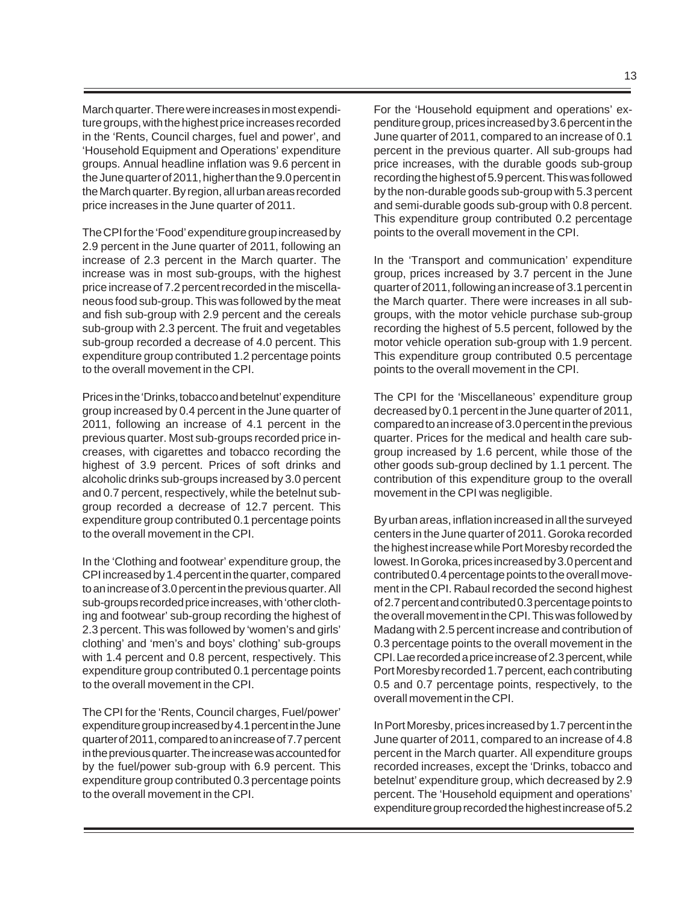March quarter. There were increases in most expenditure groups, with the highest price increases recorded in the 'Rents, Council charges, fuel and power', and 'Household Equipment and Operations' expenditure groups. Annual headline inflation was 9.6 percent in the June quarter of 2011, higher than the 9.0 percent in the March quarter. By region, all urban areas recorded price increases in the June quarter of 2011.

The CPI for the 'Food' expenditure group increased by 2.9 percent in the June quarter of 2011, following an increase of 2.3 percent in the March quarter. The increase was in most sub-groups, with the highest price increase of 7.2 percent recorded in the miscellaneous food sub-group. This was followed by the meat and fish sub-group with 2.9 percent and the cereals sub-group with 2.3 percent. The fruit and vegetables sub-group recorded a decrease of 4.0 percent. This expenditure group contributed 1.2 percentage points to the overall movement in the CPI.

Prices in the 'Drinks, tobacco and betelnut' expenditure group increased by 0.4 percent in the June quarter of 2011, following an increase of 4.1 percent in the previous quarter. Most sub-groups recorded price increases, with cigarettes and tobacco recording the highest of 3.9 percent. Prices of soft drinks and alcoholic drinks sub-groups increased by 3.0 percent and 0.7 percent, respectively, while the betelnut sub-group recorded a decrease of 12.7 percent. This expenditure group contributed 0.1 percentage points to the overall movement in the CPI.

In the 'Clothing and footwear' expenditure group, the CPI increased by 1.4 percent in the quarter, compared to an increase of 3.0 percent in the previous quarter. All sub-groups recorded price increases, with 'other clothing and footwear' sub-group recording the highest of 2.3 percent. This was followed by 'women's and girls' clothing' and 'men's and boys' clothing' sub-groups with 1.4 percent and 0.8 percent, respectively. This expenditure group contributed 0.1 percentage points to the overall movement in the CPI.

The CPI for the 'Rents, Council charges, Fuel/power' expenditure group increased by 4.1 percent in the June quarter of 2011, compared to an increase of 7.7 percent in the previous quarter. The increase was accounted for by the fuel/power sub-group with 6.9 percent. This expenditure group contributed 0.3 percentage points to the overall movement in the CPI.

For the 'Household equipment and operations' expenditure group, prices increased by 3.6 percent in the June quarter of 2011, compared to an increase of 0.1 percent in the previous quarter. All sub-groups had price increases, with the durable goods sub-group recording the highest of 5.9 percent. This was followed by the non-durable goods sub-group with 5.3 percent and semi-durable goods sub-group with 0.8 percent. This expenditure group contributed 0.2 percentage points to the overall movement in the CPI.

In the 'Transport and communication' expenditure group, prices increased by 3.7 percent in the June quarter of 2011, following an increase of 3.1 percent in the March quarter. There were increases in all sub-groups, with the motor vehicle purchase sub-group recording the highest of 5.5 percent, followed by the motor vehicle operation sub-group with 1.9 percent. This expenditure group contributed 0.5 percentage points to the overall movement in the CPI.

The CPI for the 'Miscellaneous' expenditure group decreased by 0.1 percent in the June quarter of 2011, compared to an increase of 3.0 percent in the previous quarter. Prices for the medical and health care sub-group increased by 1.6 percent, while those of the other goods sub-group declined by 1.1 percent. The contribution of this expenditure group to the overall movement in the CPI was negligible.

By urban areas, inflation increased in all the surveyed centers in the June quarter of 2011. Goroka recorded the highest increase while Port Moresby recorded the lowest. In Goroka, prices increased by 3.0 percent and contributed 0.4 percentage points to the overall movement in the CPI. Rabaul recorded the second highest of 2.7 percent and contributed 0.3 percentage points to the overall movement in the CPI. This was followed by Madang with 2.5 percent increase and contribution of 0.3 percentage points to the overall movement in the CPI. Lae recorded a price increase of 2.3 percent, while Port Moresby recorded 1.7 percent, each contributing 0.5 and 0.7 percentage points, respectively, to the overall movement in the CPI.

In Port Moresby, prices increased by 1.7 percent in the June quarter of 2011, compared to an increase of 4.8 percent in the March quarter. All expenditure groups recorded increases, except the 'Drinks, tobacco and betelnut' expenditure group, which decreased by 2.9 percent. The 'Household equipment and operations' expenditure group recorded the highest increase of 5.2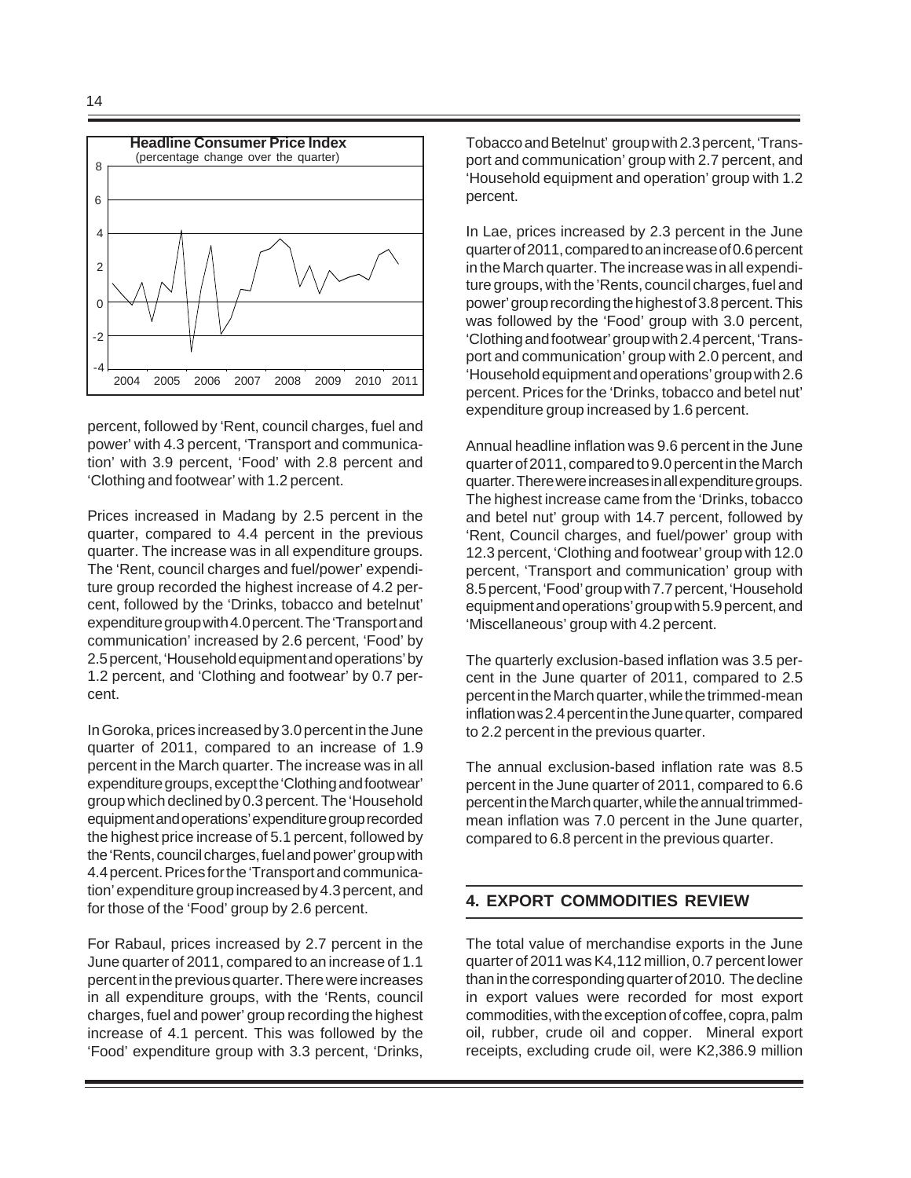**Headline Consumer Price Index**
(percentage change over the quarter)

percent, followed by 'Rent, council charges, fuel and power' with 4.3 percent, 'Transport and communication' with 3.9 percent, 'Food' with 2.8 percent and 'Clothing and footwear' with 1.2 percent.

Prices increased in Madang by 2.5 percent in the quarter, compared to 4.4 percent in the previous quarter. The increase was in all expenditure groups. The 'Rent, council charges and fuel/power' expenditure group recorded the highest increase of 4.2 percent, followed by the 'Drinks, tobacco and betelnut' expenditure group with 4.0 percent. The 'Transport and communication' increased by 2.6 percent, 'Food' by 2.5 percent, 'Household equipment and operations' by 1.2 percent, and 'Clothing and footwear' by 0.7 percent.

In Goroka, prices increased by 3.0 percent in the June quarter of 2011, compared to an increase of 1.9 percent in the March quarter. The increase was in all expenditure groups, except the 'Clothing and footwear' group which declined by 0.3 percent. The 'Household equipment and operations' expenditure group recorded the highest price increase of 5.1 percent, followed by the 'Rents, council charges, fuel and power' group with 4.4 percent. Prices for the 'Transport and communication' expenditure group increased by 4.3 percent, and for those of the 'Food' group by 2.6 percent.

For Rabaul, prices increased by 2.7 percent in the June quarter of 2011, compared to an increase of 1.1 percent in the previous quarter. There were increases in all expenditure groups, with the 'Rents, council charges, fuel and power' group recording the highest increase of 4.1 percent. This was followed by the 'Food' expenditure group with 3.3 percent, 'Drinks, Tobacco and Betelnut' group with 2.3 percent, 'Transport and communication' group with 2.7 percent, and 'Household equipment and operation' group with 1.2 percent.

In Lae, prices increased by 2.3 percent in the June quarter of 2011, compared to an increase of 0.6 percent in the March quarter. The increase was in all expenditure groups, with the 'Rents, council charges, fuel and power' group recording the highest of 3.8 percent. This was followed by the 'Food' group with 3.0 percent, 'Clothing and footwear' group with 2.4 percent, 'Transport and communication' group with 2.0 percent, and 'Household equipment and operations' group with 2.6 percent. Prices for the 'Drinks, tobacco and betel nut' expenditure group increased by 1.6 percent.

Annual headline inflation was 9.6 percent in the June quarter of 2011, compared to 9.0 percent in the March quarter. There were increases in all expenditure groups. The highest increase came from the 'Drinks, tobacco and betel nut' group with 14.7 percent, followed by 'Rent, Council charges, and fuel/power' group with 12.3 percent, 'Clothing and footwear' group with 12.0 percent, 'Transport and communication' group with 8.5 percent, 'Food' group with 7.7 percent, 'Household equipment and operations' group with 5.9 percent, and 'Miscellaneous' group with 4.2 percent.

The quarterly exclusion-based inflation was 3.5 percent in the June quarter of 2011, compared to 2.5 percent in the March quarter, while the trimmed-mean inflation was 2.4 percent in the June quarter, compared to 2.2 percent in the previous quarter.

The annual exclusion-based inflation rate was 8.5 percent in the June quarter of 2011, compared to 6.6 percent in the March quarter, while the annual trimmed-mean inflation was 7.0 percent in the June quarter, compared to 6.8 percent in the previous quarter.

## 4. EXPORT COMMODITIES REVIEW

The total value of merchandise exports in the June quarter of 2011 was K4,112 million, 0.7 percent lower than in the corresponding quarter of 2010. The decline in export values were recorded for most export commodities, with the exception of coffee, copra, palm oil, rubber, crude oil and copper. Mineral export receipts, excluding crude oil, were K2,386.9 million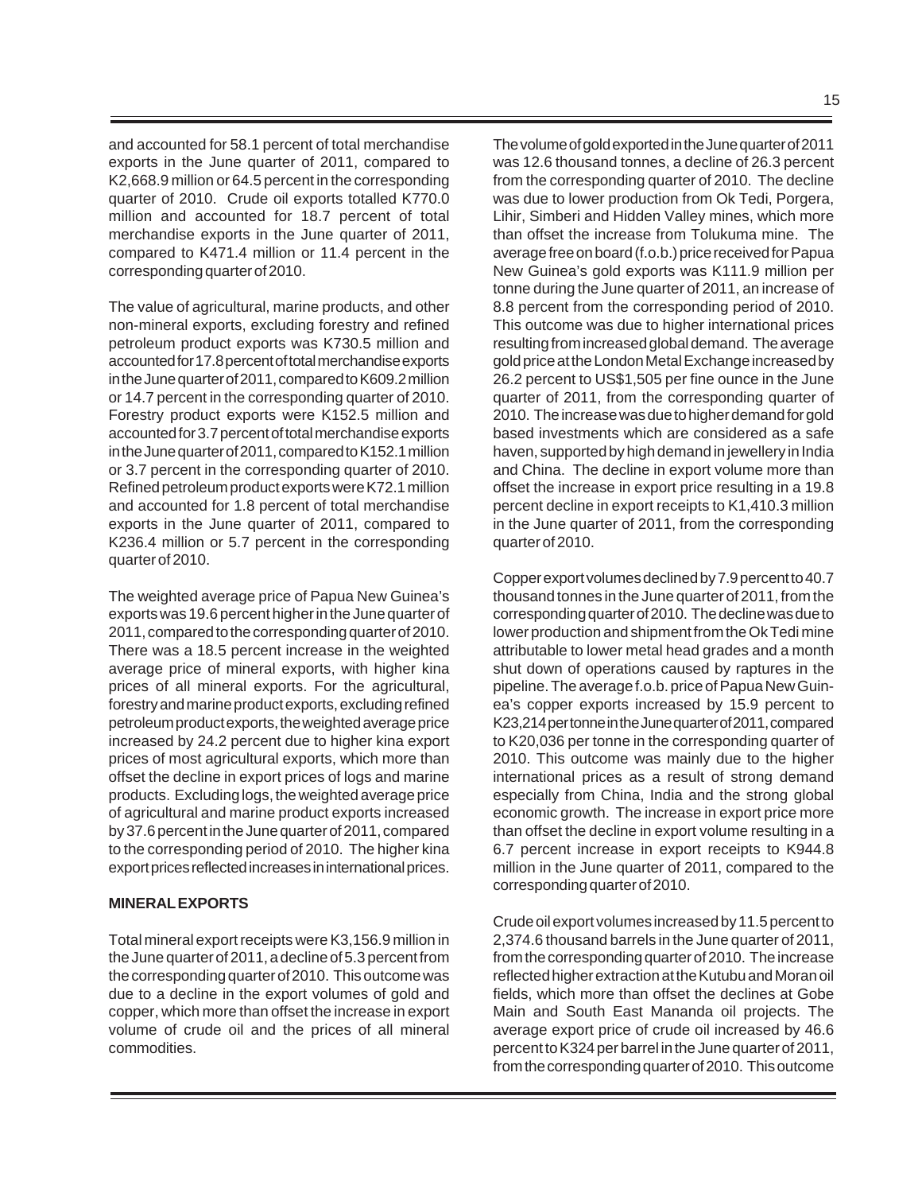and accounted for 58.1 percent of total merchandise exports in the June quarter of 2011, compared to K2,668.9 million or 64.5 percent in the corresponding quarter of 2010. Crude oil exports totalled K770.0 million and accounted for 18.7 percent of total merchandise exports in the June quarter of 2011, compared to K471.4 million or 11.4 percent in the corresponding quarter of 2010.

The value of agricultural, marine products, and other non-mineral exports, excluding forestry and refined petroleum product exports was K730.5 million and accounted for 17.8 percent of total merchandise exports in the June quarter of 2011, compared to K609.2 million or 14.7 percent in the corresponding quarter of 2010. Forestry product exports were K152.5 million and accounted for 3.7 percent of total merchandise exports in the June quarter of 2011, compared to K152.1 million or 3.7 percent in the corresponding quarter of 2010. Refined petroleum product exports were K72.1 million and accounted for 1.8 percent of total merchandise exports in the June quarter of 2011, compared to K236.4 million or 5.7 percent in the corresponding quarter of 2010.

The weighted average price of Papua New Guinea's exports was 19.6 percent higher in the June quarter of 2011, compared to the corresponding quarter of 2010. There was a 18.5 percent increase in the weighted average price of mineral exports, with higher kina prices of all mineral exports. For the agricultural, forestry and marine product exports, excluding refined petroleum product exports, the weighted average price increased by 24.2 percent due to higher kina export prices of most agricultural exports, which more than offset the decline in export prices of logs and marine products. Excluding logs, the weighted average price of agricultural and marine product exports increased by 37.6 percent in the June quarter of 2011, compared to the corresponding period of 2010. The higher kina export prices reflected increases in international prices.

**MINERAL EXPORTS**

Total mineral export receipts were K3,156.9 million in the June quarter of 2011, a decline of 5.3 percent from the corresponding quarter of 2010. This outcome was due to a decline in the export volumes of gold and copper, which more than offset the increase in export volume of crude oil and the prices of all mineral commodities.

The volume of gold exported in the June quarter of 2011 was 12.6 thousand tonnes, a decline of 26.3 percent from the corresponding quarter of 2010. The decline was due to lower production from Ok Tedi, Porgera, Lihir, Simberi and Hidden Valley mines, which more than offset the increase from Tolukuma mine. The average free on board (f.o.b.) price received for Papua New Guinea's gold exports was K111.9 million per tonne during the June quarter of 2011, an increase of 8.8 percent from the corresponding period of 2010. This outcome was due to higher international prices resulting from increased global demand. The average gold price at the London Metal Exchange increased by 26.2 percent to US$1,505 per fine ounce in the June quarter of 2011, from the corresponding quarter of 2010. The increase was due to higher demand for gold based investments which are considered as a safe haven, supported by high demand in jewellery in India and China. The decline in export volume more than offset the increase in export price resulting in a 19.8 percent decline in export receipts to K1,410.3 million in the June quarter of 2011, from the corresponding quarter of 2010.

Copper export volumes declined by 7.9 percent to 40.7 thousand tonnes in the June quarter of 2011, from the corresponding quarter of 2010. The decline was due to lower production and shipment from the Ok Tedi mine attributable to lower metal head grades and a month shut down of operations caused by raptures in the pipeline. The average f.o.b. price of Papua New Guinea's copper exports increased by 15.9 percent to K23,214 per tonne in the June quarter of 2011, compared to K20,036 per tonne in the corresponding quarter of 2010. This outcome was mainly due to the higher international prices as a result of strong demand especially from China, India and the strong global economic growth. The increase in export price more than offset the decline in export volume resulting in a 6.7 percent increase in export receipts to K944.8 million in the June quarter of 2011, compared to the corresponding quarter of 2010.

Crude oil export volumes increased by 11.5 percent to 2,374.6 thousand barrels in the June quarter of 2011, from the corresponding quarter of 2010. The increase reflected higher extraction at the Kutubu and Moran oil fields, which more than offset the declines at Gobe Main and South East Mananda oil projects. The average export price of crude oil increased by 46.6 percent to K324 per barrel in the June quarter of 2011, from the corresponding quarter of 2010. This outcome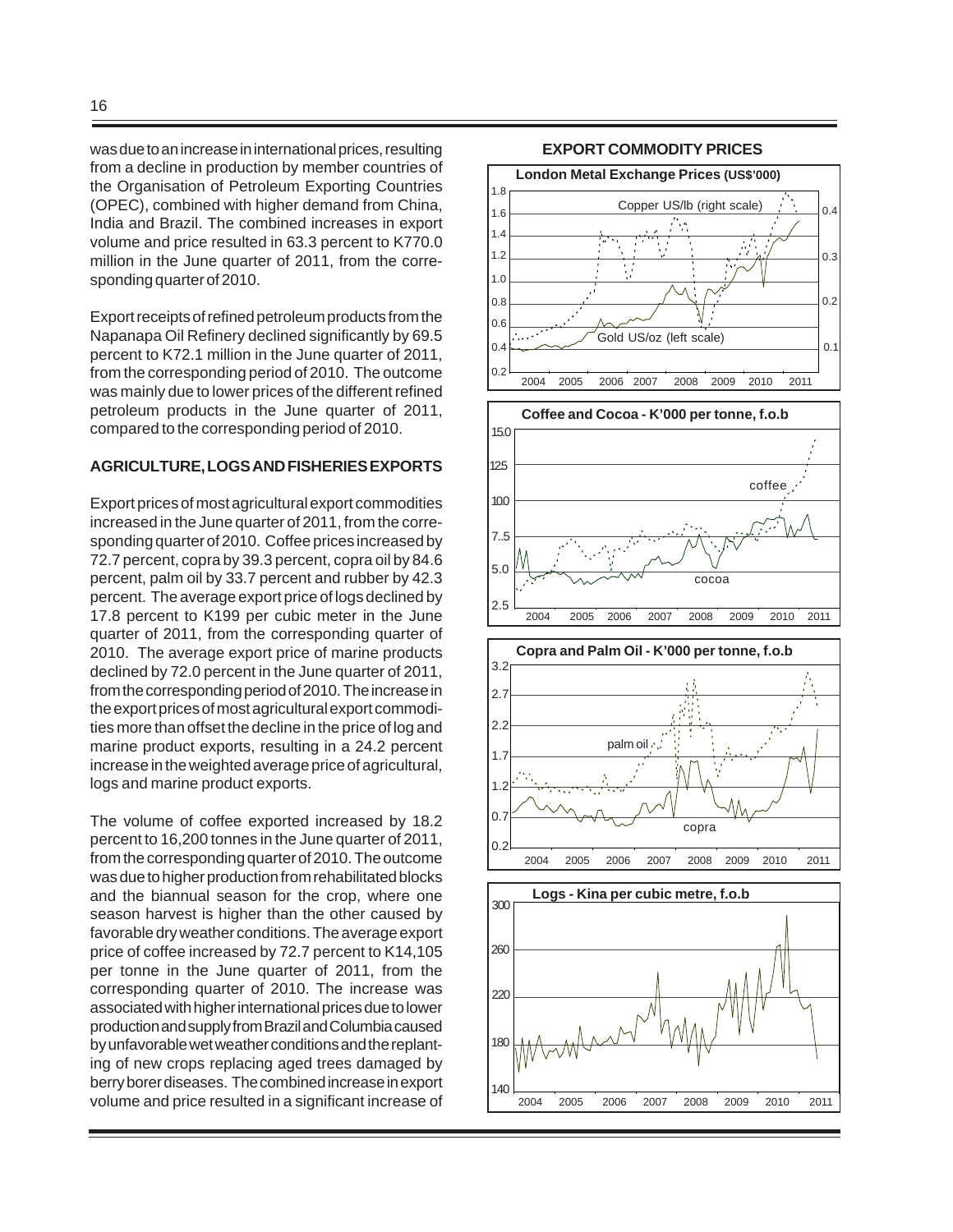was due to an increase in international prices, resulting from a decline in production by member countries of the Organisation of Petroleum Exporting Countries (OPEC), combined with higher demand from China, India and Brazil. The combined increases in export volume and price resulted in 63.3 percent to K770.0 million in the June quarter of 2011, from the corresponding quarter of 2010.

Export receipts of refined petroleum products from the Napanapa Oil Refinery declined significantly by 69.5 percent to K72.1 million in the June quarter of 2011, from the corresponding period of 2010. The outcome was mainly due to lower prices of the different refined petroleum products in the June quarter of 2011, compared to the corresponding period of 2010.

## AGRICULTURE, LOGS AND FISHERIES EXPORTS

Export prices of most agricultural export commodities increased in the June quarter of 2011, from the corresponding quarter of 2010. Coffee prices increased by 72.7 percent, copra by 39.3 percent, copra oil by 84.6 percent, palm oil by 33.7 percent and rubber by 42.3 percent. The average export price of logs declined by 17.8 percent to K199 per cubic meter in the June quarter of 2011, from the corresponding quarter of 2010. The average export price of marine products declined by 72.0 percent in the June quarter of 2011, from the corresponding period of 2010. The increase in the export prices of most agricultural export commodities more than offset the decline in the price of log and marine product exports, resulting in a 24.2 percent increase in the weighted average price of agricultural, logs and marine product exports.

The volume of coffee exported increased by 18.2 percent to 16,200 tonnes in the June quarter of 2011, from the corresponding quarter of 2010. The outcome was due to higher production from rehabilitated blocks and the biannual season for the crop, where one season harvest is higher than the other caused by favorable dry weather conditions. The average export price of coffee increased by 72.7 percent to K14,105 per tonne in the June quarter of 2011, from the corresponding quarter of 2010. The increase was associated with higher international prices due to lower production and supply from Brazil and Columbia caused by unfavorable wet weather conditions and the replanting of new crops replacing aged trees damaged by berry borer diseases. The combined increase in export volume and price resulted in a significant increase of

**EXPORT COMMODITY PRICES**

**London Metal Exchange Prices (US$'000)**

**Coffee and Cocoa - K'000 per tonne, f.o.b**

**Copra and Palm Oil - K'000 per tonne, f.o.b**

**Logs - Kina per cubic metre, f.o.b**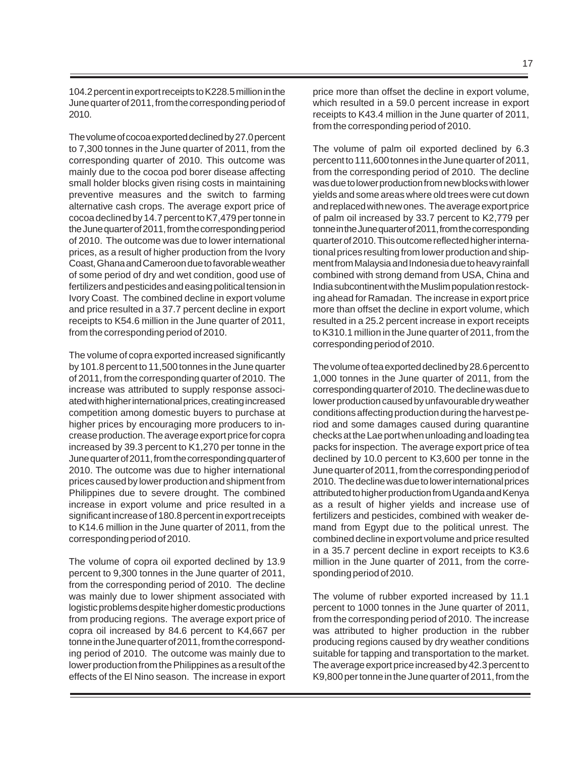104.2 percent in export receipts to K228.5 million in the June quarter of 2011, from the corresponding period of 2010.

The volume of cocoa exported declined by 27.0 percent to 7,300 tonnes in the June quarter of 2011, from the corresponding quarter of 2010. This outcome was mainly due to the cocoa pod borer disease affecting small holder blocks given rising costs in maintaining preventive measures and the switch to farming alternative cash crops. The average export price of cocoa declined by 14.7 percent to K7,479 per tonne in the June quarter of 2011, from the corresponding period of 2010. The outcome was due to lower international prices, as a result of higher production from the Ivory Coast, Ghana and Cameroon due to favorable weather of some period of dry and wet condition, good use of fertilizers and pesticides and easing political tension in Ivory Coast. The combined decline in export volume and price resulted in a 37.7 percent decline in export receipts to K54.6 million in the June quarter of 2011, from the corresponding period of 2010.

The volume of copra exported increased significantly by 101.8 percent to 11,500 tonnes in the June quarter of 2011, from the corresponding quarter of 2010. The increase was attributed to supply response associated with higher international prices, creating increased competition among domestic buyers to purchase at higher prices by encouraging more producers to increase production. The average export price for copra increased by 39.3 percent to K1,270 per tonne in the June quarter of 2011, from the corresponding quarter of 2010. The outcome was due to higher international prices caused by lower production and shipment from Philippines due to severe drought. The combined increase in export volume and price resulted in a significant increase of 180.8 percent in export receipts to K14.6 million in the June quarter of 2011, from the corresponding period of 2010.

The volume of copra oil exported declined by 13.9 percent to 9,300 tonnes in the June quarter of 2011, from the corresponding period of 2010. The decline was mainly due to lower shipment associated with logistic problems despite higher domestic productions from producing regions. The average export price of copra oil increased by 84.6 percent to K4,667 per tonne in the June quarter of 2011, from the corresponding period of 2010. The outcome was mainly due to lower production from the Philippines as a result of the effects of the El Nino season. The increase in export price more than offset the decline in export volume, which resulted in a 59.0 percent increase in export receipts to K43.4 million in the June quarter of 2011, from the corresponding period of 2010.

The volume of palm oil exported declined by 6.3 percent to 111,600 tonnes in the June quarter of 2011, from the corresponding period of 2010. The decline was due to lower production from new blocks with lower yields and some areas where old trees were cut down and replaced with new ones. The average export price of palm oil increased by 33.7 percent to K2,779 per tonne in the June quarter of 2011, from the corresponding quarter of 2010. This outcome reflected higher international prices resulting from lower production and shipment from Malaysia and Indonesia due to heavy rainfall combined with strong demand from USA, China and India subcontinent with the Muslim population restocking ahead for Ramadan. The increase in export price more than offset the decline in export volume, which resulted in a 25.2 percent increase in export receipts to K310.1 million in the June quarter of 2011, from the corresponding period of 2010.

The volume of tea exported declined by 28.6 percent to 1,000 tonnes in the June quarter of 2011, from the corresponding quarter of 2010. The decline was due to lower production caused by unfavourable dry weather conditions affecting production during the harvest period and some damages caused during quarantine checks at the Lae port when unloading and loading tea packs for inspection. The average export price of tea declined by 10.0 percent to K3,600 per tonne in the June quarter of 2011, from the corresponding period of 2010. The decline was due to lower international prices attributed to higher production from Uganda and Kenya as a result of higher yields and increase use of fertilizers and pesticides, combined with weaker demand from Egypt due to the political unrest. The combined decline in export volume and price resulted in a 35.7 percent decline in export receipts to K3.6 million in the June quarter of 2011, from the corresponding period of 2010.

The volume of rubber exported increased by 11.1 percent to 1000 tonnes in the June quarter of 2011, from the corresponding period of 2010. The increase was attributed to higher production in the rubber producing regions caused by dry weather conditions suitable for tapping and transportation to the market. The average export price increased by 42.3 percent to K9,800 per tonne in the June quarter of 2011, from the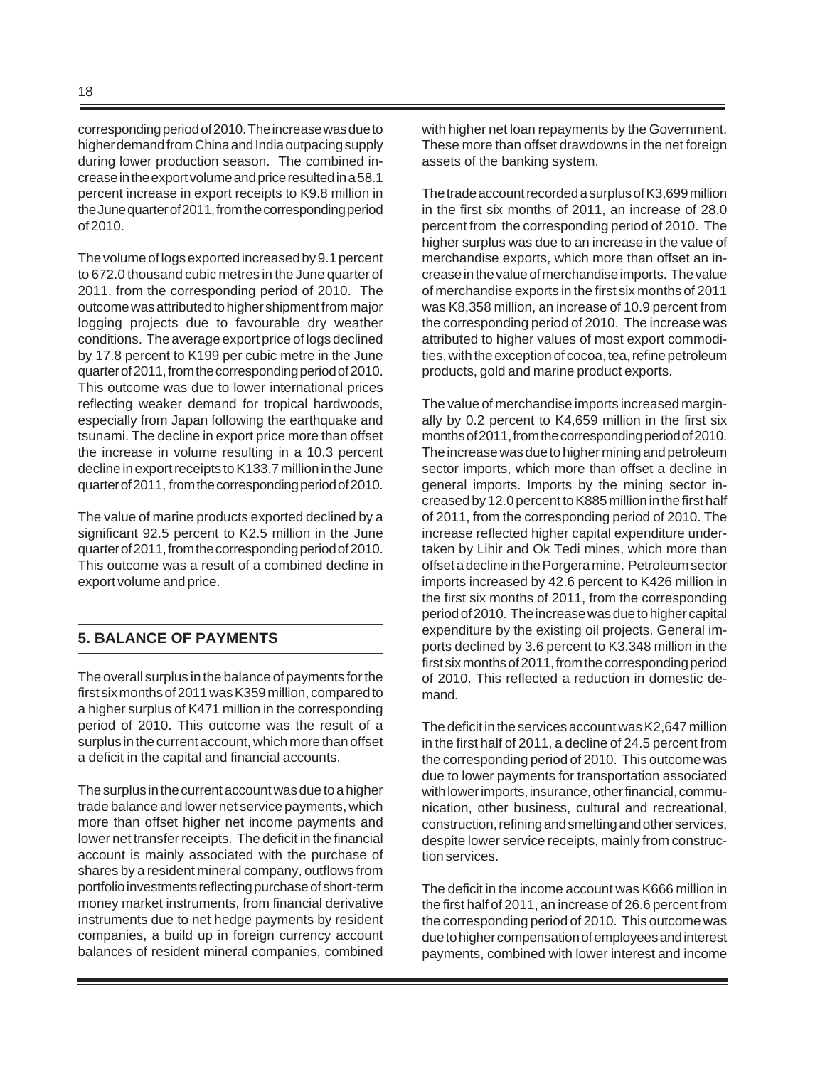corresponding period of 2010. The increase was due to higher demand from China and India outpacing supply during lower production season. The combined increase in the export volume and price resulted in a 58.1 percent increase in export receipts to K9.8 million in the June quarter of 2011, from the corresponding period of 2010.

The volume of logs exported increased by 9.1 percent to 672.0 thousand cubic metres in the June quarter of 2011, from the corresponding period of 2010. The outcome was attributed to higher shipment from major logging projects due to favourable dry weather conditions. The average export price of logs declined by 17.8 percent to K199 per cubic metre in the June quarter of 2011, from the corresponding period of 2010. This outcome was due to lower international prices reflecting weaker demand for tropical hardwoods, especially from Japan following the earthquake and tsunami. The decline in export price more than offset the increase in volume resulting in a 10.3 percent decline in export receipts to K133.7 million in the June quarter of 2011, from the corresponding period of 2010.

The value of marine products exported declined by a significant 92.5 percent to K2.5 million in the June quarter of 2011, from the corresponding period of 2010. This outcome was a result of a combined decline in export volume and price.

## 5. BALANCE OF PAYMENTS

The overall surplus in the balance of payments for the first six months of 2011 was K359 million, compared to a higher surplus of K471 million in the corresponding period of 2010. This outcome was the result of a surplus in the current account, which more than offset a deficit in the capital and financial accounts.

The surplus in the current account was due to a higher trade balance and lower net service payments, which more than offset higher net income payments and lower net transfer receipts. The deficit in the financial account is mainly associated with the purchase of shares by a resident mineral company, outflows from portfolio investments reflecting purchase of short-term money market instruments, from financial derivative instruments due to net hedge payments by resident companies, a build up in foreign currency account balances of resident mineral companies, combined with higher net loan repayments by the Government. These more than offset drawdowns in the net foreign assets of the banking system.

The trade account recorded a surplus of K3,699 million in the first six months of 2011, an increase of 28.0 percent from the corresponding period of 2010. The higher surplus was due to an increase in the value of merchandise exports, which more than offset an increase in the value of merchandise imports. The value of merchandise exports in the first six months of 2011 was K8,358 million, an increase of 10.9 percent from the corresponding period of 2010. The increase was attributed to higher values of most export commodities, with the exception of cocoa, tea, refine petroleum products, gold and marine product exports.

The value of merchandise imports increased marginally by 0.2 percent to K4,659 million in the first six months of 2011, from the corresponding period of 2010. The increase was due to higher mining and petroleum sector imports, which more than offset a decline in general imports. Imports by the mining sector increased by 12.0 percent to K885 million in the first half of 2011, from the corresponding period of 2010. The increase reflected higher capital expenditure undertaken by Lihir and Ok Tedi mines, which more than offset a decline in the Porgera mine. Petroleum sector imports increased by 42.6 percent to K426 million in the first six months of 2011, from the corresponding period of 2010. The increase was due to higher capital expenditure by the existing oil projects. General imports declined by 3.6 percent to K3,348 million in the first six months of 2011, from the corresponding period of 2010. This reflected a reduction in domestic demand.

The deficit in the services account was K2,647 million in the first half of 2011, a decline of 24.5 percent from the corresponding period of 2010. This outcome was due to lower payments for transportation associated with lower imports, insurance, other financial, communication, other business, cultural and recreational, construction, refining and smelting and other services, despite lower service receipts, mainly from construction services.

The deficit in the income account was K666 million in the first half of 2011, an increase of 26.6 percent from the corresponding period of 2010. This outcome was due to higher compensation of employees and interest payments, combined with lower interest and income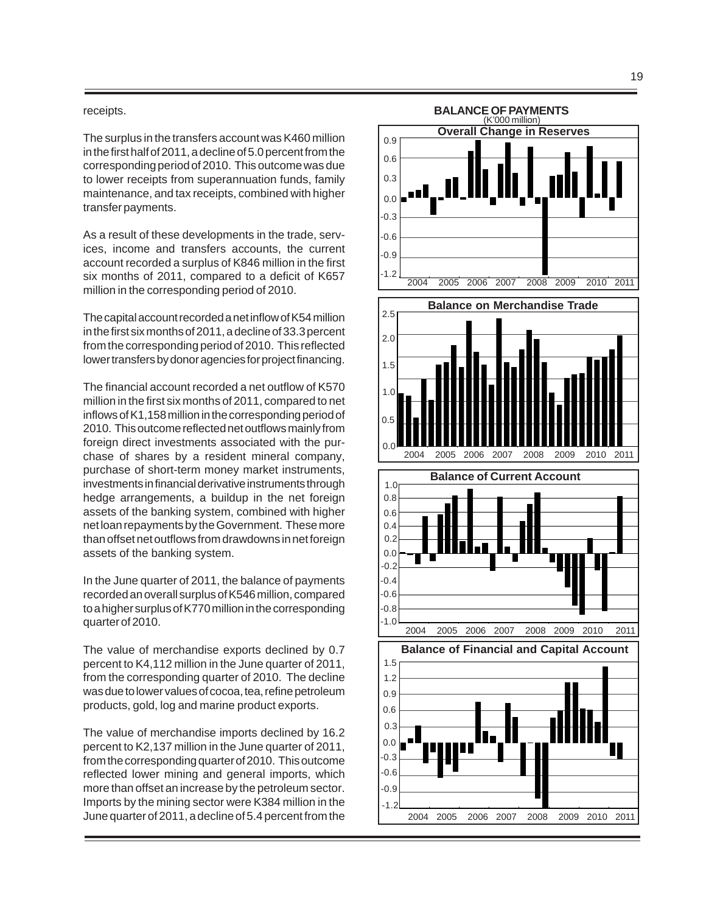receipts.

The surplus in the transfers account was K460 million in the first half of 2011, a decline of 5.0 percent from the corresponding period of 2010. This outcome was due to lower receipts from superannuation funds, family maintenance, and tax receipts, combined with higher transfer payments.

As a result of these developments in the trade, services, income and transfers accounts, the current account recorded a surplus of K846 million in the first six months of 2011, compared to a deficit of K657 million in the corresponding period of 2010.

The capital account recorded a net inflow of K54 million in the first six months of 2011, a decline of 33.3 percent from the corresponding period of 2010. This reflected lower transfers by donor agencies for project financing.

The financial account recorded a net outflow of K570 million in the first six months of 2011, compared to net inflows of K1,158 million in the corresponding period of 2010. This outcome reflected net outflows mainly from foreign direct investments associated with the purchase of shares by a resident mineral company, purchase of short-term money market instruments, investments in financial derivative instruments through hedge arrangements, a buildup in the net foreign assets of the banking system, combined with higher net loan repayments by the Government. These more than offset net outflows from drawdowns in net foreign assets of the banking system.

In the June quarter of 2011, the balance of payments recorded an overall surplus of K546 million, compared to a higher surplus of K770 million in the corresponding quarter of 2010.

The value of merchandise exports declined by 0.7 percent to K4,112 million in the June quarter of 2011, from the corresponding quarter of 2010. The decline was due to lower values of cocoa, tea, refine petroleum products, gold, log and marine product exports.

The value of merchandise imports declined by 16.2 percent to K2,137 million in the June quarter of 2011, from the corresponding quarter of 2010. This outcome reflected lower mining and general imports, which more than offset an increase by the petroleum sector. Imports by the mining sector were K384 million in the June quarter of 2011, a decline of 5.4 percent from the

**BALANCE OF PAYMENTS**
(K'000 million)

Overall Change in Reserves

Balance on Merchandise Trade

Balance of Current Account

Balance of Financial and Capital Account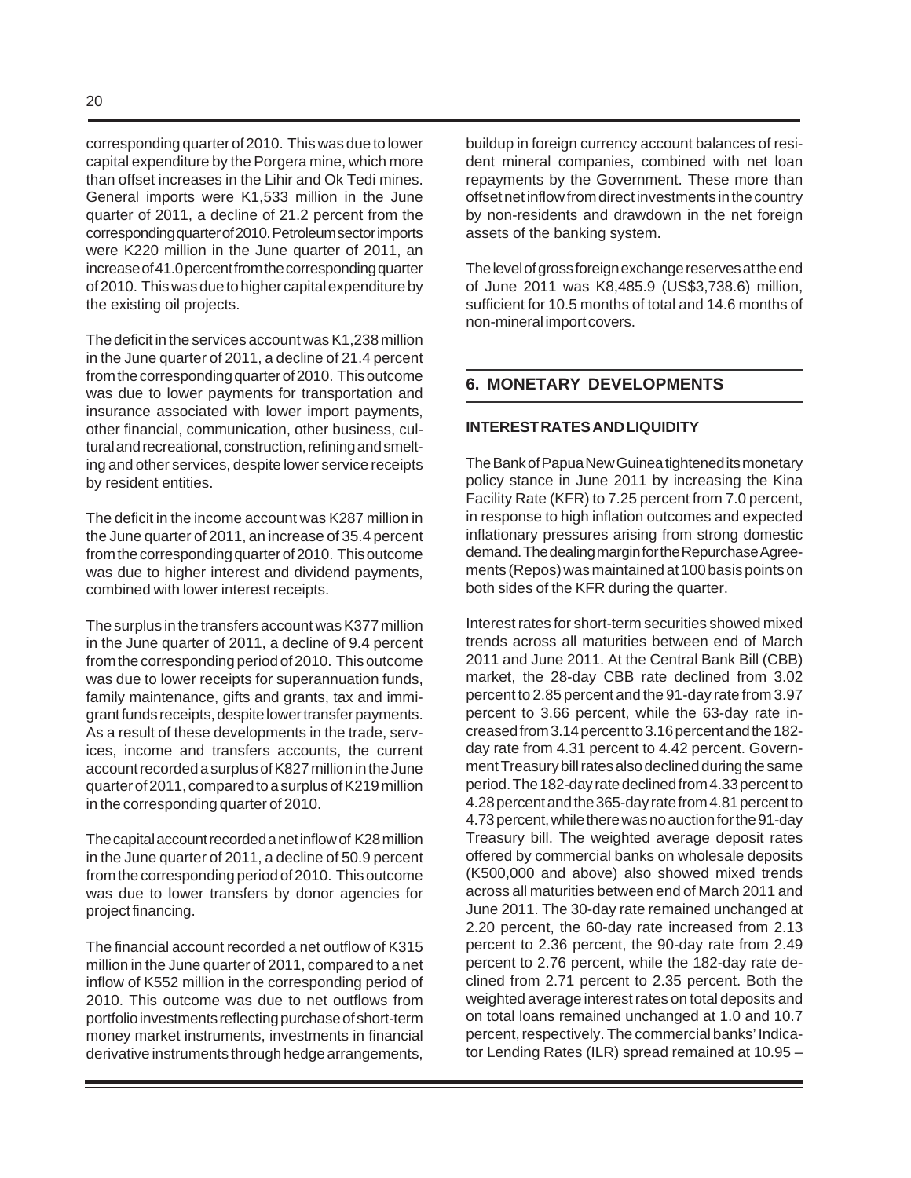corresponding quarter of 2010. This was due to lower capital expenditure by the Porgera mine, which more than offset increases in the Lihir and Ok Tedi mines. General imports were K1,533 million in the June quarter of 2011, a decline of 21.2 percent from the corresponding quarter of 2010. Petroleum sector imports were K220 million in the June quarter of 2011, an increase of 41.0 percent from the corresponding quarter of 2010. This was due to higher capital expenditure by the existing oil projects.

The deficit in the services account was K1,238 million in the June quarter of 2011, a decline of 21.4 percent from the corresponding quarter of 2010. This outcome was due to lower payments for transportation and insurance associated with lower import payments, other financial, communication, other business, cultural and recreational, construction, refining and smelting and other services, despite lower service receipts by resident entities.

The deficit in the income account was K287 million in the June quarter of 2011, an increase of 35.4 percent from the corresponding quarter of 2010. This outcome was due to higher interest and dividend payments, combined with lower interest receipts.

The surplus in the transfers account was K377 million in the June quarter of 2011, a decline of 9.4 percent from the corresponding period of 2010. This outcome was due to lower receipts for superannuation funds, family maintenance, gifts and grants, tax and immigrant funds receipts, despite lower transfer payments. As a result of these developments in the trade, services, income and transfers accounts, the current account recorded a surplus of K827 million in the June quarter of 2011, compared to a surplus of K219 million in the corresponding quarter of 2010.

The capital account recorded a net inflow of K28 million in the June quarter of 2011, a decline of 50.9 percent from the corresponding period of 2010. This outcome was due to lower transfers by donor agencies for project financing.

The financial account recorded a net outflow of K315 million in the June quarter of 2011, compared to a net inflow of K552 million in the corresponding period of 2010. This outcome was due to net outflows from portfolio investments reflecting purchase of short-term money market instruments, investments in financial derivative instruments through hedge arrangements, buildup in foreign currency account balances of resident mineral companies, combined with net loan repayments by the Government. These more than offset net inflow from direct investments in the country by non-residents and drawdown in the net foreign assets of the banking system.

The level of gross foreign exchange reserves at the end of June 2011 was K8,485.9 (US$3,738.6) million, sufficient for 10.5 months of total and 14.6 months of non-mineral import covers.

## 6. MONETARY DEVELOPMENTS

### INTEREST RATES AND LIQUIDITY

The Bank of Papua New Guinea tightened its monetary policy stance in June 2011 by increasing the Kina Facility Rate (KFR) to 7.25 percent from 7.0 percent, in response to high inflation outcomes and expected inflationary pressures arising from strong domestic demand. The dealing margin for the Repurchase Agreements (Repos) was maintained at 100 basis points on both sides of the KFR during the quarter.

Interest rates for short-term securities showed mixed trends across all maturities between end of March 2011 and June 2011. At the Central Bank Bill (CBB) market, the 28-day CBB rate declined from 3.02 percent to 2.85 percent and the 91-day rate from 3.97 percent to 3.66 percent, while the 63-day rate increased from 3.14 percent to 3.16 percent and the 182-day rate from 4.31 percent to 4.42 percent. Government Treasury bill rates also declined during the same period. The 182-day rate declined from 4.33 percent to 4.28 percent and the 365-day rate from 4.81 percent to 4.73 percent, while there was no auction for the 91-day Treasury bill. The weighted average deposit rates offered by commercial banks on wholesale deposits (K500,000 and above) also showed mixed trends across all maturities between end of March 2011 and June 2011. The 30-day rate remained unchanged at 2.20 percent, the 60-day rate increased from 2.13 percent to 2.36 percent, the 90-day rate from 2.49 percent to 2.76 percent, while the 182-day rate declined from 2.71 percent to 2.35 percent. Both the weighted average interest rates on total deposits and on total loans remained unchanged at 1.0 and 10.7 percent, respectively. The commercial banks' Indicator Lending Rates (ILR) spread remained at 10.95 –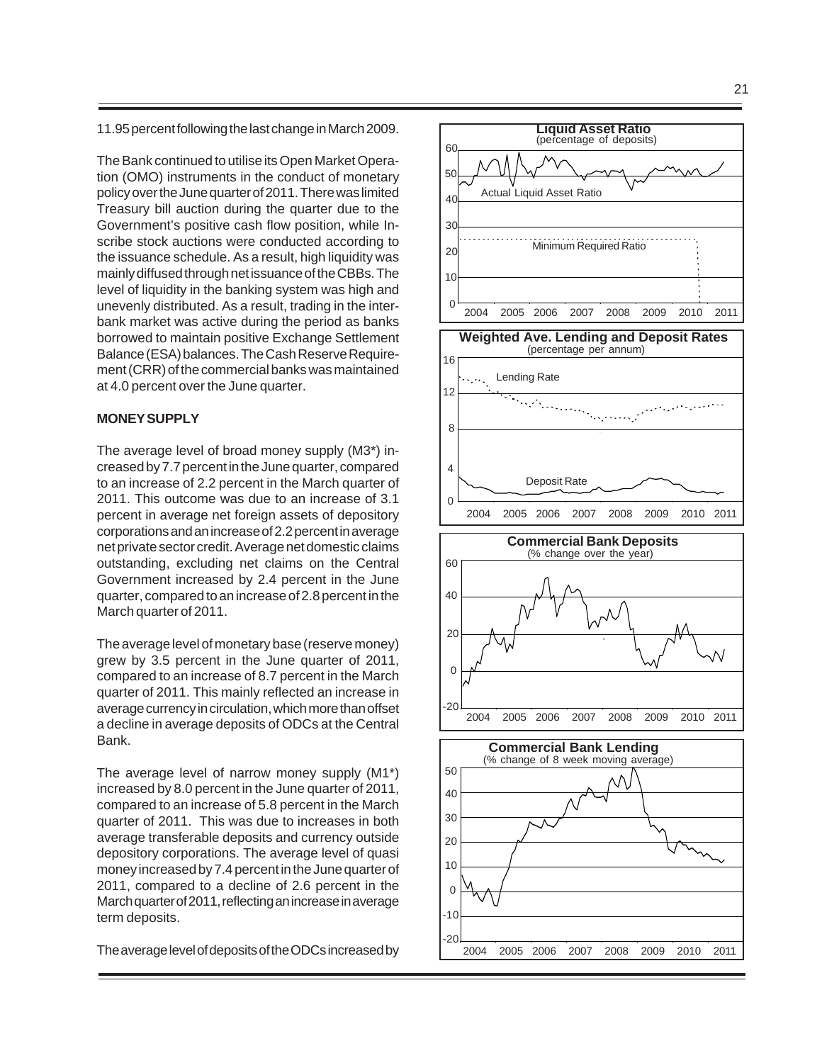11.95 percent following the last change in March 2009.

The Bank continued to utilise its Open Market Operation (OMO) instruments in the conduct of monetary policy over the June quarter of 2011. There was limited Treasury bill auction during the quarter due to the Government's positive cash flow position, while Inscribe stock auctions were conducted according to the issuance schedule. As a result, high liquidity was mainly diffused through net issuance of the CBBs. The level of liquidity in the banking system was high and unevenly distributed. As a result, trading in the interbank market was active during the period as banks borrowed to maintain positive Exchange Settlement Balance (ESA) balances. The Cash Reserve Requirement (CRR) of the commercial banks was maintained at 4.0 percent over the June quarter.

**MONEY SUPPLY**

The average level of broad money supply (M3*) increased by 7.7 percent in the June quarter, compared to an increase of 2.2 percent in the March quarter of 2011. This outcome was due to an increase of 3.1 percent in average net foreign assets of depository corporations and an increase of 2.2 percent in average net private sector credit. Average net domestic claims outstanding, excluding net claims on the Central Government increased by 2.4 percent in the June quarter, compared to an increase of 2.8 percent in the March quarter of 2011.

The average level of monetary base (reserve money) grew by 3.5 percent in the June quarter of 2011, compared to an increase of 8.7 percent in the March quarter of 2011. This mainly reflected an increase in average currency in circulation, which more than offset a decline in average deposits of ODCs at the Central Bank.

The average level of narrow money supply (M1*) increased by 8.0 percent in the June quarter of 2011, compared to an increase of 5.8 percent in the March quarter of 2011. This was due to increases in both average transferable deposits and currency outside depository corporations. The average level of quasi money increased by 7.4 percent in the June quarter of 2011, compared to a decline of 2.6 percent in the March quarter of 2011, reflecting an increase in average term deposits.

The average level of deposits of the ODCs increased by

**Liquid Asset Ratio**
(percentage of deposits)

**Weighted Ave. Lending and Deposit Rates**
(percentage per annum)

**Commercial Bank Deposits**
(% change over the year)

**Commercial Bank Lending**
(% change of 8 week moving average)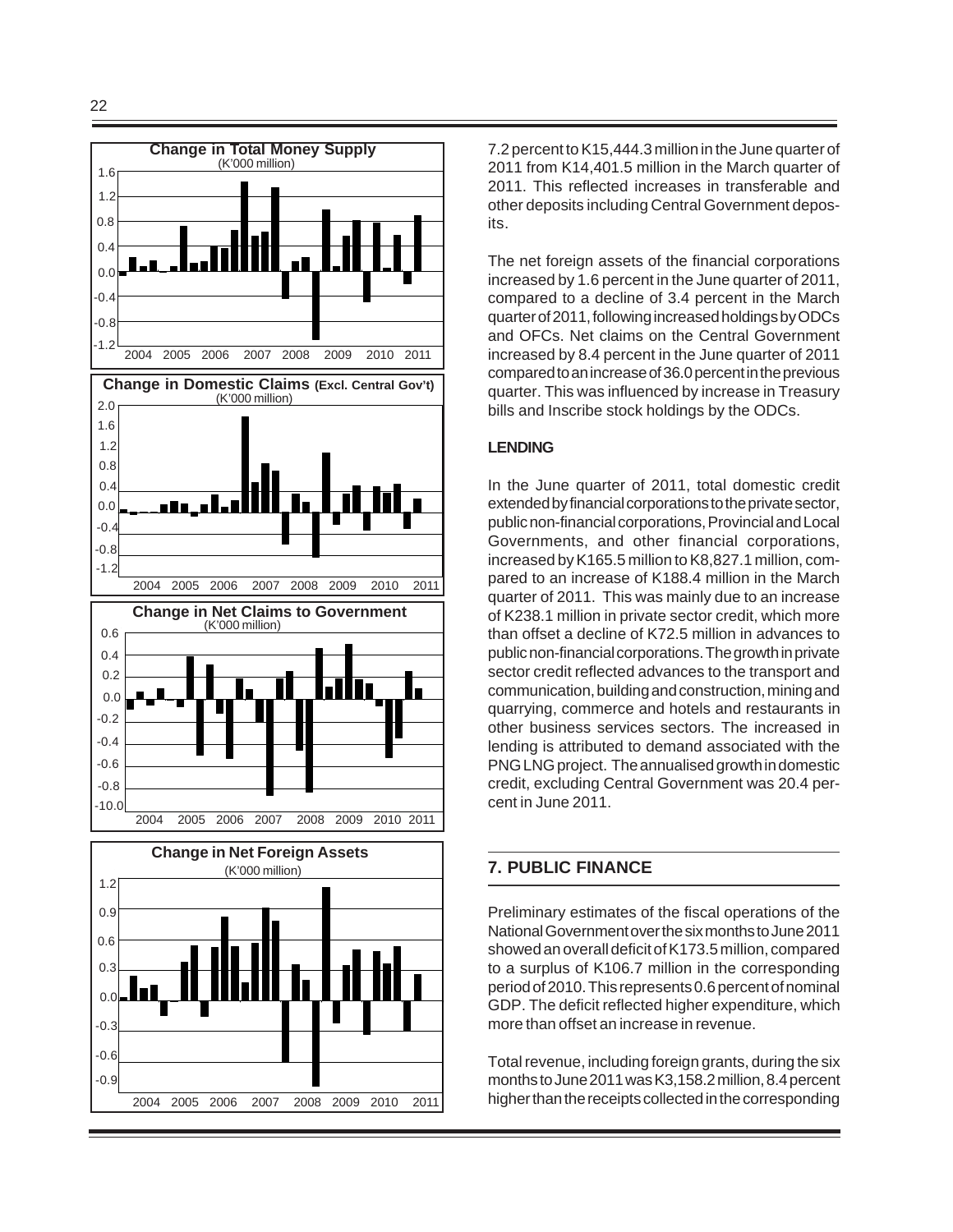**Change in Total Money Supply**
(K'000 million)

**Change in Domestic Claims (Excl. Central Gov't)**
(K'000 million)

**Change in Net Claims to Government**
(K'000 million)

**Change in Net Foreign Assets**
(K'000 million)

7.2 percent to K15,444.3 million in the June quarter of 2011 from K14,401.5 million in the March quarter of 2011. This reflected increases in transferable and other deposits including Central Government deposits.

The net foreign assets of the financial corporations increased by 1.6 percent in the June quarter of 2011, compared to a decline of 3.4 percent in the March quarter of 2011, following increased holdings by ODCs and OFCs. Net claims on the Central Government increased by 8.4 percent in the June quarter of 2011 compared to an increase of 36.0 percent in the previous quarter. This was influenced by increase in Treasury bills and Inscribe stock holdings by the ODCs.

**LENDING**

In the June quarter of 2011, total domestic credit extended by financial corporations to the private sector, public non-financial corporations, Provincial and Local Governments, and other financial corporations, increased by K165.5 million to K8,827.1 million, compared to an increase of K188.4 million in the March quarter of 2011. This was mainly due to an increase of K238.1 million in private sector credit, which more than offset a decline of K72.5 million in advances to public non-financial corporations. The growth in private sector credit reflected advances to the transport and communication, building and construction, mining and quarrying, commerce and hotels and restaurants in other business services sectors. The increased in lending is attributed to demand associated with the PNG LNG project. The annualised growth in domestic credit, excluding Central Government was 20.4 percent in June 2011.

## 7. PUBLIC FINANCE

Preliminary estimates of the fiscal operations of the National Government over the six months to June 2011 showed an overall deficit of K173.5 million, compared to a surplus of K106.7 million in the corresponding period of 2010. This represents 0.6 percent of nominal GDP. The deficit reflected higher expenditure, which more than offset an increase in revenue.

Total revenue, including foreign grants, during the six months to June 2011 was K3,158.2 million, 8.4 percent higher than the receipts collected in the corresponding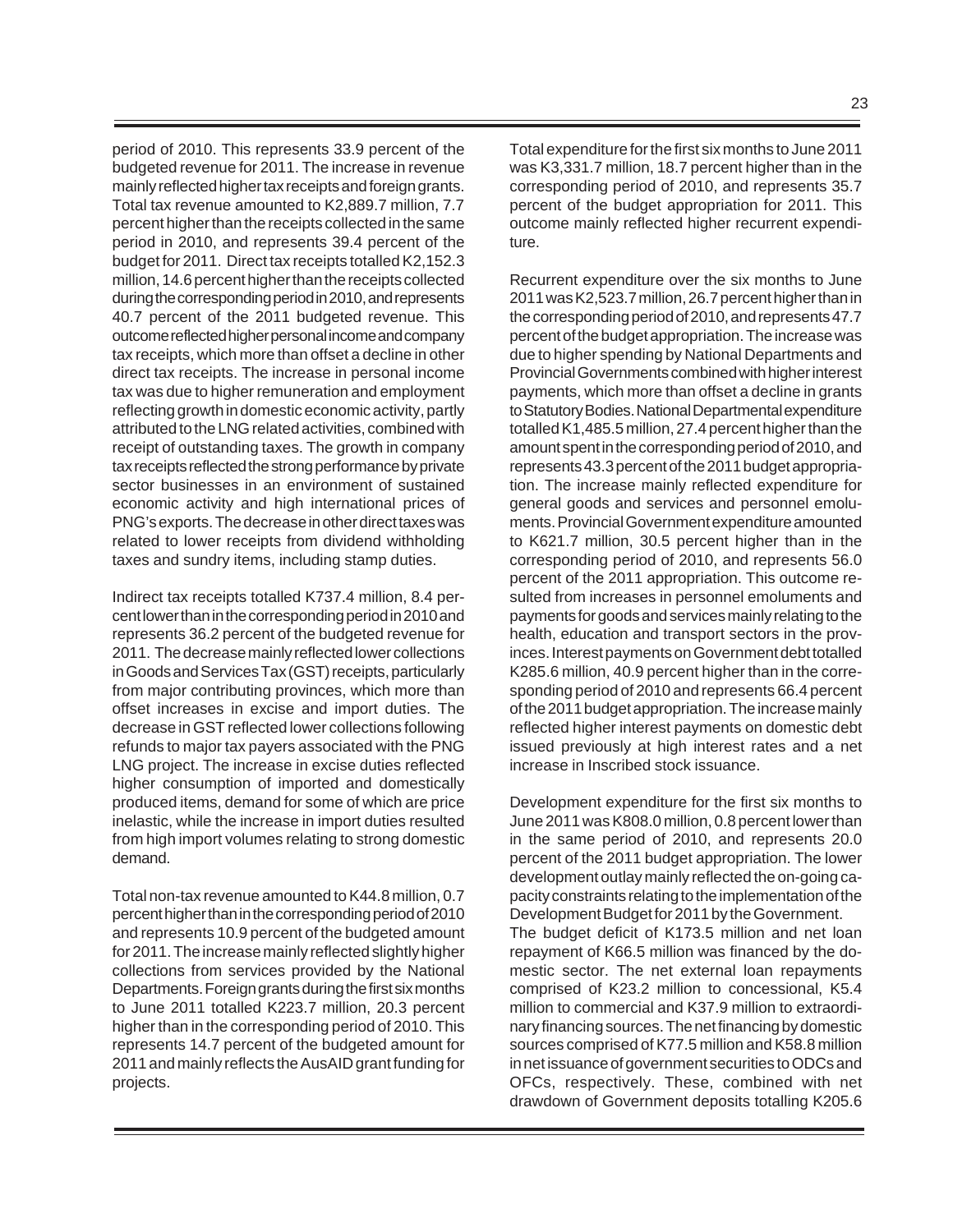period of 2010. This represents 33.9 percent of the budgeted revenue for 2011. The increase in revenue mainly reflected higher tax receipts and foreign grants. Total tax revenue amounted to K2,889.7 million, 7.7 percent higher than the receipts collected in the same period in 2010, and represents 39.4 percent of the budget for 2011. Direct tax receipts totalled K2,152.3 million, 14.6 percent higher than the receipts collected during the corresponding period in 2010, and represents 40.7 percent of the 2011 budgeted revenue. This outcome reflected higher personal income and company tax receipts, which more than offset a decline in other direct tax receipts. The increase in personal income tax was due to higher remuneration and employment reflecting growth in domestic economic activity, partly attributed to the LNG related activities, combined with receipt of outstanding taxes. The growth in company tax receipts reflected the strong performance by private sector businesses in an environment of sustained economic activity and high international prices of PNG's exports. The decrease in other direct taxes was related to lower receipts from dividend withholding taxes and sundry items, including stamp duties.

Indirect tax receipts totalled K737.4 million, 8.4 percent lower than in the corresponding period in 2010 and represents 36.2 percent of the budgeted revenue for 2011. The decrease mainly reflected lower collections in Goods and Services Tax (GST) receipts, particularly from major contributing provinces, which more than offset increases in excise and import duties. The decrease in GST reflected lower collections following refunds to major tax payers associated with the PNG LNG project. The increase in excise duties reflected higher consumption of imported and domestically produced items, demand for some of which are price inelastic, while the increase in import duties resulted from high import volumes relating to strong domestic demand.

Total non-tax revenue amounted to K44.8 million, 0.7 percent higher than in the corresponding period of 2010 and represents 10.9 percent of the budgeted amount for 2011. The increase mainly reflected slightly higher collections from services provided by the National Departments. Foreign grants during the first six months to June 2011 totalled K223.7 million, 20.3 percent higher than in the corresponding period of 2010. This represents 14.7 percent of the budgeted amount for 2011 and mainly reflects the AusAID grant funding for projects.

Total expenditure for the first six months to June 2011 was K3,331.7 million, 18.7 percent higher than in the corresponding period of 2010, and represents 35.7 percent of the budget appropriation for 2011. This outcome mainly reflected higher recurrent expenditure.

Recurrent expenditure over the six months to June 2011 was K2,523.7 million, 26.7 percent higher than in the corresponding period of 2010, and represents 47.7 percent of the budget appropriation. The increase was due to higher spending by National Departments and Provincial Governments combined with higher interest payments, which more than offset a decline in grants to Statutory Bodies. National Departmental expenditure totalled K1,485.5 million, 27.4 percent higher than the amount spent in the corresponding period of 2010, and represents 43.3 percent of the 2011 budget appropriation. The increase mainly reflected expenditure for general goods and services and personnel emoluments. Provincial Government expenditure amounted to K621.7 million, 30.5 percent higher than in the corresponding period of 2010, and represents 56.0 percent of the 2011 appropriation. This outcome resulted from increases in personnel emoluments and payments for goods and services mainly relating to the health, education and transport sectors in the provinces. Interest payments on Government debt totalled K285.6 million, 40.9 percent higher than in the corresponding period of 2010 and represents 66.4 percent of the 2011 budget appropriation. The increase mainly reflected higher interest payments on domestic debt issued previously at high interest rates and a net increase in Inscribed stock issuance.

Development expenditure for the first six months to June 2011 was K808.0 million, 0.8 percent lower than in the same period of 2010, and represents 20.0 percent of the 2011 budget appropriation. The lower development outlay mainly reflected the on-going capacity constraints relating to the implementation of the Development Budget for 2011 by the Government.
The budget deficit of K173.5 million and net loan repayment of K66.5 million was financed by the domestic sector. The net external loan repayments comprised of K23.2 million to concessional, K5.4 million to commercial and K37.9 million to extraordinary financing sources. The net financing by domestic sources comprised of K77.5 million and K58.8 million in net issuance of government securities to ODCs and OFCs, respectively. These, combined with net drawdown of Government deposits totalling K205.6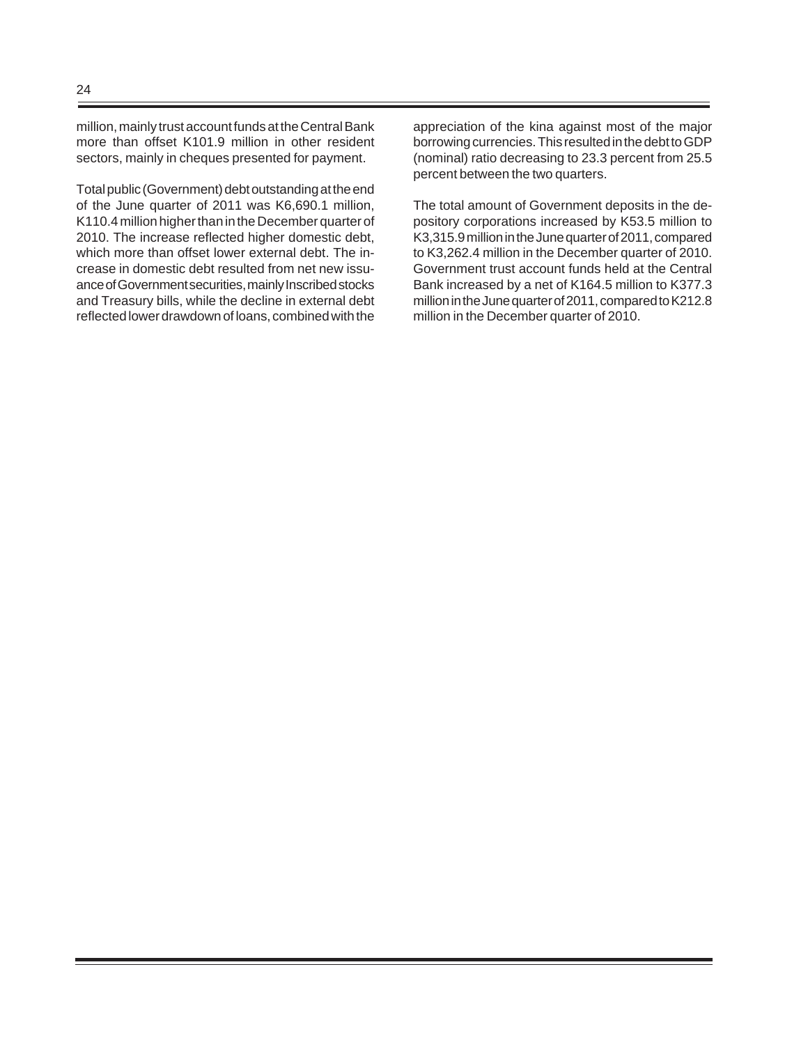million, mainly trust account funds at the Central Bank more than offset K101.9 million in other resident sectors, mainly in cheques presented for payment.

Total public (Government) debt outstanding at the end of the June quarter of 2011 was K6,690.1 million, K110.4 million higher than in the December quarter of 2010. The increase reflected higher domestic debt, which more than offset lower external debt. The increase in domestic debt resulted from net new issuance of Government securities, mainly Inscribed stocks and Treasury bills, while the decline in external debt reflected lower drawdown of loans, combined with the appreciation of the kina against most of the major borrowing currencies. This resulted in the debt to GDP (nominal) ratio decreasing to 23.3 percent from 25.5 percent between the two quarters.

The total amount of Government deposits in the depository corporations increased by K53.5 million to K3,315.9 million in the June quarter of 2011, compared to K3,262.4 million in the December quarter of 2010. Government trust account funds held at the Central Bank increased by a net of K164.5 million to K377.3 million in the June quarter of 2011, compared to K212.8 million in the December quarter of 2010.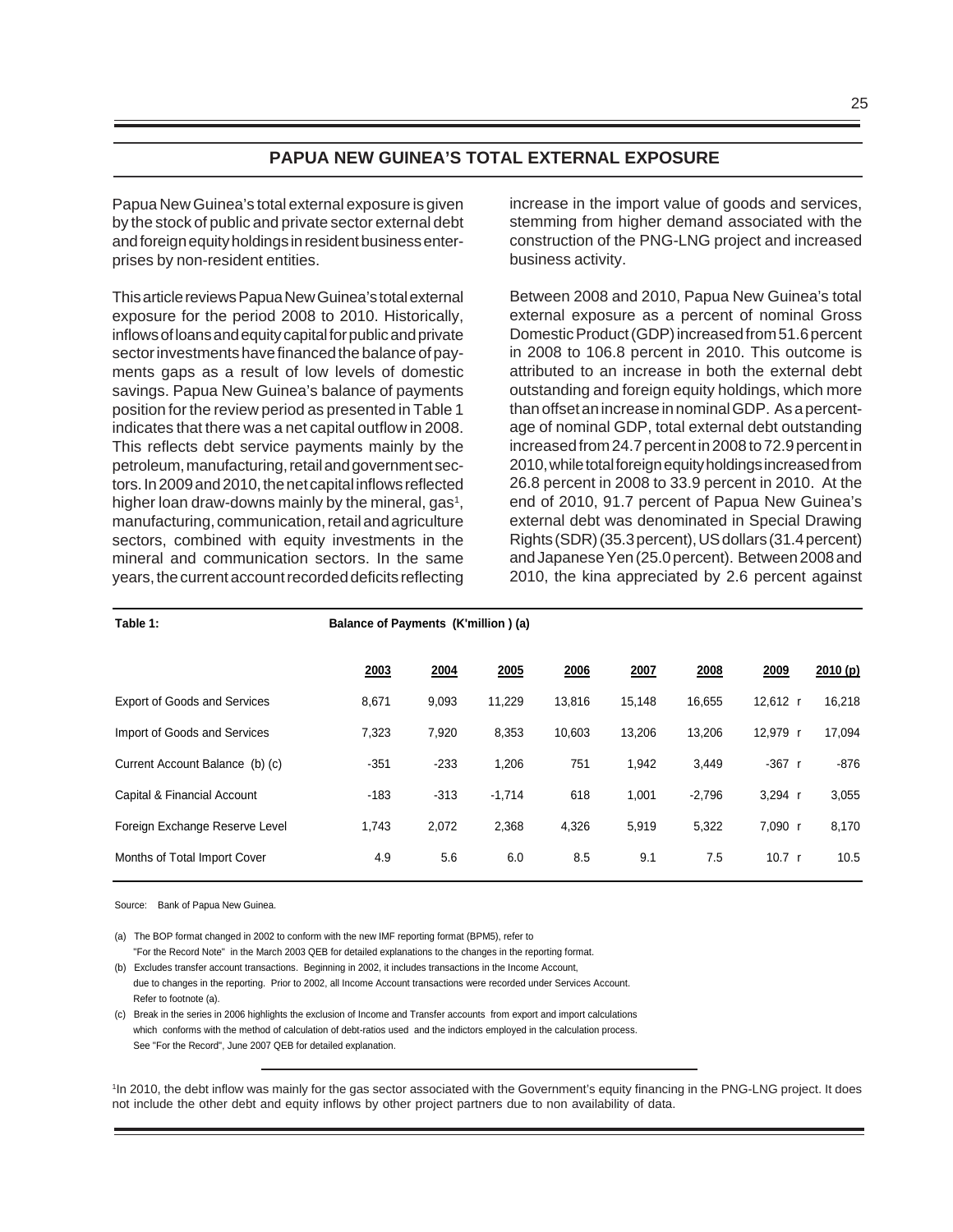## PAPUA NEW GUINEA'S TOTAL EXTERNAL EXPOSURE

Papua New Guinea's total external exposure is given by the stock of public and private sector external debt and foreign equity holdings in resident business enterprises by non-resident entities.

This article reviews Papua New Guinea's total external exposure for the period 2008 to 2010. Historically, inflows of loans and equity capital for public and private sector investments have financed the balance of payments gaps as a result of low levels of domestic savings. Papua New Guinea's balance of payments position for the review period as presented in Table 1 indicates that there was a net capital outflow in 2008. This reflects debt service payments mainly by the petroleum, manufacturing, retail and government sectors. In 2009 and 2010, the net capital inflows reflected higher loan draw-downs mainly by the mineral, gas[1], manufacturing, communication, retail and agriculture sectors, combined with equity investments in the mineral and communication sectors. In the same years, the current account recorded deficits reflecting increase in the import value of goods and services, stemming from higher demand associated with the construction of the PNG-LNG project and increased business activity.

Between 2008 and 2010, Papua New Guinea's total external exposure as a percent of nominal Gross Domestic Product (GDP) increased from 51.6 percent in 2008 to 106.8 percent in 2010. This outcome is attributed to an increase in both the external debt outstanding and foreign equity holdings, which more than offset an increase in nominal GDP. As a percentage of nominal GDP, total external debt outstanding increased from 24.7 percent in 2008 to 72.9 percent in 2010, while total foreign equity holdings increased from 26.8 percent in 2008 to 33.9 percent in 2010. At the end of 2010, 91.7 percent of Papua New Guinea's external debt was denominated in Special Drawing Rights (SDR) (35.3 percent), US dollars (31.4 percent) and Japanese Yen (25.0 percent). Between 2008 and 2010, the kina appreciated by 2.6 percent against

**Table 1: Balance of Payments (K'million ) (a)**

| | 2003 | 2004 | 2005 | 2006 | 2007 | 2008 | 2009 | 2010 (p) |
|---|---|---|---|---|---|---|---|---|
| Export of Goods and Services | 8,671 | 9,093 | 11,229 | 13,816 | 15,148 | 16,655 | 12,612 r | 16,218 |
| Import of Goods and Services | 7,323 | 7,920 | 8,353 | 10,603 | 13,206 | 13,206 | 12,979 r | 17,094 |
| Current Account Balance (b) (c) | -351 | -233 | 1,206 | 751 | 1,942 | 3,449 | -367 r | -876 |
| Capital & Financial Account | -183 | -313 | -1,714 | 618 | 1,001 | -2,796 | 3,294 r | 3,055 |
| Foreign Exchange Reserve Level | 1,743 | 2,072 | 2,368 | 4,326 | 5,919 | 5,322 | 7,090 r | 8,170 |
| Months of Total Import Cover | 4.9 | 5.6 | 6.0 | 8.5 | 9.1 | 7.5 | 10.7 r | 10.5 |

Source: Bank of Papua New Guinea.

(a) The BOP format changed in 2002 to conform with the new IMF reporting format (BPM5), refer to "For the Record Note" in the March 2003 QEB for detailed explanations to the changes in the reporting format.

(b) Excludes transfer account transactions. Beginning in 2002, it includes transactions in the Income Account, due to changes in the reporting. Prior to 2002, all Income Account transactions were recorded under Services Account. Refer to footnote (a).

(c) Break in the series in 2006 highlights the exclusion of Income and Transfer accounts from export and import calculations which conforms with the method of calculation of debt-ratios used and the indictors employed in the calculation process. See "For the Record", June 2007 QEB for detailed explanation.

[1] In 2010, the debt inflow was mainly for the gas sector associated with the Government's equity financing in the PNG-LNG project. It does not include the other debt and equity inflows by other project partners due to non availability of data.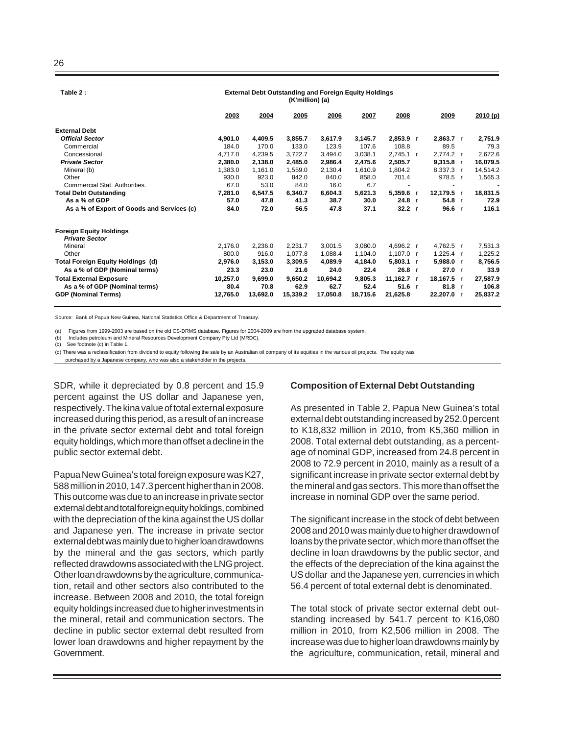**Table 2 :** **External Debt Outstanding and Foreign Equity Holdings (K'million) (a)**

| | 2003 | 2004 | 2005 | 2006 | 2007 | 2008 | 2009 | 2010 (p) |
|---|---|---|---|---|---|---|---|---|
| **External Debt** | | | | | | | | |
| ***Official Sector*** | **4,901.0** | **4,409.5** | **3,855.7** | **3,617.9** | **3,145.7** | **2,853.9** r | **2,863.7** r | **2,751.9** |
| Commercial | 184.0 | 170.0 | 133.0 | 123.9 | 107.6 | 108.8 | 89.5 | 79.3 |
| Concessional | 4,717.0 | 4,239.5 | 3,722.7 | 3,494.0 | 3,038.1 | 2,745.1 r | 2,774.2 r | 2,672.6 |
| ***Private Sector*** | **2,380.0** | **2,138.0** | **2,485.0** | **2,986.4** | **2,475.6** | **2,505.7** | **9,315.8** r | **16,079.5** |
| Mineral (b) | 1,383.0 | 1,161.0 | 1,559.0 | 2,130.4 | 1,610.9 | 1,804.2 | 8,337.3 r | 14,514.2 |
| Other | 930.0 | 923.0 | 842.0 | 840.0 | 858.0 | 701.4 | 978.5 r | 1,565.3 |
| Commercial Stat. Authorities. | 67.0 | 53.0 | 84.0 | 16.0 | 6.7 | - | - | - |
| **Total Debt Outstanding** | **7,281.0** | **6,547.5** | **6,340.7** | **6,604.3** | **5,621.3** | **5,359.6** r | **12,179.5** r | **18,831.5** |
| **As a % of GDP** | **57.0** | **47.8** | **41.3** | **38.7** | **30.0** | **24.8** r | **54.8** r | **72.9** |
| **As a % of Export of Goods and Services (c)** | **84.0** | **72.0** | **56.5** | **47.8** | **37.1** | **32.2** r | **96.6** r | **116.1** |
| **Foreign Equity Holdings** | | | | | | | | |
| ***Private Sector*** | | | | | | | | |
| Mineral | 2,176.0 | 2,236.0 | 2,231.7 | 3,001.5 | 3,080.0 | 4,696.2 r | 4,762.5 r | 7,531.3 |
| Other | 800.0 | 916.0 | 1,077.8 | 1,088.4 | 1,104.0 | 1,107.0 r | 1,225.4 r | 1,225.2 |
| **Total Foreign Equity Holdings (d)** | **2,976.0** | **3,153.0** | **3,309.5** | **4,089.9** | **4,184.0** | **5,803.1** r | **5,988.0** r | **8,756.5** |
| **As a % of GDP (Nominal terms)** | **23.3** | **23.0** | **21.6** | **24.0** | **22.4** | **26.8** r | **27.0** r | **33.9** |
| **Total External Exposure** | **10,257.0** | **9,699.0** | **9,650.2** | **10,694.2** | **9,805.3** | **11,162.7** r | **18,167.5** r | **27,587.9** |
| **As a % of GDP (Nominal terms)** | **80.4** | **70.8** | **62.9** | **62.7** | **52.4** | **51.6** r | **81.8** r | **106.8** |
| **GDP (Nominal Terms)** | **12,765.0** | **13,692.0** | **15,339.2** | **17,050.8** | **18,715.6** | **21,625.8** | **22,207.0** r | **25,837.2** |

Source: Bank of Papua New Guinea, National Statistics Office & Department of Treasury.

(a) Figures from 1999-2003 are based on the old CS-DRMS database. Figures for 2004-2009 are from the upgraded database system.
(b) Includes petroleum and Mineral Resources Development Company Pty Ltd (MRDC).
(c) See footnote (c) in Table 1.
(d) There was a reclassification from dividend to equity following the sale by an Australian oil company of its equities in the various oil projects. The equity was purchased by a Japanese company, who was also a stakeholder in the projects.

SDR, while it depreciated by 0.8 percent and 15.9 percent against the US dollar and Japanese yen, respectively. The kina value of total external exposure increased during this period, as a result of an increase in the private sector external debt and total foreign equity holdings, which more than offset a decline in the public sector external debt.

Papua New Guinea's total foreign exposure was K27, 588 million in 2010, 147.3 percent higher than in 2008. This outcome was due to an increase in private sector external debt and total foreign equity holdings, combined with the depreciation of the kina against the US dollar and Japanese yen. The increase in private sector external debt was mainly due to higher loan drawdowns by the mineral and the gas sectors, which partly reflected drawdowns associated with the LNG project. Other loan drawdowns by the agriculture, communication, retail and other sectors also contributed to the increase. Between 2008 and 2010, the total foreign equity holdings increased due to higher investments in the mineral, retail and communication sectors. The decline in public sector external debt resulted from lower loan drawdowns and higher repayment by the Government.

**Composition of External Debt Outstanding**

As presented in Table 2, Papua New Guinea's total external debt outstanding increased by 252.0 percent to K18,832 million in 2010, from K5,360 million in 2008. Total external debt outstanding, as a percentage of nominal GDP, increased from 24.8 percent in 2008 to 72.9 percent in 2010, mainly as a result of a significant increase in private sector external debt by the mineral and gas sectors. This more than offset the increase in nominal GDP over the same period.

The significant increase in the stock of debt between 2008 and 2010 was mainly due to higher drawdown of loans by the private sector, which more than offset the decline in loan drawdowns by the public sector, and the effects of the depreciation of the kina against the US dollar and the Japanese yen, currencies in which 56.4 percent of total external debt is denominated.

The total stock of private sector external debt outstanding increased by 541.7 percent to K16,080 million in 2010, from K2,506 million in 2008. The increase was due to higher loan drawdowns mainly by the agriculture, communication, retail, mineral and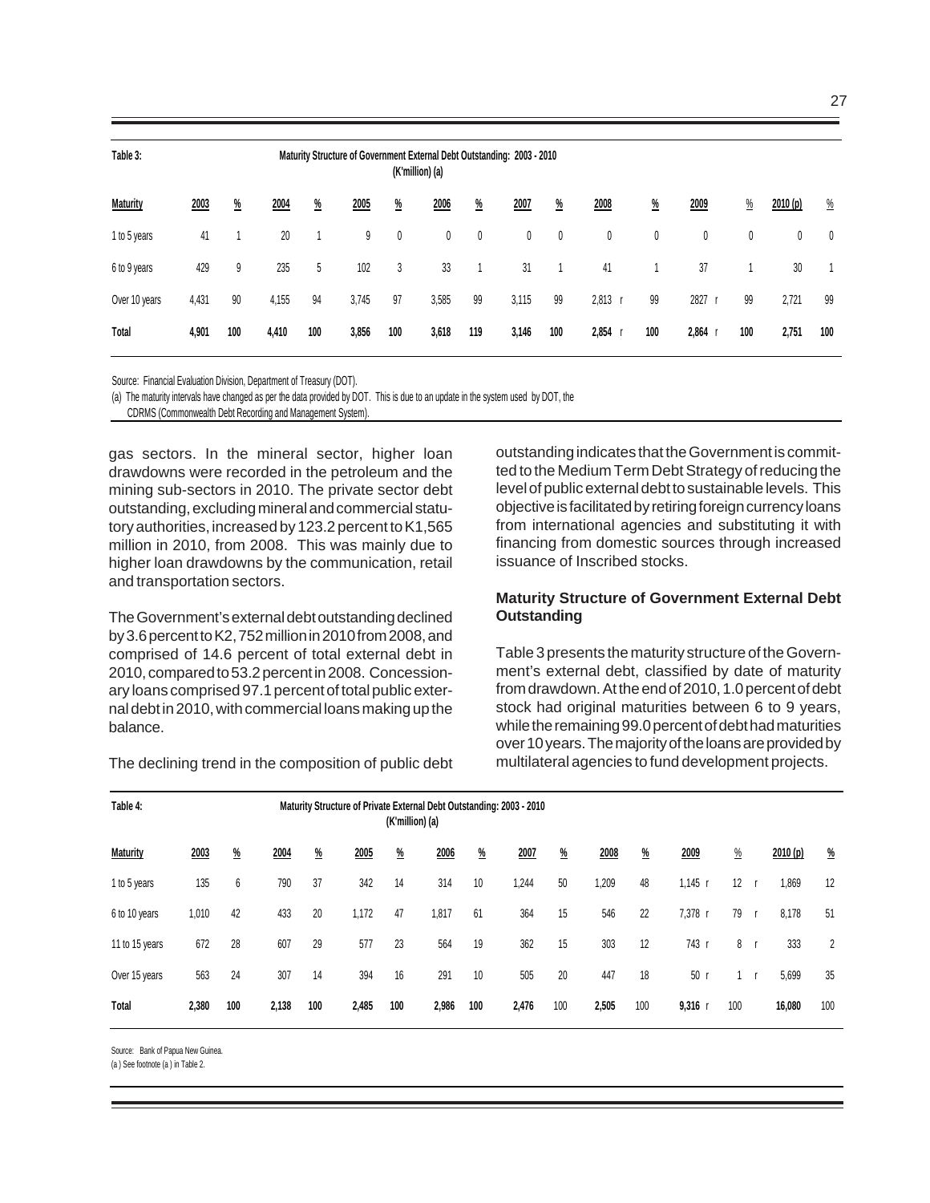**Table 3: Maturity Structure of Government External Debt Outstanding: 2003 - 2010 (K'million) (a)**

| Maturity | 2003 | % | 2004 | % | 2005 | % | 2006 | % | 2007 | % | 2008 | % | 2009 | % | 2010 (p) | % |
|---|---|---|---|---|---|---|---|---|---|---|---|---|---|---|---|---|
| 1 to 5 years | 41 | 1 | 20 | 1 | 9 | 0 | 0 | 0 | 0 | 0 | 0 | 0 | 0 | 0 | 0 | 0 |
| 6 to 9 years | 429 | 9 | 235 | 5 | 102 | 3 | 33 | 1 | 31 | 1 | 41 | 1 | 37 | 1 | 30 | 1 |
| Over 10 years | 4,431 | 90 | 4,155 | 94 | 3,745 | 97 | 3,585 | 99 | 3,115 | 99 | 2,813 r | 99 | 2827 r | 99 | 2,721 | 99 |
| **Total** | **4,901** | **100** | **4,410** | **100** | **3,856** | **100** | **3,618** | **119** | **3,146** | **100** | **2,854** r | **100** | **2,864** r | **100** | **2,751** | **100** |

Source: Financial Evaluation Division, Department of Treasury (DOT).

(a) The maturity intervals have changed as per the data provided by DOT. This is due to an update in the system used by DOT, the CDRMS (Commonwealth Debt Recording and Management System).

gas sectors. In the mineral sector, higher loan drawdowns were recorded in the petroleum and the mining sub-sectors in 2010. The private sector debt outstanding, excluding mineral and commercial statutory authorities, increased by 123.2 percent to K1,565 million in 2010, from 2008. This was mainly due to higher loan drawdowns by the communication, retail and transportation sectors.

The Government's external debt outstanding declined by 3.6 percent to K2,752 million in 2010 from 2008, and comprised of 14.6 percent of total external debt in 2010, compared to 53.2 percent in 2008. Concessionary loans comprised 97.1 percent of total public external debt in 2010, with commercial loans making up the balance.

The declining trend in the composition of public debt outstanding indicates that the Government is committed to the Medium Term Debt Strategy of reducing the level of public external debt to sustainable levels. This objective is facilitated by retiring foreign currency loans from international agencies and substituting it with financing from domestic sources through increased issuance of Inscribed stocks.

### Maturity Structure of Government External Debt Outstanding

Table 3 presents the maturity structure of the Government's external debt, classified by date of maturity from drawdown. At the end of 2010, 1.0 percent of debt stock had original maturities between 6 to 9 years, while the remaining 99.0 percent of debt had maturities over 10 years. The majority of the loans are provided by multilateral agencies to fund development projects.

**Table 4: Maturity Structure of Private External Debt Outstanding: 2003 - 2010 (K'million) (a)**

| Maturity | 2003 | % | 2004 | % | 2005 | % | 2006 | % | 2007 | % | 2008 | % | 2009 | % | 2010 (p) | % |
|---|---|---|---|---|---|---|---|---|---|---|---|---|---|---|---|---|
| 1 to 5 years | 135 | 6 | 790 | 37 | 342 | 14 | 314 | 10 | 1,244 | 50 | 1,209 | 48 | 1,145 r | 12 r | 1,869 | 12 |
| 6 to 10 years | 1,010 | 42 | 433 | 20 | 1,172 | 47 | 1,817 | 61 | 364 | 15 | 546 | 22 | 7,378 r | 79 r | 8,178 | 51 |
| 11 to 15 years | 672 | 28 | 607 | 29 | 577 | 23 | 564 | 19 | 362 | 15 | 303 | 12 | 743 r | 8 r | 333 | 2 |
| Over 15 years | 563 | 24 | 307 | 14 | 394 | 16 | 291 | 10 | 505 | 20 | 447 | 18 | 50 r | 1 r | 5,699 | 35 |
| **Total** | **2,380** | **100** | **2,138** | **100** | **2,485** | **100** | **2,986** | **100** | **2,476** | 100 | **2,505** | 100 | **9,316** r | 100 | **16,080** | 100 |

Source: Bank of Papua New Guinea.

(a ) See footnote (a ) in Table 2.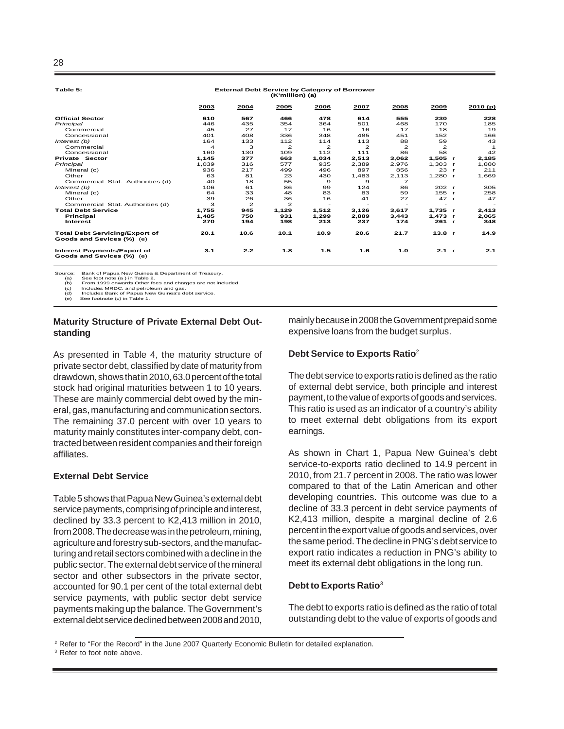**Table 5: External Debt Service by Category of Borrower (K'million) (a)**

| | 2003 | 2004 | 2005 | 2006 | 2007 | 2008 | 2009 | 2010 (p) |
|---|---|---|---|---|---|---|---|---|
| **Official Sector** | **610** | **567** | **466** | **478** | **614** | **555** | **230** | **228** |
| *Principal* | 446 | 435 | 354 | 364 | 501 | 468 | 170 | 185 |
| Commercial | 45 | 27 | 17 | 16 | 16 | 17 | 18 | 19 |
| Concessional | 401 | 408 | 336 | 348 | 485 | 451 | 152 | 166 |
| *Interest (b)* | 164 | 133 | 112 | 114 | 113 | 88 | 59 | 43 |
| Commercial | 4 | 3 | 2 | 2 | 2 | 2 | 2 | 1 |
| Concessional | 160 | 130 | 109 | 112 | 111 | 86 | 58 | 42 |
| **Private Sector** | **1,145** | **377** | **663** | **1,034** | **2,513** | **3,062** | **1,505 r** | **2,185** |
| *Principal* | 1,039 | 316 | 577 | 935 | 2,389 | 2,976 | 1,303 r | 1,880 |
| Mineral (c) | 936 | 217 | 499 | 496 | 897 | 856 | 23 r | 211 |
| Other | 63 | 81 | 23 | 430 | 1,483 | 2,113 | 1,280 r | 1,669 |
| Commercial Stat. Authorities (d) | 40 | 18 | 55 | 9 | 9 | 7 | - | - |
| *Interest (b)* | 106 | 61 | 86 | 99 | 124 | 86 | 202 r | 305 |
| Mineral (c) | 64 | 33 | 48 | 83 | 83 | 59 | 155 r | 258 |
| Other | 39 | 26 | 36 | 16 | 41 | 27 | 47 r | 47 |
| Commercial Stat. Authorities (d) | 3 | 2 | 2 | - | - | - | - | - |
| **Total Debt Service** | **1,755** | **945** | **1,129** | **1,512** | **3,126** | **3,617** | **1,735 r** | **2,413** |
| **Principal** | **1,485** | **750** | **931** | **1,299** | **2,889** | **3,443** | **1,473 r** | **2,065** |
| **Interest** | **270** | **194** | **198** | **213** | **237** | **174** | **261 r** | **348** |
| **Total Debt Servicing/Export of Goods and Sevices (%)** (e) | **20.1** | **10.6** | **10.1** | **10.9** | **20.6** | **21.7** | **13.8 r** | **14.9** |
| **Interest Payments/Export of Goods and Sevices (%)** (e) | **3.1** | **2.2** | **1.8** | **1.5** | **1.6** | **1.0** | **2.1 r** | **2.1** |

Source: Bank of Papua New Guinea & Department of Treasury.
(a) See foot note (a ) in Table 2.
(b) From 1999 onwards Other fees and charges are not included.
(c) Includes MRDC, and petroleum and gas.
(d) Includes Bank of Papua New Guinea's debt service.
(e) See footnote (c) in Table 1.

### Maturity Structure of Private External Debt Outstanding

As presented in Table 4, the maturity structure of private sector debt, classified by date of maturity from drawdown, shows that in 2010, 63.0 percent of the total stock had original maturities between 1 to 10 years. These are mainly commercial debt owed by the mineral, gas, manufacturing and communication sectors. The remaining 37.0 percent with over 10 years to maturity mainly constitutes inter-company debt, contracted between resident companies and their foreign affiliates.

### External Debt Service

Table 5 shows that Papua New Guinea's external debt service payments, comprising of principle and interest, declined by 33.3 percent to K2,413 million in 2010, from 2008. The decrease was in the petroleum, mining, agriculture and forestry sub-sectors, and the manufacturing and retail sectors combined with a decline in the public sector. The external debt service of the mineral sector and other subsectors in the private sector, accounted for 90.1 per cent of the total external debt service payments, with public sector debt service payments making up the balance. The Government's external debt service declined between 2008 and 2010, mainly because in 2008 the Government prepaid some expensive loans from the budget surplus.

### Debt Service to Exports Ratio[2]

The debt service to exports ratio is defined as the ratio of external debt service, both principle and interest payment, to the value of exports of goods and services. This ratio is used as an indicator of a country's ability to meet external debt obligations from its export earnings.

As shown in Chart 1, Papua New Guinea's debt service-to-exports ratio declined to 14.9 percent in 2010, from 21.7 percent in 2008. The ratio was lower compared to that of the Latin American and other developing countries. This outcome was due to a decline of 33.3 percent in debt service payments of K2,413 million, despite a marginal decline of 2.6 percent in the export value of goods and services, over the same period. The decline in PNG's debt service to export ratio indicates a reduction in PNG's ability to meet its external debt obligations in the long run.

### Debt to Exports Ratio[3]

The debt to exports ratio is defined as the ratio of total outstanding debt to the value of exports of goods and

[2] Refer to "For the Record" in the June 2007 Quarterly Economic Bulletin for detailed explanation.

[3] Refer to foot note above.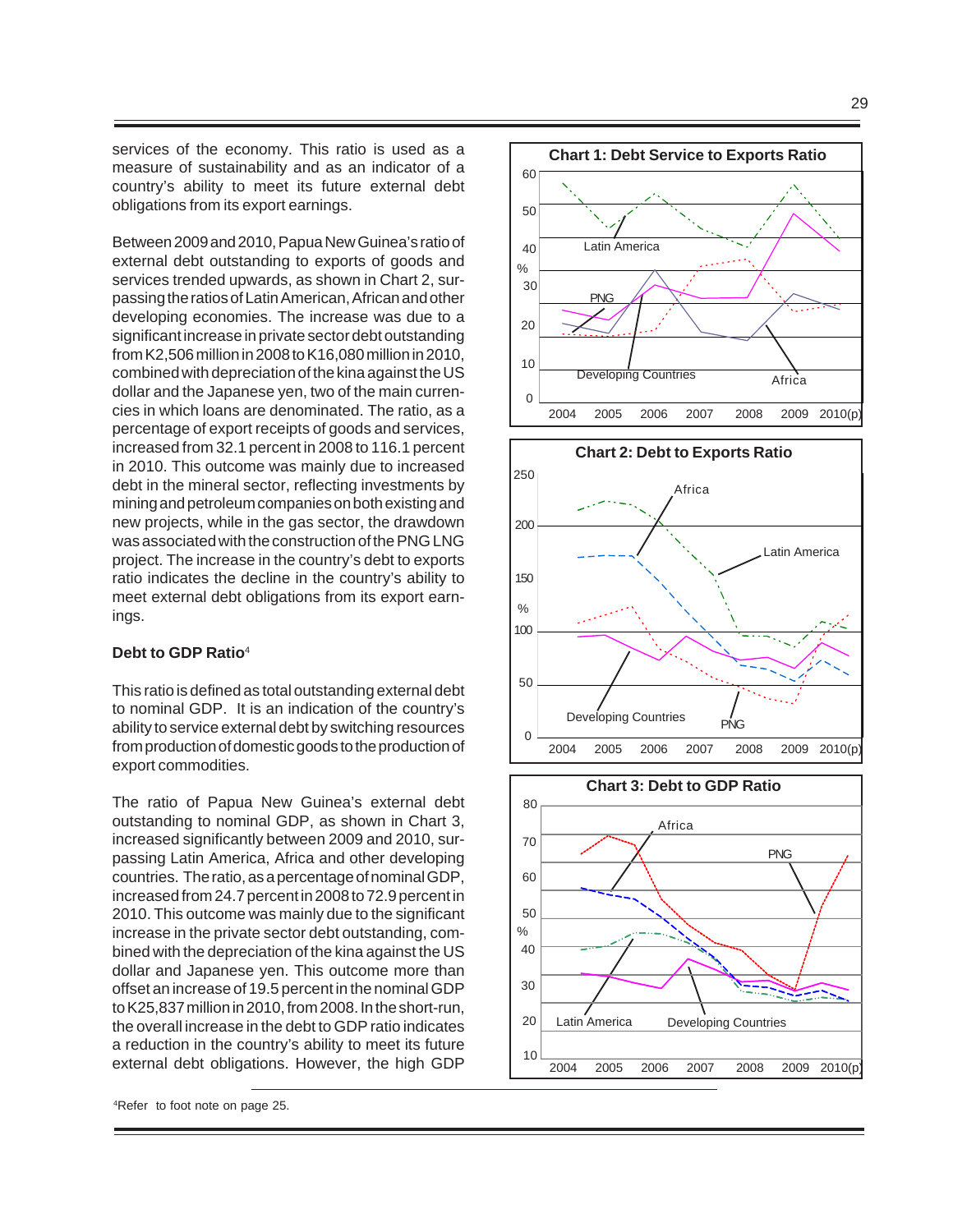services of the economy. This ratio is used as a measure of sustainability and as an indicator of a country's ability to meet its future external debt obligations from its export earnings.

Between 2009 and 2010, Papua New Guinea's ratio of external debt outstanding to exports of goods and services trended upwards, as shown in Chart 2, surpassing the ratios of Latin American, African and other developing economies. The increase was due to a significant increase in private sector debt outstanding from K2,506 million in 2008 to K16,080 million in 2010, combined with depreciation of the kina against the US dollar and the Japanese yen, two of the main currencies in which loans are denominated. The ratio, as a percentage of export receipts of goods and services, increased from 32.1 percent in 2008 to 116.1 percent in 2010. This outcome was mainly due to increased debt in the mineral sector, reflecting investments by mining and petroleum companies on both existing and new projects, while in the gas sector, the drawdown was associated with the construction of the PNG LNG project. The increase in the country's debt to exports ratio indicates the decline in the country's ability to meet external debt obligations from its export earnings.

**Debt to GDP Ratio**[4]

This ratio is defined as total outstanding external debt to nominal GDP. It is an indication of the country's ability to service external debt by switching resources from production of domestic goods to the production of export commodities.

The ratio of Papua New Guinea's external debt outstanding to nominal GDP, as shown in Chart 3, increased significantly between 2009 and 2010, surpassing Latin America, Africa and other developing countries. The ratio, as a percentage of nominal GDP, increased from 24.7 percent in 2008 to 72.9 percent in 2010. This outcome was mainly due to the significant increase in the private sector debt outstanding, combined with the depreciation of the kina against the US dollar and Japanese yen. This outcome more than offset an increase of 19.5 percent in the nominal GDP to K25,837 million in 2010, from 2008. In the short-run, the overall increase in the debt to GDP ratio indicates a reduction in the country's ability to meet its future external debt obligations. However, the high GDP

**Chart 1: Debt Service to Exports Ratio**

**Chart 2: Debt to Exports Ratio**

**Chart 3: Debt to GDP Ratio**

[4]Refer to foot note on page 25.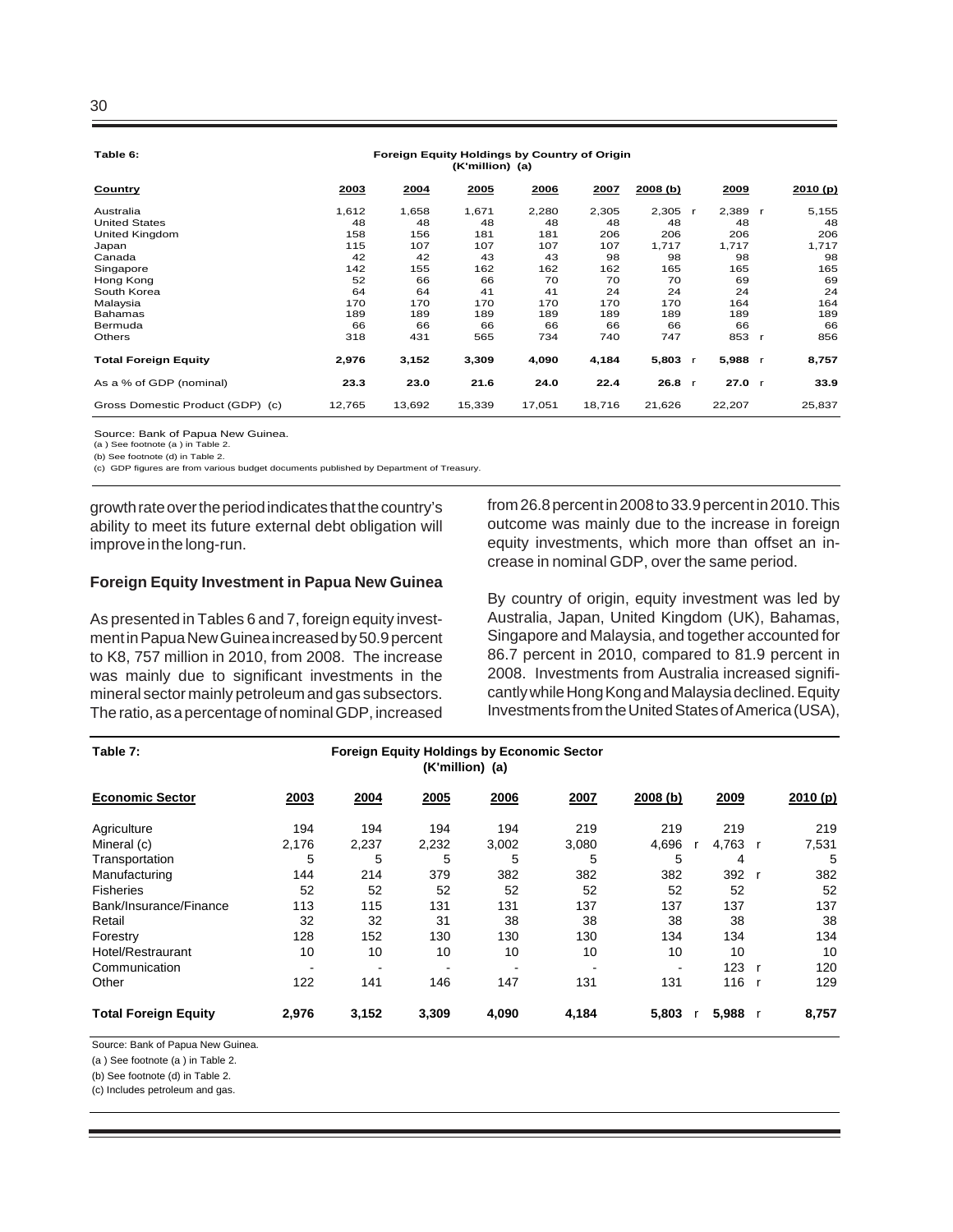**Table 6:** **Foreign Equity Holdings by Country of Origin (K'million) (a)**

| Country | 2003 | 2004 | 2005 | 2006 | 2007 | 2008 (b) | 2009 | 2010 (p) |
|---|---|---|---|---|---|---|---|---|
| Australia | 1,612 | 1,658 | 1,671 | 2,280 | 2,305 | 2,305 r | 2,389 r | 5,155 |
| United States | 48 | 48 | 48 | 48 | 48 | 48 | 48 | 48 |
| United Kingdom | 158 | 156 | 181 | 181 | 206 | 206 | 206 | 206 |
| Japan | 115 | 107 | 107 | 107 | 107 | 1,717 | 1,717 | 1,717 |
| Canada | 42 | 42 | 43 | 43 | 98 | 98 | 98 | 98 |
| Singapore | 142 | 155 | 162 | 162 | 162 | 165 | 165 | 165 |
| Hong Kong | 52 | 66 | 66 | 70 | 70 | 70 | 69 | 69 |
| South Korea | 64 | 64 | 41 | 41 | 24 | 24 | 24 | 24 |
| Malaysia | 170 | 170 | 170 | 170 | 170 | 170 | 164 | 164 |
| Bahamas | 189 | 189 | 189 | 189 | 189 | 189 | 189 | 189 |
| Bermuda | 66 | 66 | 66 | 66 | 66 | 66 | 66 | 66 |
| Others | 318 | 431 | 565 | 734 | 740 | 747 | 853 r | 856 |
| **Total Foreign Equity** | **2,976** | **3,152** | **3,309** | **4,090** | **4,184** | **5,803** r | **5,988** r | **8,757** |
| As a % of GDP (nominal) | **23.3** | **23.0** | **21.6** | **24.0** | **22.4** | **26.8** r | **27.0** r | **33.9** |
| Gross Domestic Product (GDP) (c) | 12,765 | 13,692 | 15,339 | 17,051 | 18,716 | 21,626 | 22,207 | 25,837 |

Source: Bank of Papua New Guinea.
(a ) See footnote (a ) in Table 2.
(b) See footnote (d) in Table 2.
(c) GDP figures are from various budget documents published by Department of Treasury.

growth rate over the period indicates that the country's ability to meet its future external debt obligation will improve in the long-run.

### Foreign Equity Investment in Papua New Guinea

As presented in Tables 6 and 7, foreign equity investment in Papua New Guinea increased by 50.9 percent to K8, 757 million in 2010, from 2008. The increase was mainly due to significant investments in the mineral sector mainly petroleum and gas subsectors. The ratio, as a percentage of nominal GDP, increased from 26.8 percent in 2008 to 33.9 percent in 2010. This outcome was mainly due to the increase in foreign equity investments, which more than offset an increase in nominal GDP, over the same period.

By country of origin, equity investment was led by Australia, Japan, United Kingdom (UK), Bahamas, Singapore and Malaysia, and together accounted for 86.7 percent in 2010, compared to 81.9 percent in 2008. Investments from Australia increased significantly while Hong Kong and Malaysia declined. Equity Investments from the United States of America (USA),

**Table 7:** **Foreign Equity Holdings by Economic Sector (K'million) (a)**

| Economic Sector | 2003 | 2004 | 2005 | 2006 | 2007 | 2008 (b) | 2009 | 2010 (p) |
|---|---|---|---|---|---|---|---|---|
| Agriculture | 194 | 194 | 194 | 194 | 219 | 219 | 219 | 219 |
| Mineral (c) | 2,176 | 2,237 | 2,232 | 3,002 | 3,080 | 4,696 r | 4,763 r | 7,531 |
| Transportation | 5 | 5 | 5 | 5 | 5 | 5 | 4 | 5 |
| Manufacturing | 144 | 214 | 379 | 382 | 382 | 382 | 392 r | 382 |
| Fisheries | 52 | 52 | 52 | 52 | 52 | 52 | 52 | 52 |
| Bank/Insurance/Finance | 113 | 115 | 131 | 131 | 137 | 137 | 137 | 137 |
| Retail | 32 | 32 | 31 | 38 | 38 | 38 | 38 | 38 |
| Forestry | 128 | 152 | 130 | 130 | 130 | 134 | 134 | 134 |
| Hotel/Restraurant | 10 | 10 | 10 | 10 | 10 | 10 | 10 | 10 |
| Communication | - | - | - | - | - | - | 123 r | 120 |
| Other | 122 | 141 | 146 | 147 | 131 | 131 | 116 r | 129 |
| **Total Foreign Equity** | **2,976** | **3,152** | **3,309** | **4,090** | **4,184** | **5,803** r | **5,988** r | **8,757** |

Source: Bank of Papua New Guinea.
(a ) See footnote (a ) in Table 2.
(b) See footnote (d) in Table 2.
(c) Includes petroleum and gas.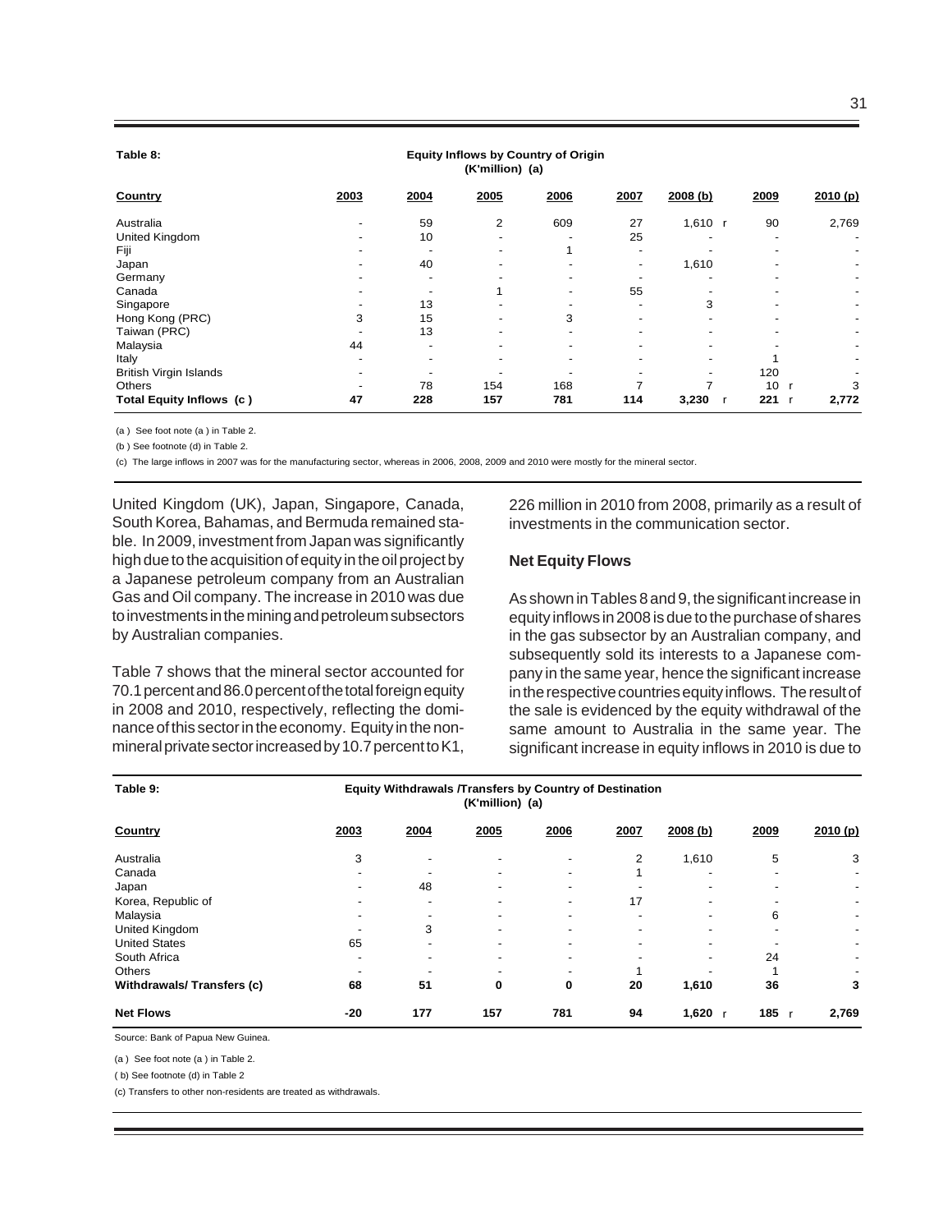**Table 8: Equity Inflows by Country of Origin (K'million) (a)**

| Country | 2003 | 2004 | 2005 | 2006 | 2007 | 2008 (b) | 2009 | 2010 (p) |
|---|---|---|---|---|---|---|---|---|
| Australia | - | 59 | 2 | 609 | 27 | 1,610 r | 90 | 2,769 |
| United Kingdom | - | 10 | - | - | 25 | - | - | - |
| Fiji | - | - | - | 1 | - | - | - | - |
| Japan | - | 40 | - | - | - | 1,610 | - | - |
| Germany | - | - | - | - | - | - | - | - |
| Canada | - | - | 1 | - | 55 | - | - | - |
| Singapore | - | 13 | - | - | - | 3 | - | - |
| Hong Kong (PRC) | 3 | 15 | - | 3 | - | - | - | - |
| Taiwan (PRC) | - | 13 | - | - | - | - | - | - |
| Malaysia | 44 | - | - | - | - | - | - | - |
| Italy | - | - | - | - | - | - | 1 | - |
| British Virgin Islands | - | - | - | - | - | - | 120 | - |
| Others | - | 78 | 154 | 168 | 7 | 7 | 10 r | 3 |
| **Total Equity Inflows (c )** | **47** | **228** | **157** | **781** | **114** | **3,230** r | **221** r | **2,772** |

(a ) See foot note (a ) in Table 2.

(b ) See footnote (d) in Table 2.

(c) The large inflows in 2007 was for the manufacturing sector, whereas in 2006, 2008, 2009 and 2010 were mostly for the mineral sector.

United Kingdom (UK), Japan, Singapore, Canada, South Korea, Bahamas, and Bermuda remained stable. In 2009, investment from Japan was significantly high due to the acquisition of equity in the oil project by a Japanese petroleum company from an Australian Gas and Oil company. The increase in 2010 was due to investments in the mining and petroleum subsectors by Australian companies.

Table 7 shows that the mineral sector accounted for 70.1 percent and 86.0 percent of the total foreign equity in 2008 and 2010, respectively, reflecting the dominance of this sector in the economy. Equity in the non-mineral private sector increased by 10.7 percent to K1, 226 million in 2010 from 2008, primarily as a result of investments in the communication sector.

**Net Equity Flows**

As shown in Tables 8 and 9, the significant increase in equity inflows in 2008 is due to the purchase of shares in the gas subsector by an Australian company, and subsequently sold its interests to a Japanese company in the same year, hence the significant increase in the respective countries equity inflows. The result of the sale is evidenced by the equity withdrawal of the same amount to Australia in the same year. The significant increase in equity inflows in 2010 is due to

**Table 9: Equity Withdrawals /Transfers by Country of Destination (K'million) (a)**

| Country | 2003 | 2004 | 2005 | 2006 | 2007 | 2008 (b) | 2009 | 2010 (p) |
|---|---|---|---|---|---|---|---|---|
| Australia | 3 | - | - | - | 2 | 1,610 | 5 | 3 |
| Canada | - | - | - | - | 1 | - | - | - |
| Japan | - | 48 | - | - | - | - | - | - |
| Korea, Republic of | - | - | - | - | 17 | - | - | - |
| Malaysia | - | - | - | - | - | - | 6 | - |
| United Kingdom | - | 3 | - | - | - | - | - | - |
| United States | 65 | - | - | - | - | - | - | - |
| South Africa | - | - | - | - | - | - | 24 | - |
| Others | - | - | - | - | 1 | - | 1 | - |
| **Withdrawals/ Transfers (c)** | **68** | **51** | **0** | **0** | **20** | **1,610** | **36** | **3** |
| **Net Flows** | **-20** | **177** | **157** | **781** | **94** | **1,620** r | **185** r | **2,769** |

Source: Bank of Papua New Guinea.

(a ) See foot note (a ) in Table 2.

( b) See footnote (d) in Table 2

(c) Transfers to other non-residents are treated as withdrawals.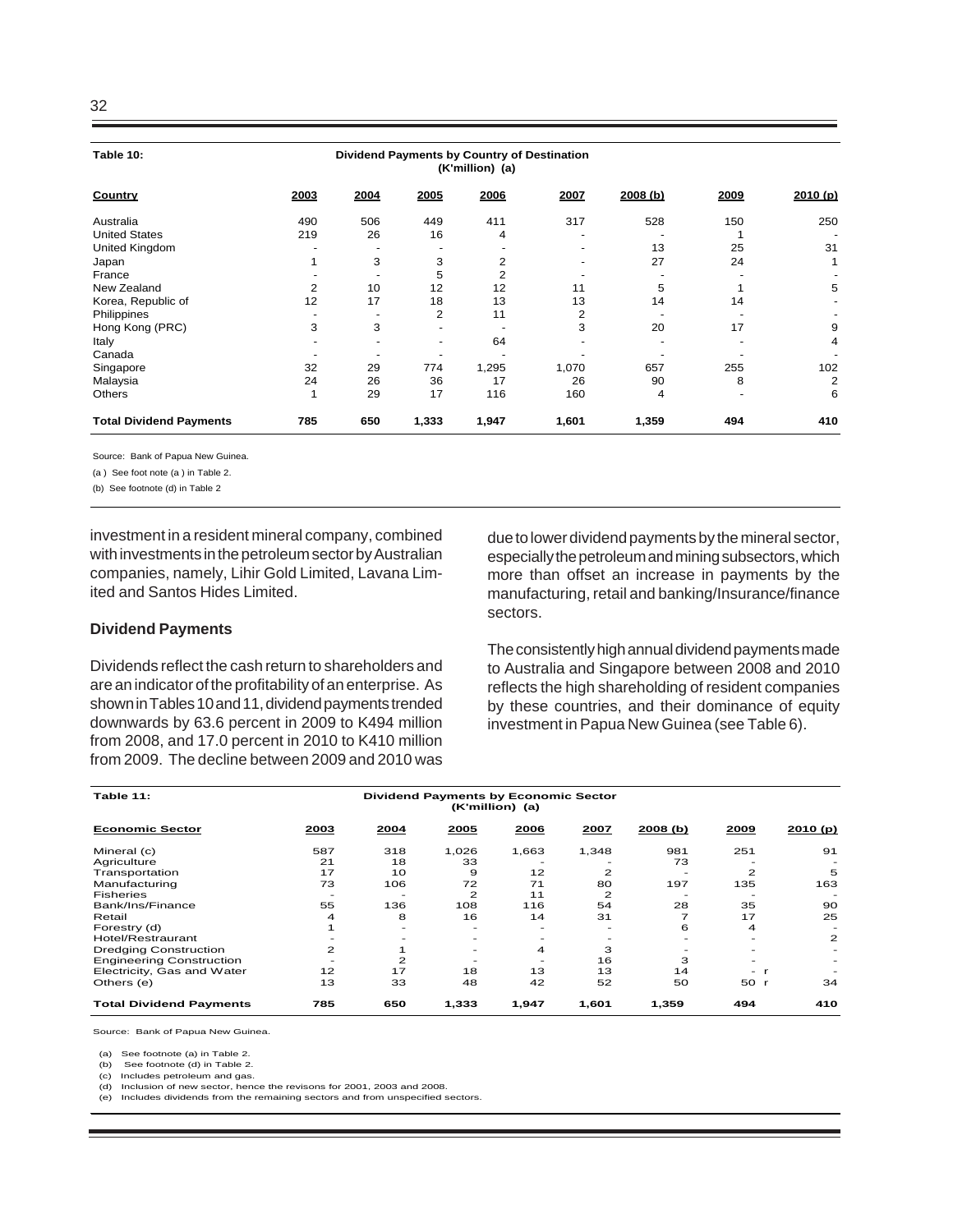**Table 10:** Dividend Payments by Country of Destination (K'million) (a)

| Country | 2003 | 2004 | 2005 | 2006 | 2007 | 2008 (b) | 2009 | 2010 (p) |
|---|---|---|---|---|---|---|---|---|
| Australia | 490 | 506 | 449 | 411 | 317 | 528 | 150 | 250 |
| United States | 219 | 26 | 16 | 4 | - | - | 1 | - |
| United Kingdom | - | - | - | - | - | 13 | 25 | 31 |
| Japan | 1 | 3 | 3 | 2 | - | 27 | 24 | 1 |
| France | - | - | 5 | 2 | - | - | - | - |
| New Zealand | 2 | 10 | 12 | 12 | 11 | 5 | 1 | 5 |
| Korea, Republic of | 12 | 17 | 18 | 13 | 13 | 14 | 14 | - |
| Philippines | - | - | 2 | 11 | 2 | - | - | - |
| Hong Kong (PRC) | 3 | 3 | - | - | 3 | 20 | 17 | 9 |
| Italy | - | - | - | 64 | - | - | - | 4 |
| Canada | - | - | - | - | - | - | - | - |
| Singapore | 32 | 29 | 774 | 1,295 | 1,070 | 657 | 255 | 102 |
| Malaysia | 24 | 26 | 36 | 17 | 26 | 90 | 8 | 2 |
| Others | 1 | 29 | 17 | 116 | 160 | 4 | - | 6 |
| **Total Dividend Payments** | **785** | **650** | **1,333** | **1,947** | **1,601** | **1,359** | **494** | **410** |

Source: Bank of Papua New Guinea.

(a ) See foot note (a ) in Table 2.

(b) See footnote (d) in Table 2

investment in a resident mineral company, combined with investments in the petroleum sector by Australian companies, namely, Lihir Gold Limited, Lavana Limited and Santos Hides Limited.

### Dividend Payments

Dividends reflect the cash return to shareholders and are an indicator of the profitability of an enterprise. As shown in Tables 10 and 11, dividend payments trended downwards by 63.6 percent in 2009 to K494 million from 2008, and 17.0 percent in 2010 to K410 million from 2009. The decline between 2009 and 2010 was due to lower dividend payments by the mineral sector, especially the petroleum and mining subsectors, which more than offset an increase in payments by the manufacturing, retail and banking/Insurance/finance sectors.

The consistently high annual dividend payments made to Australia and Singapore between 2008 and 2010 reflects the high shareholding of resident companies by these countries, and their dominance of equity investment in Papua New Guinea (see Table 6).

**Table 11:** Dividend Payments by Economic Sector (K'million) (a)

| Economic Sector | 2003 | 2004 | 2005 | 2006 | 2007 | 2008 (b) | 2009 | 2010 (p) |
|---|---|---|---|---|---|---|---|---|
| Mineral (c) | 587 | 318 | 1,026 | 1,663 | 1,348 | 981 | 251 | 91 |
| Agriculture | 21 | 18 | 33 | - | - | 73 | - | - |
| Transportation | 17 | 10 | 9 | 12 | 2 | - | 2 | 5 |
| Manufacturing | 73 | 106 | 72 | 71 | 80 | 197 | 135 | 163 |
| Fisheries | - | - | 2 | 11 | 2 | - | - | - |
| Bank/Ins/Finance | 55 | 136 | 108 | 116 | 54 | 28 | 35 | 90 |
| Retail | 4 | 8 | 16 | 14 | 31 | 7 | 17 | 25 |
| Forestry (d) | 1 | - | - | - | - | 6 | 4 | - |
| Hotel/Restraurant | - | - | - | - | - | - | - | 2 |
| Dredging Construction | 2 | 1 | - | 4 | 3 | - | - | - |
| Engineering Construction | - | 2 | - | - | 16 | 3 | - | - |
| Electricity, Gas and Water | 12 | 17 | 18 | 13 | 13 | 14 | - r | - |
| Others (e) | 13 | 33 | 48 | 42 | 52 | 50 | 50 r | 34 |
| **Total Dividend Payments** | **785** | **650** | **1,333** | **1,947** | **1,601** | **1,359** | **494** | **410** |

Source: Bank of Papua New Guinea.

(a) See footnote (a) in Table 2.
(b) See footnote (d) in Table 2.
(c) Includes petroleum and gas.
(d) Inclusion of new sector, hence the revisons for 2001, 2003 and 2008.
(e) Includes dividends from the remaining sectors and from unspecified sectors.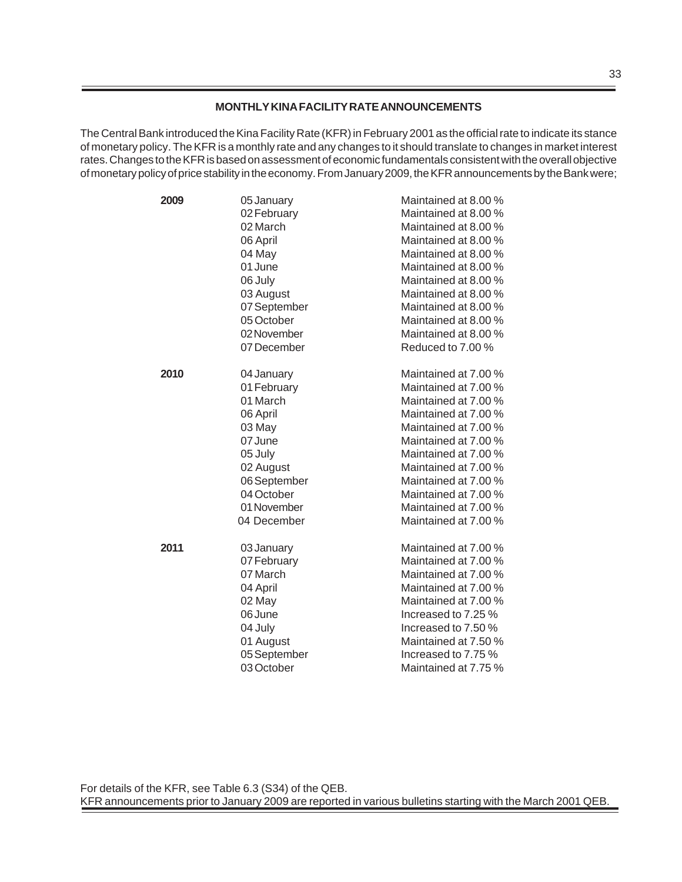## MONTHLY KINA FACILITY RATE ANNOUNCEMENTS

The Central Bank introduced the Kina Facility Rate (KFR) in February 2001 as the official rate to indicate its stance of monetary policy. The KFR is a monthly rate and any changes to it should translate to changes in market interest rates. Changes to the KFR is based on assessment of economic fundamentals consistent with the overall objective of monetary policy of price stability in the economy. From January 2009, the KFR announcements by the Bank were;

| Year | Date | Announcement |
|---|---|---|
| **2009** | 05 January | Maintained at 8.00 % |
| | 02 February | Maintained at 8.00 % |
| | 02 March | Maintained at 8.00 % |
| | 06 April | Maintained at 8.00 % |
| | 04 May | Maintained at 8.00 % |
| | 01 June | Maintained at 8.00 % |
| | 06 July | Maintained at 8.00 % |
| | 03 August | Maintained at 8.00 % |
| | 07 September | Maintained at 8.00 % |
| | 05 October | Maintained at 8.00 % |
| | 02 November | Maintained at 8.00 % |
| | 07 December | Reduced to 7.00 % |
| **2010** | 04 January | Maintained at 7.00 % |
| | 01 February | Maintained at 7.00 % |
| | 01 March | Maintained at 7.00 % |
| | 06 April | Maintained at 7.00 % |
| | 03 May | Maintained at 7.00 % |
| | 07 June | Maintained at 7.00 % |
| | 05 July | Maintained at 7.00 % |
| | 02 August | Maintained at 7.00 % |
| | 06 September | Maintained at 7.00 % |
| | 04 October | Maintained at 7.00 % |
| | 01 November | Maintained at 7.00 % |
| | 04 December | Maintained at 7.00 % |
| **2011** | 03 January | Maintained at 7.00 % |
| | 07 February | Maintained at 7.00 % |
| | 07 March | Maintained at 7.00 % |
| | 04 April | Maintained at 7.00 % |
| | 02 May | Maintained at 7.00 % |
| | 06 June | Increased to 7.25 % |
| | 04 July | Increased to 7.50 % |
| | 01 August | Maintained at 7.50 % |
| | 05 September | Increased to 7.75 % |
| | 03 October | Maintained at 7.75 % |

For details of the KFR, see Table 6.3 (S34) of the QEB.
KFR announcements prior to January 2009 are reported in various bulletins starting with the March 2001 QEB.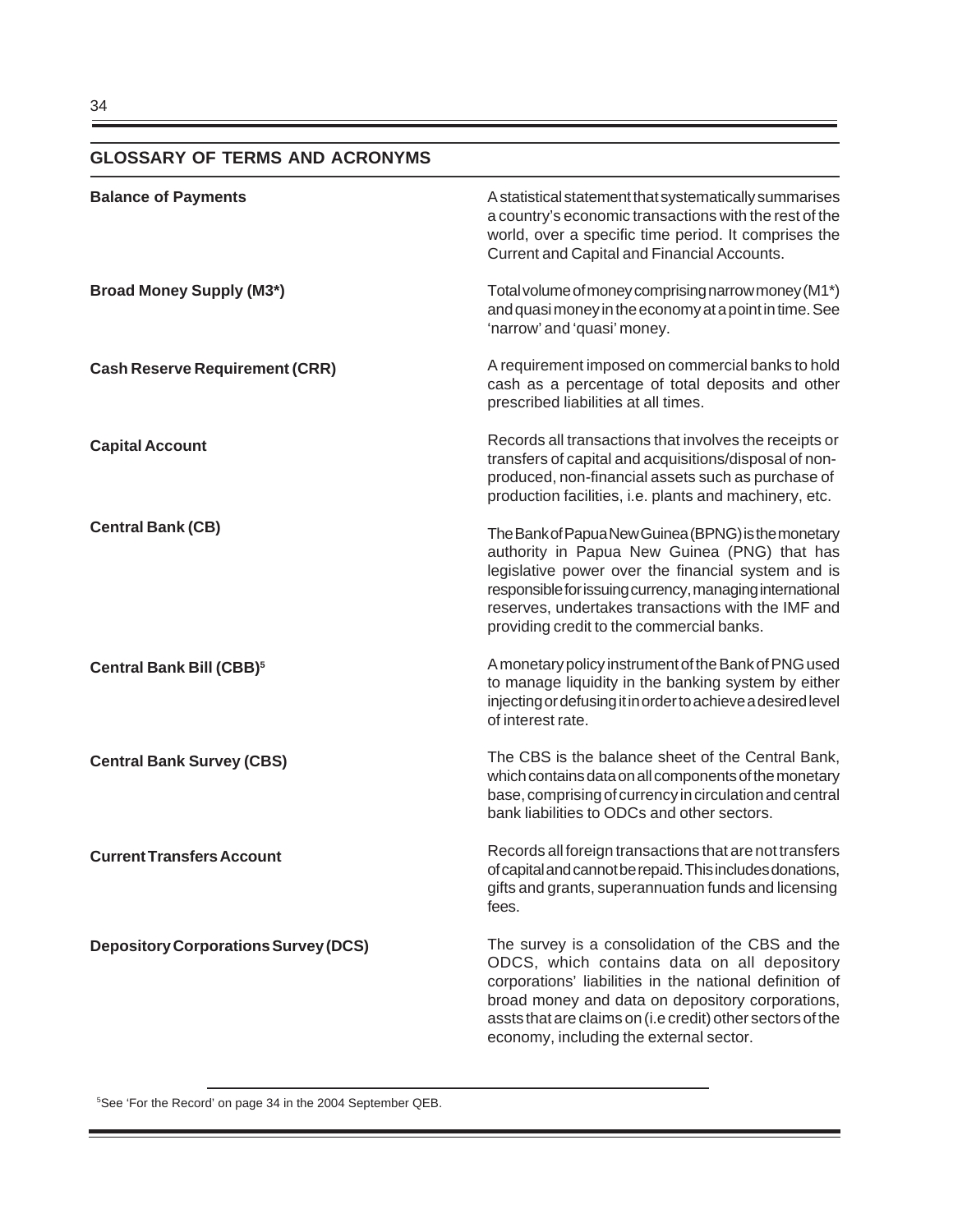## GLOSSARY OF TERMS AND ACRONYMS

**Balance of Payments**
A statistical statement that systematically summarises a country's economic transactions with the rest of the world, over a specific time period. It comprises the Current and Capital and Financial Accounts.

**Broad Money Supply (M3*)**
Total volume of money comprising narrow money (M1*) and quasi money in the economy at a point in time. See 'narrow' and 'quasi' money.

**Cash Reserve Requirement (CRR)**
A requirement imposed on commercial banks to hold cash as a percentage of total deposits and other prescribed liabilities at all times.

**Capital Account**
Records all transactions that involves the receipts or transfers of capital and acquisitions/disposal of non-produced, non-financial assets such as purchase of production facilities, i.e. plants and machinery, etc.

**Central Bank (CB)**
The Bank of Papua New Guinea (BPNG) is the monetary authority in Papua New Guinea (PNG) that has legislative power over the financial system and is responsible for issuing currency, managing international reserves, undertakes transactions with the IMF and providing credit to the commercial banks.

**Central Bank Bill (CBB)[5]**
A monetary policy instrument of the Bank of PNG used to manage liquidity in the banking system by either injecting or defusing it in order to achieve a desired level of interest rate.

**Central Bank Survey (CBS)**
The CBS is the balance sheet of the Central Bank, which contains data on all components of the monetary base, comprising of currency in circulation and central bank liabilities to ODCs and other sectors.

**Current Transfers Account**
Records all foreign transactions that are not transfers of capital and cannot be repaid. This includes donations, gifts and grants, superannuation funds and licensing fees.

**Depository Corporations Survey (DCS)**
The survey is a consolidation of the CBS and the ODCS, which contains data on all depository corporations' liabilities in the national definition of broad money and data on depository corporations, assts that are claims on (i.e credit) other sectors of the economy, including the external sector.

---

[5]See 'For the Record' on page 34 in the 2004 September QEB.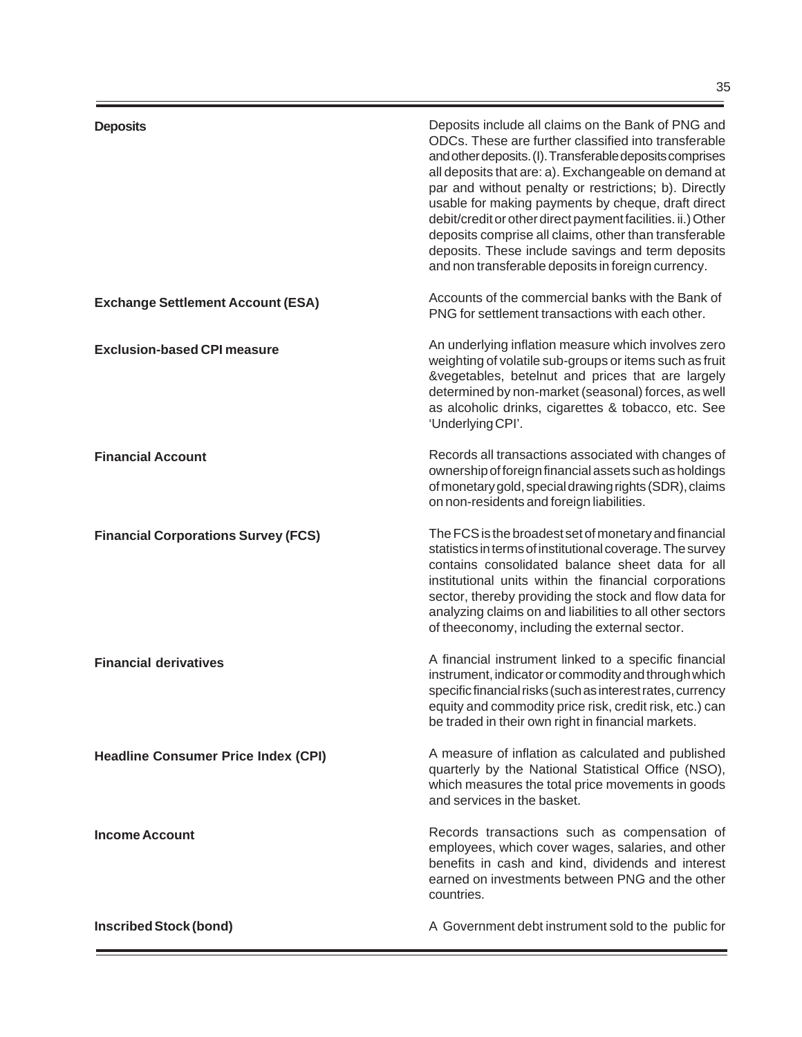**Deposits**

Deposits include all claims on the Bank of PNG and ODCs. These are further classified into transferable and other deposits. (I). Transferable deposits comprises all deposits that are: a). Exchangeable on demand at par and without penalty or restrictions; b). Directly usable for making payments by cheque, draft direct debit/credit or other direct payment facilities. ii.) Other deposits comprise all claims, other than transferable deposits. These include savings and term deposits and non transferable deposits in foreign currency.

**Exchange Settlement Account (ESA)**

Accounts of the commercial banks with the Bank of PNG for settlement transactions with each other.

**Exclusion-based CPI measure**

An underlying inflation measure which involves zero weighting of volatile sub-groups or items such as fruit &vegetables, betelnut and prices that are largely determined by non-market (seasonal) forces, as well as alcoholic drinks, cigarettes & tobacco, etc. See 'Underlying CPI'.

**Financial Account**

Records all transactions associated with changes of ownership of foreign financial assets such as holdings of monetary gold, special drawing rights (SDR), claims on non-residents and foreign liabilities.

**Financial Corporations Survey (FCS)**

The FCS is the broadest set of monetary and financial statistics in terms of institutional coverage. The survey contains consolidated balance sheet data for all institutional units within the financial corporations sector, thereby providing the stock and flow data for analyzing claims on and liabilities to all other sectors of theeconomy, including the external sector.

**Financial derivatives**

A financial instrument linked to a specific financial instrument, indicator or commodity and through which specific financial risks (such as interest rates, currency equity and commodity price risk, credit risk, etc.) can be traded in their own right in financial markets.

**Headline Consumer Price Index (CPI)**

A measure of inflation as calculated and published quarterly by the National Statistical Office (NSO), which measures the total price movements in goods and services in the basket.

**Income Account**

Records transactions such as compensation of employees, which cover wages, salaries, and other benefits in cash and kind, dividends and interest earned on investments between PNG and the other countries.

**Inscribed Stock (bond)**

A Government debt instrument sold to the public for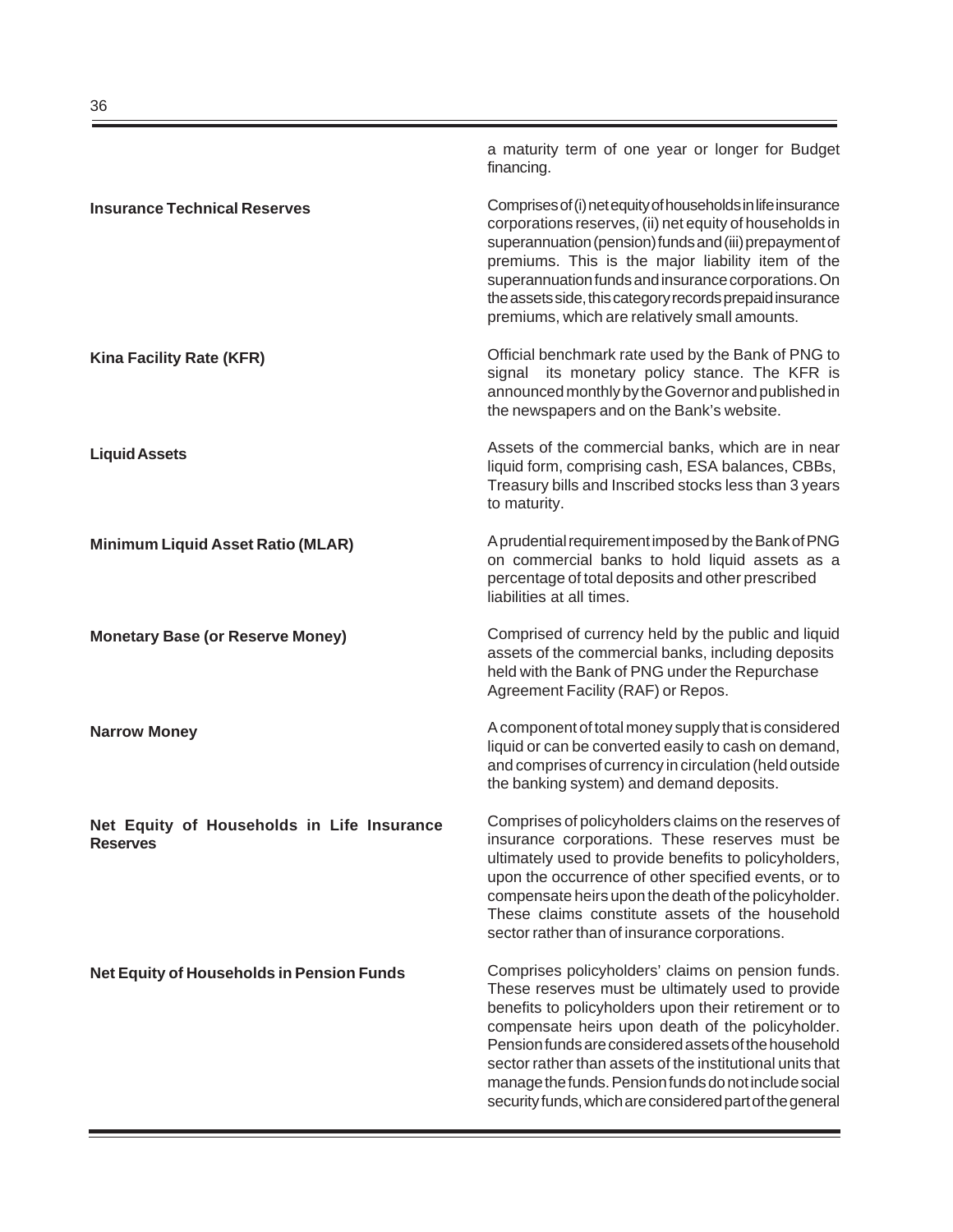a maturity term of one year or longer for Budget financing.

**Insurance Technical Reserves**

Comprises of (i) net equity of households in life insurance corporations reserves, (ii) net equity of households in superannuation (pension) funds and (iii) prepayment of premiums. This is the major liability item of the superannuation funds and insurance corporations. On the assets side, this category records prepaid insurance premiums, which are relatively small amounts.

**Kina Facility Rate (KFR)**

Official benchmark rate used by the Bank of PNG to signal its monetary policy stance. The KFR is announced monthly by the Governor and published in the newspapers and on the Bank's website.

**Liquid Assets**

Assets of the commercial banks, which are in near liquid form, comprising cash, ESA balances, CBBs, Treasury bills and Inscribed stocks less than 3 years to maturity.

**Minimum Liquid Asset Ratio (MLAR)**

A prudential requirement imposed by the Bank of PNG on commercial banks to hold liquid assets as a percentage of total deposits and other prescribed liabilities at all times.

**Monetary Base (or Reserve Money)**

Comprised of currency held by the public and liquid assets of the commercial banks, including deposits held with the Bank of PNG under the Repurchase Agreement Facility (RAF) or Repos.

**Narrow Money**

A component of total money supply that is considered liquid or can be converted easily to cash on demand, and comprises of currency in circulation (held outside the banking system) and demand deposits.

**Net Equity of Households in Life Insurance Reserves**

Comprises of policyholders claims on the reserves of insurance corporations. These reserves must be ultimately used to provide benefits to policyholders, upon the occurrence of other specified events, or to compensate heirs upon the death of the policyholder. These claims constitute assets of the household sector rather than of insurance corporations.

**Net Equity of Households in Pension Funds**

Comprises policyholders' claims on pension funds. These reserves must be ultimately used to provide benefits to policyholders upon their retirement or to compensate heirs upon death of the policyholder. Pension funds are considered assets of the household sector rather than assets of the institutional units that manage the funds. Pension funds do not include social security funds, which are considered part of the general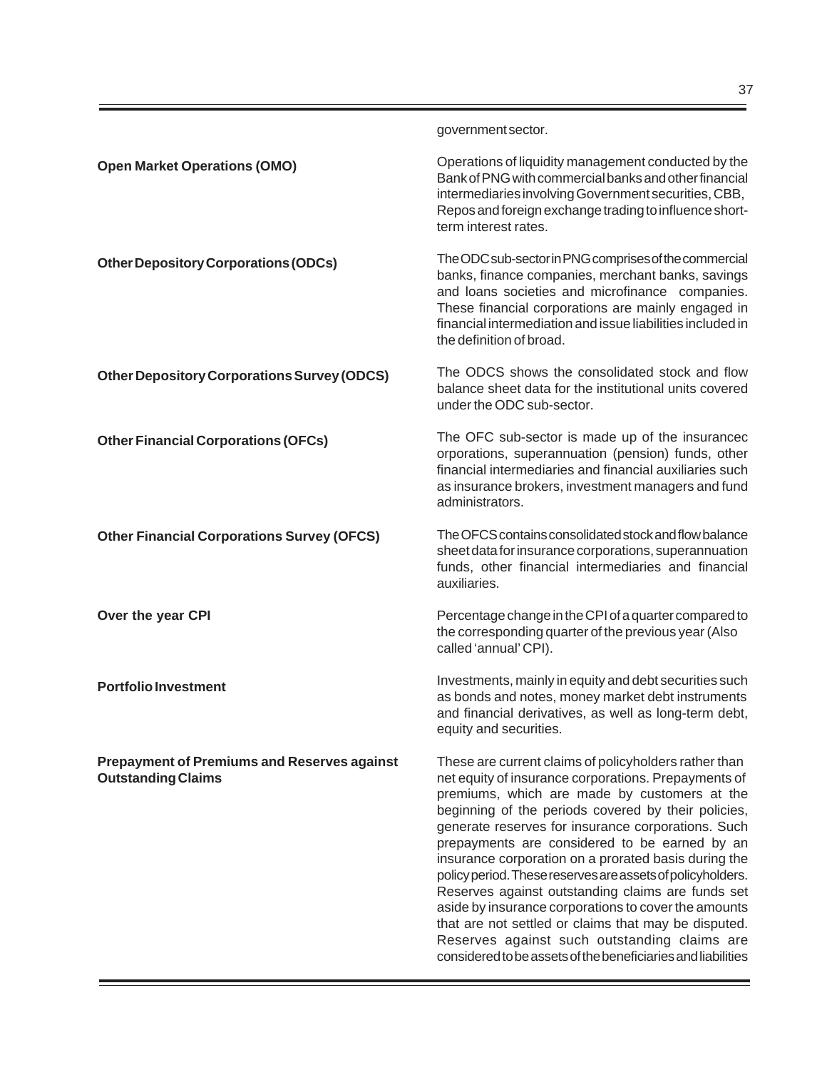government sector.

**Open Market Operations (OMO)**

Operations of liquidity management conducted by the Bank of PNG with commercial banks and other financial intermediaries involving Government securities, CBB, Repos and foreign exchange trading to influence short-term interest rates.

**Other Depository Corporations (ODCs)**

The ODC sub-sector in PNG comprises of the commercial banks, finance companies, merchant banks, savings and loans societies and microfinance companies. These financial corporations are mainly engaged in financial intermediation and issue liabilities included in the definition of broad.

**Other Depository Corporations Survey (ODCS)**

The ODCS shows the consolidated stock and flow balance sheet data for the institutional units covered under the ODC sub-sector.

**Other Financial Corporations (OFCs)**

The OFC sub-sector is made up of the insurancec orporations, superannuation (pension) funds, other financial intermediaries and financial auxiliaries such as insurance brokers, investment managers and fund administrators.

**Other Financial Corporations Survey (OFCS)**

The OFCS contains consolidated stock and flow balance sheet data for insurance corporations, superannuation funds, other financial intermediaries and financial auxiliaries.

**Over the year CPI**

Percentage change in the CPI of a quarter compared to the corresponding quarter of the previous year (Also called 'annual' CPI).

**Portfolio Investment**

Investments, mainly in equity and debt securities such as bonds and notes, money market debt instruments and financial derivatives, as well as long-term debt, equity and securities.

**Prepayment of Premiums and Reserves against Outstanding Claims**

These are current claims of policyholders rather than net equity of insurance corporations. Prepayments of premiums, which are made by customers at the beginning of the periods covered by their policies, generate reserves for insurance corporations. Such prepayments are considered to be earned by an insurance corporation on a prorated basis during the policy period. These reserves are assets of policyholders. Reserves against outstanding claims are funds set aside by insurance corporations to cover the amounts that are not settled or claims that may be disputed. Reserves against such outstanding claims are considered to be assets of the beneficiaries and liabilities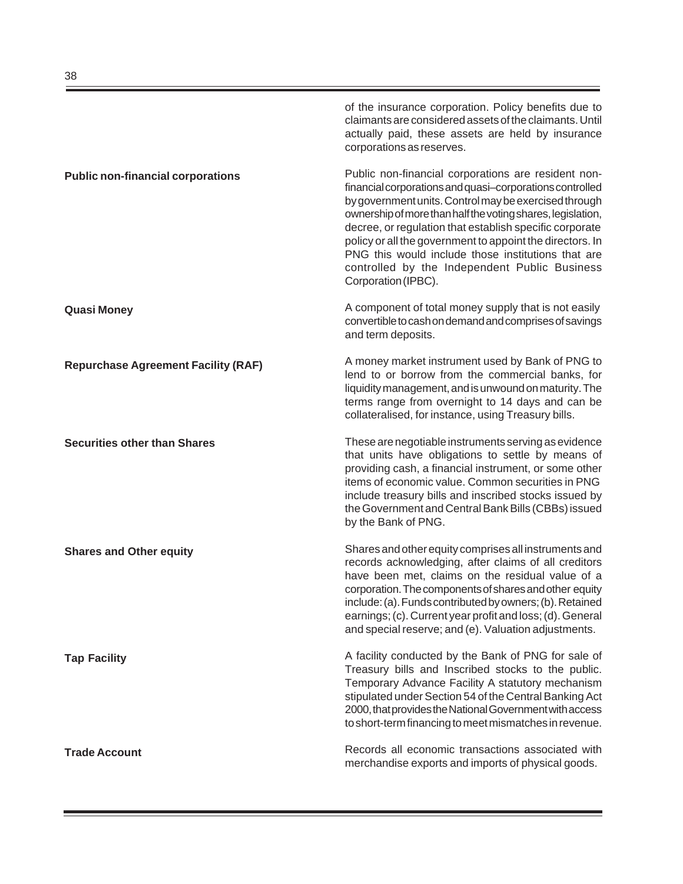of the insurance corporation. Policy benefits due to claimants are considered assets of the claimants. Until actually paid, these assets are held by insurance corporations as reserves.

**Public non-financial corporations**

Public non-financial corporations are resident non-financial corporations and quasi–corporations controlled by government units. Control may be exercised through ownership of more than half the voting shares, legislation, decree, or regulation that establish specific corporate policy or all the government to appoint the directors. In PNG this would include those institutions that are controlled by the Independent Public Business Corporation (IPBC).

**Quasi Money**

A component of total money supply that is not easily convertible to cash on demand and comprises of savings and term deposits.

**Repurchase Agreement Facility (RAF)**

A money market instrument used by Bank of PNG to lend to or borrow from the commercial banks, for liquidity management, and is unwound on maturity. The terms range from overnight to 14 days and can be collateralised, for instance, using Treasury bills.

**Securities other than Shares**

These are negotiable instruments serving as evidence that units have obligations to settle by means of providing cash, a financial instrument, or some other items of economic value. Common securities in PNG include treasury bills and inscribed stocks issued by the Government and Central Bank Bills (CBBs) issued by the Bank of PNG.

**Shares and Other equity**

Shares and other equity comprises all instruments and records acknowledging, after claims of all creditors have been met, claims on the residual value of a corporation. The components of shares and other equity include: (a). Funds contributed by owners; (b). Retained earnings; (c). Current year profit and loss; (d). General and special reserve; and (e). Valuation adjustments.

**Tap Facility**

A facility conducted by the Bank of PNG for sale of Treasury bills and Inscribed stocks to the public. Temporary Advance Facility A statutory mechanism stipulated under Section 54 of the Central Banking Act 2000, that provides the National Government with access to short-term financing to meet mismatches in revenue.

**Trade Account**

Records all economic transactions associated with merchandise exports and imports of physical goods.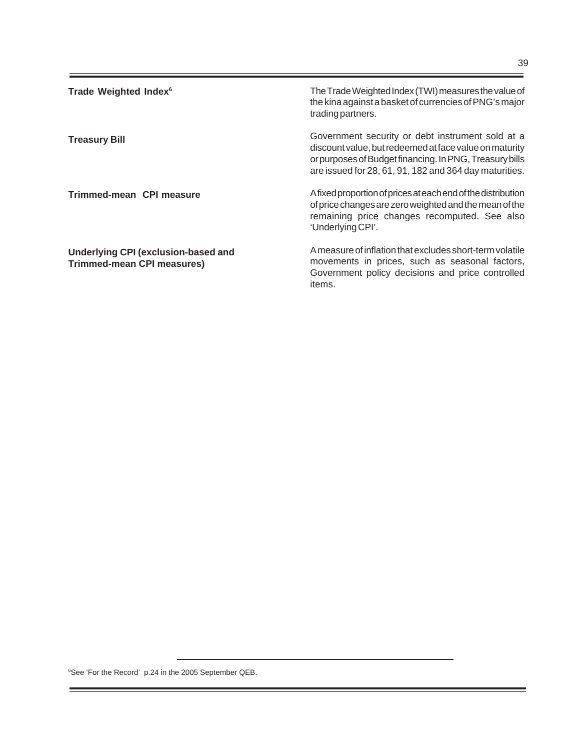**Trade Weighted Index**[6]

The Trade Weighted Index (TWI) measures the value of the kina against a basket of currencies of PNG's major trading partners.

**Treasury Bill**

Government security or debt instrument sold at a discount value, but redeemed at face value on maturity or purposes of Budget financing. In PNG, Treasury bills are issued for 28, 61, 91, 182 and 364 day maturities.

**Trimmed-mean CPI measure**

A fixed proportion of prices at each end of the distribution of price changes are zero weighted and the mean of the remaining price changes recomputed. See also 'Underlying CPI'.

**Underlying CPI (exclusion-based and Trimmed-mean CPI measures)**

A measure of inflation that excludes short-term volatile movements in prices, such as seasonal factors, Government policy decisions and price controlled items.

---

[6] See 'For the Record' p.24 in the 2005 September QEB.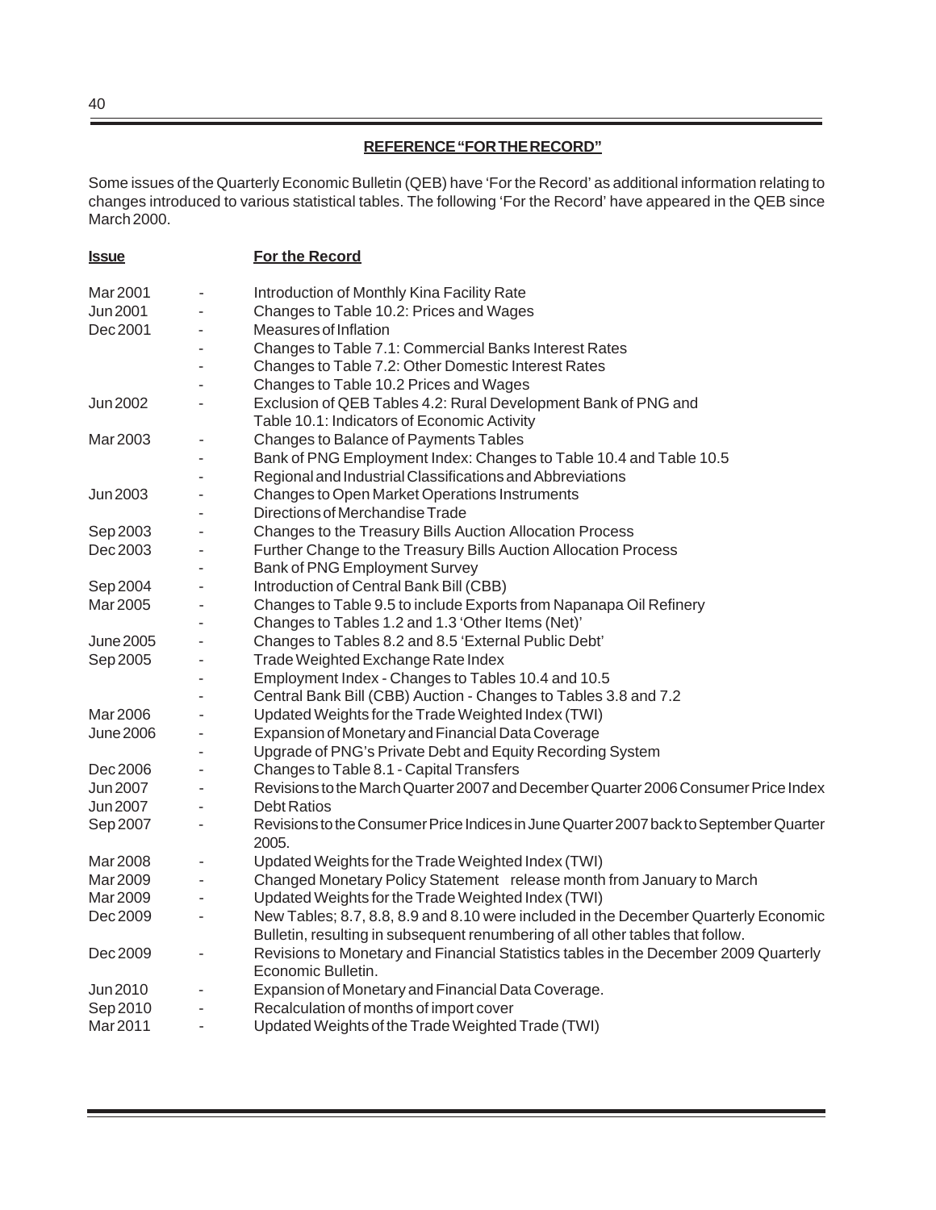## REFERENCE "FOR THE RECORD"

Some issues of the Quarterly Economic Bulletin (QEB) have 'For the Record' as additional information relating to changes introduced to various statistical tables. The following 'For the Record' have appeared in the QEB since March 2000.

| Issue | | For the Record |
|---|---|---|
| Mar 2001 | - | Introduction of Monthly Kina Facility Rate |
| Jun 2001 | - | Changes to Table 10.2: Prices and Wages |
| Dec 2001 | - | Measures of Inflation |
| | - | Changes to Table 7.1: Commercial Banks Interest Rates |
| | - | Changes to Table 7.2: Other Domestic Interest Rates |
| | - | Changes to Table 10.2 Prices and Wages |
| Jun 2002 | - | Exclusion of QEB Tables 4.2: Rural Development Bank of PNG and Table 10.1: Indicators of Economic Activity |
| Mar 2003 | - | Changes to Balance of Payments Tables |
| | - | Bank of PNG Employment Index: Changes to Table 10.4 and Table 10.5 |
| | - | Regional and Industrial Classifications and Abbreviations |
| Jun 2003 | - | Changes to Open Market Operations Instruments |
| | - | Directions of Merchandise Trade |
| Sep 2003 | - | Changes to the Treasury Bills Auction Allocation Process |
| Dec 2003 | - | Further Change to the Treasury Bills Auction Allocation Process |
| | - | Bank of PNG Employment Survey |
| Sep 2004 | - | Introduction of Central Bank Bill (CBB) |
| Mar 2005 | - | Changes to Table 9.5 to include Exports from Napanapa Oil Refinery |
| | - | Changes to Tables 1.2 and 1.3 'Other Items (Net)' |
| June 2005 | - | Changes to Tables 8.2 and 8.5 'External Public Debt' |
| Sep 2005 | - | Trade Weighted Exchange Rate Index |
| | - | Employment Index - Changes to Tables 10.4 and 10.5 |
| | - | Central Bank Bill (CBB) Auction - Changes to Tables 3.8 and 7.2 |
| Mar 2006 | - | Updated Weights for the Trade Weighted Index (TWI) |
| June 2006 | - | Expansion of Monetary and Financial Data Coverage |
| | - | Upgrade of PNG's Private Debt and Equity Recording System |
| Dec 2006 | - | Changes to Table 8.1 - Capital Transfers |
| Jun 2007 | - | Revisions to the March Quarter 2007 and December Quarter 2006 Consumer Price Index |
| Jun 2007 | - | Debt Ratios |
| Sep 2007 | - | Revisions to the Consumer Price Indices in June Quarter 2007 back to September Quarter 2005. |
| Mar 2008 | - | Updated Weights for the Trade Weighted Index (TWI) |
| Mar 2009 | - | Changed Monetary Policy Statement release month from January to March |
| Mar 2009 | - | Updated Weights for the Trade Weighted Index (TWI) |
| Dec 2009 | - | New Tables; 8.7, 8.8, 8.9 and 8.10 were included in the December Quarterly Economic Bulletin, resulting in subsequent renumbering of all other tables that follow. |
| Dec 2009 | - | Revisions to Monetary and Financial Statistics tables in the December 2009 Quarterly Economic Bulletin. |
| Jun 2010 | - | Expansion of Monetary and Financial Data Coverage. |
| Sep 2010 | - | Recalculation of months of import cover |
| Mar 2011 | - | Updated Weights of the Trade Weighted Trade (TWI) |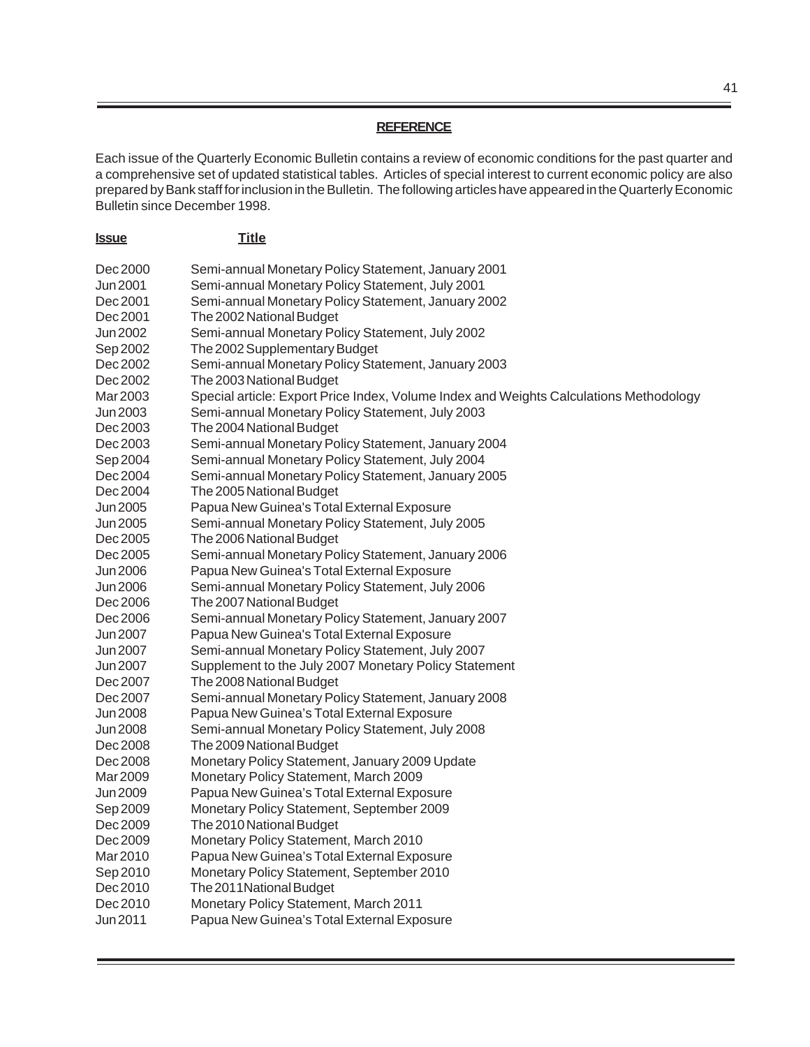## REFERENCE

Each issue of the Quarterly Economic Bulletin contains a review of economic conditions for the past quarter and a comprehensive set of updated statistical tables. Articles of special interest to current economic policy are also prepared by Bank staff for inclusion in the Bulletin. The following articles have appeared in the Quarterly Economic Bulletin since December 1998.

| Issue | Title |
|---|---|
| Dec 2000 | Semi-annual Monetary Policy Statement, January 2001 |
| Jun 2001 | Semi-annual Monetary Policy Statement, July 2001 |
| Dec 2001 | Semi-annual Monetary Policy Statement, January 2002 |
| Dec 2001 | The 2002 National Budget |
| Jun 2002 | Semi-annual Monetary Policy Statement, July 2002 |
| Sep 2002 | The 2002 Supplementary Budget |
| Dec 2002 | Semi-annual Monetary Policy Statement, January 2003 |
| Dec 2002 | The 2003 National Budget |
| Mar 2003 | Special article: Export Price Index, Volume Index and Weights Calculations Methodology |
| Jun 2003 | Semi-annual Monetary Policy Statement, July 2003 |
| Dec 2003 | The 2004 National Budget |
| Dec 2003 | Semi-annual Monetary Policy Statement, January 2004 |
| Sep 2004 | Semi-annual Monetary Policy Statement, July 2004 |
| Dec 2004 | Semi-annual Monetary Policy Statement, January 2005 |
| Dec 2004 | The 2005 National Budget |
| Jun 2005 | Papua New Guinea's Total External Exposure |
| Jun 2005 | Semi-annual Monetary Policy Statement, July 2005 |
| Dec 2005 | The 2006 National Budget |
| Dec 2005 | Semi-annual Monetary Policy Statement, January 2006 |
| Jun 2006 | Papua New Guinea's Total External Exposure |
| Jun 2006 | Semi-annual Monetary Policy Statement, July 2006 |
| Dec 2006 | The 2007 National Budget |
| Dec 2006 | Semi-annual Monetary Policy Statement, January 2007 |
| Jun 2007 | Papua New Guinea's Total External Exposure |
| Jun 2007 | Semi-annual Monetary Policy Statement, July 2007 |
| Jun 2007 | Supplement to the July 2007 Monetary Policy Statement |
| Dec 2007 | The 2008 National Budget |
| Dec 2007 | Semi-annual Monetary Policy Statement, January 2008 |
| Jun 2008 | Papua New Guinea's Total External Exposure |
| Jun 2008 | Semi-annual Monetary Policy Statement, July 2008 |
| Dec 2008 | The 2009 National Budget |
| Dec 2008 | Monetary Policy Statement, January 2009 Update |
| Mar 2009 | Monetary Policy Statement, March 2009 |
| Jun 2009 | Papua New Guinea's Total External Exposure |
| Sep 2009 | Monetary Policy Statement, September 2009 |
| Dec 2009 | The 2010 National Budget |
| Dec 2009 | Monetary Policy Statement, March 2010 |
| Mar 2010 | Papua New Guinea's Total External Exposure |
| Sep 2010 | Monetary Policy Statement, September 2010 |
| Dec 2010 | The 2011 National Budget |
| Dec 2010 | Monetary Policy Statement, March 2011 |
| Jun 2011 | Papua New Guinea's Total External Exposure |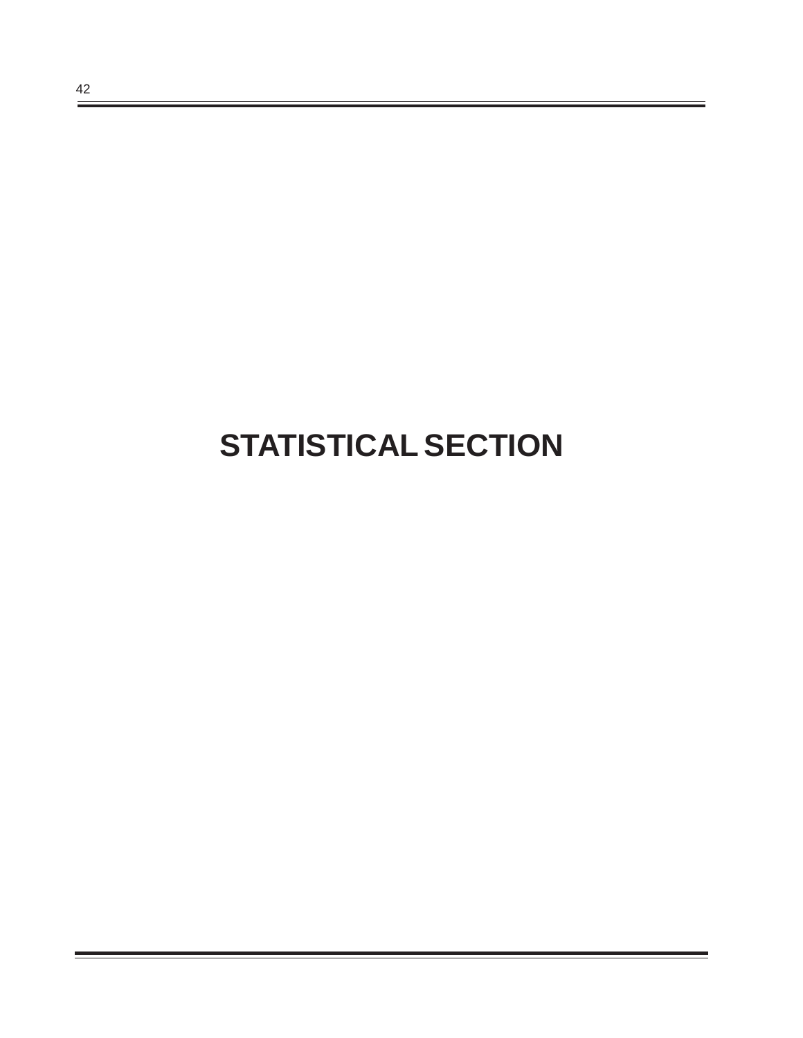# STATISTICAL SECTION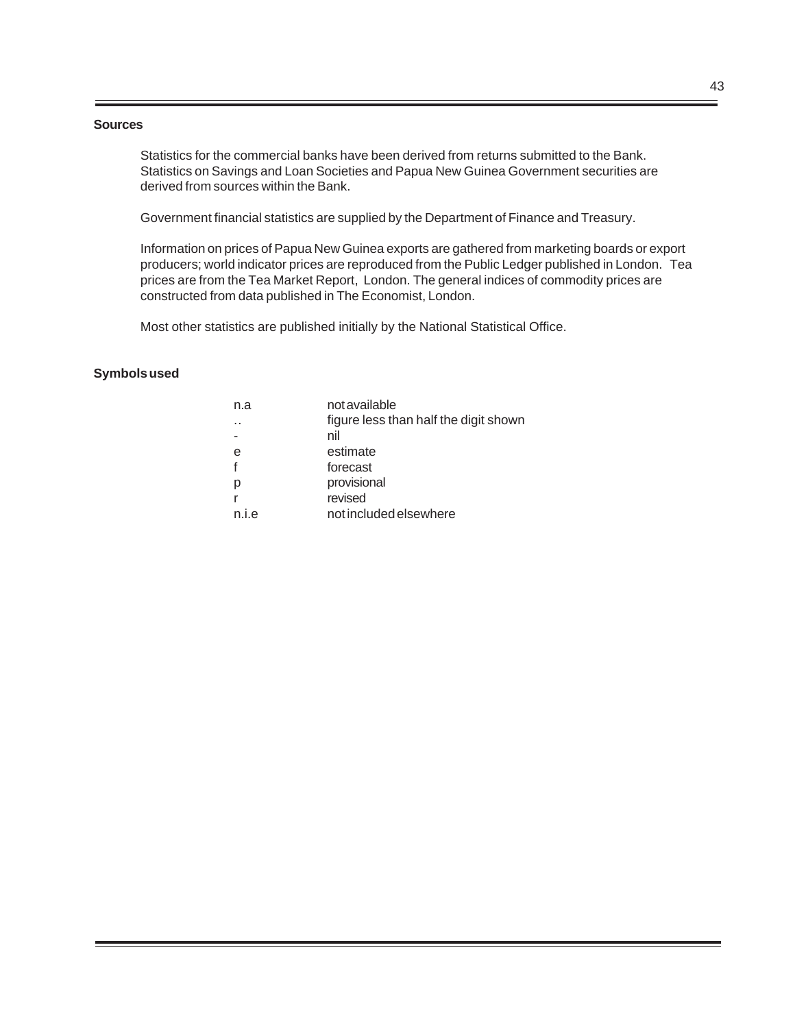**Sources**

Statistics for the commercial banks have been derived from returns submitted to the Bank. Statistics on Savings and Loan Societies and Papua New Guinea Government securities are derived from sources within the Bank.

Government financial statistics are supplied by the Department of Finance and Treasury.

Information on prices of Papua New Guinea exports are gathered from marketing boards or export producers; world indicator prices are reproduced from the Public Ledger published in London. Tea prices are from the Tea Market Report, London. The general indices of commodity prices are constructed from data published in The Economist, London.

Most other statistics are published initially by the National Statistical Office.

**Symbols used**

| | |
|---|---|
| n.a | not available |
| .. | figure less than half the digit shown |
| - | nil |
| e | estimate |
| f | forecast |
| p | provisional |
| r | revised |
| n.i.e | not included elsewhere |